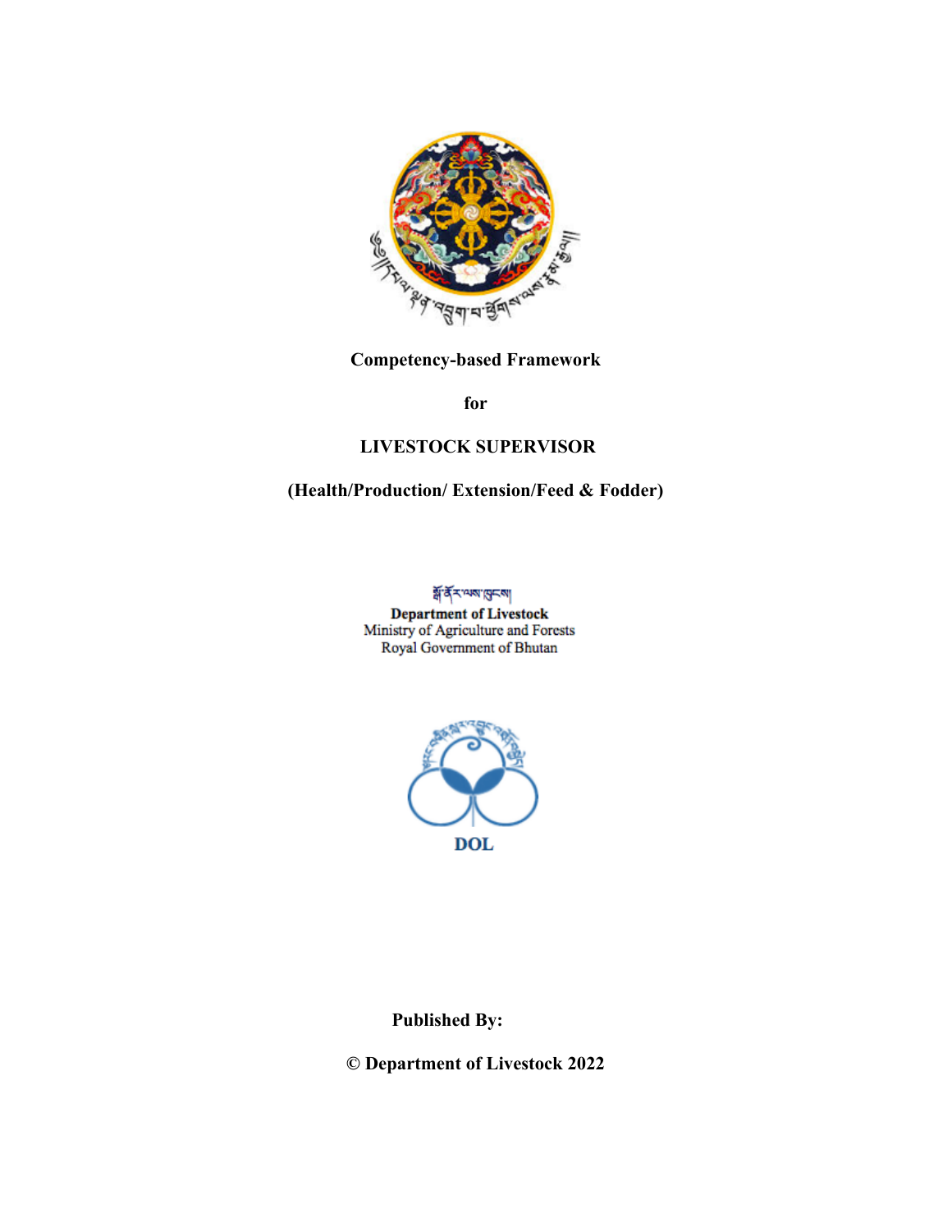**Competency-based Framework**

**for**

**LIVESTOCK SUPERVISOR**

**(Health/Production/ Extension/Feed & Fodder)**

**Department of Livestock**
Ministry of Agriculture and Forests
Royal Government of Bhutan

**DOL**

**Published By:**

**© Department of Livestock 2022**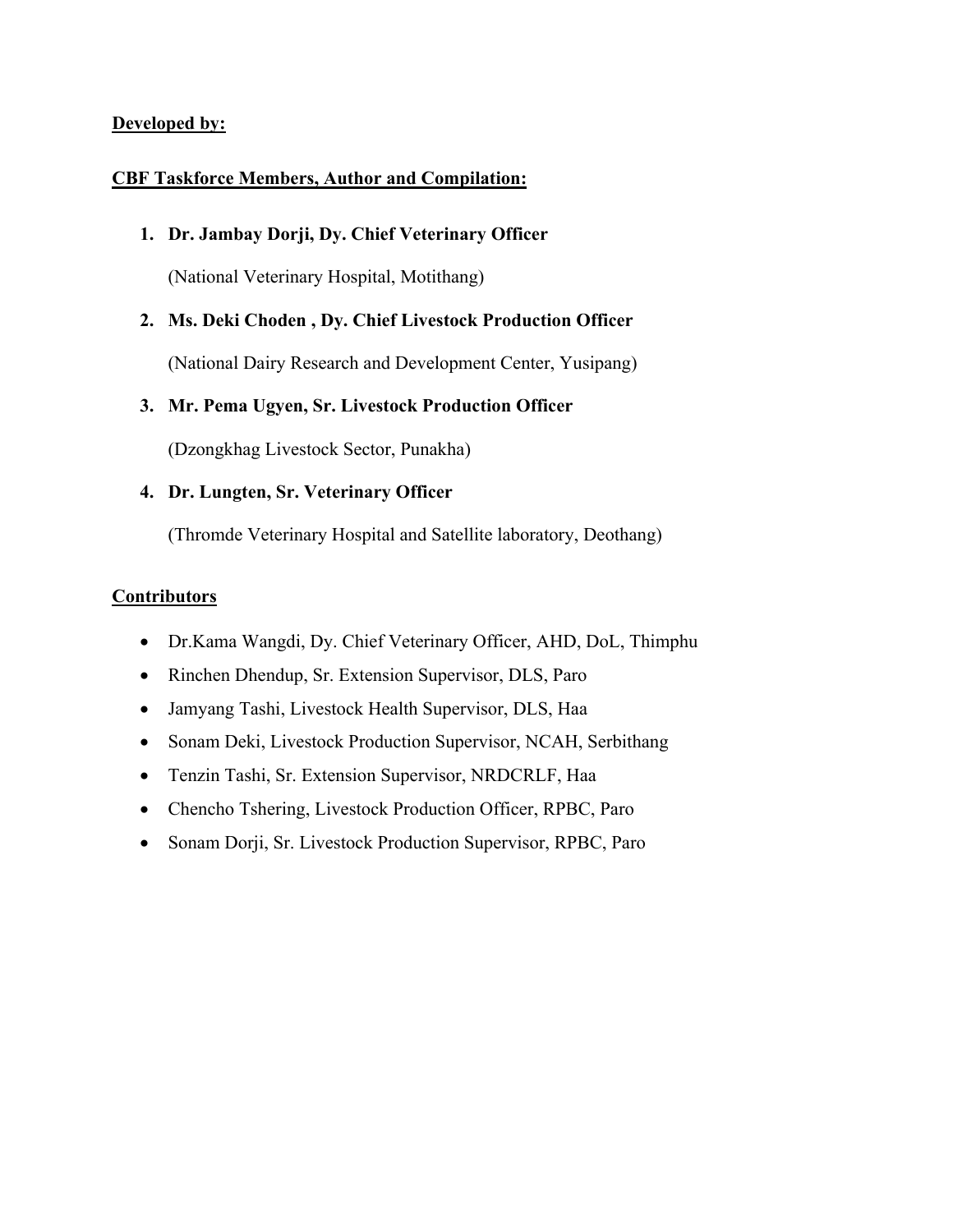**Developed by:**

**CBF Taskforce Members, Author and Compilation:**

1. **Dr. Jambay Dorji, Dy. Chief Veterinary Officer**

   (National Veterinary Hospital, Motithang)

2. **Ms. Deki Choden , Dy. Chief Livestock Production Officer**

   (National Dairy Research and Development Center, Yusipang)

3. **Mr. Pema Ugyen, Sr. Livestock Production Officer**

   (Dzongkhag Livestock Sector, Punakha)

4. **Dr. Lungten, Sr. Veterinary Officer**

   (Thromde Veterinary Hospital and Satellite laboratory, Deothang)

**Contributors**

- Dr.Kama Wangdi, Dy. Chief Veterinary Officer, AHD, DoL, Thimphu
- Rinchen Dhendup, Sr. Extension Supervisor, DLS, Paro
- Jamyang Tashi, Livestock Health Supervisor, DLS, Haa
- Sonam Deki, Livestock Production Supervisor, NCAH, Serbithang
- Tenzin Tashi, Sr. Extension Supervisor, NRDCRLF, Haa
- Chencho Tshering, Livestock Production Officer, RPBC, Paro
- Sonam Dorji, Sr. Livestock Production Supervisor, RPBC, Paro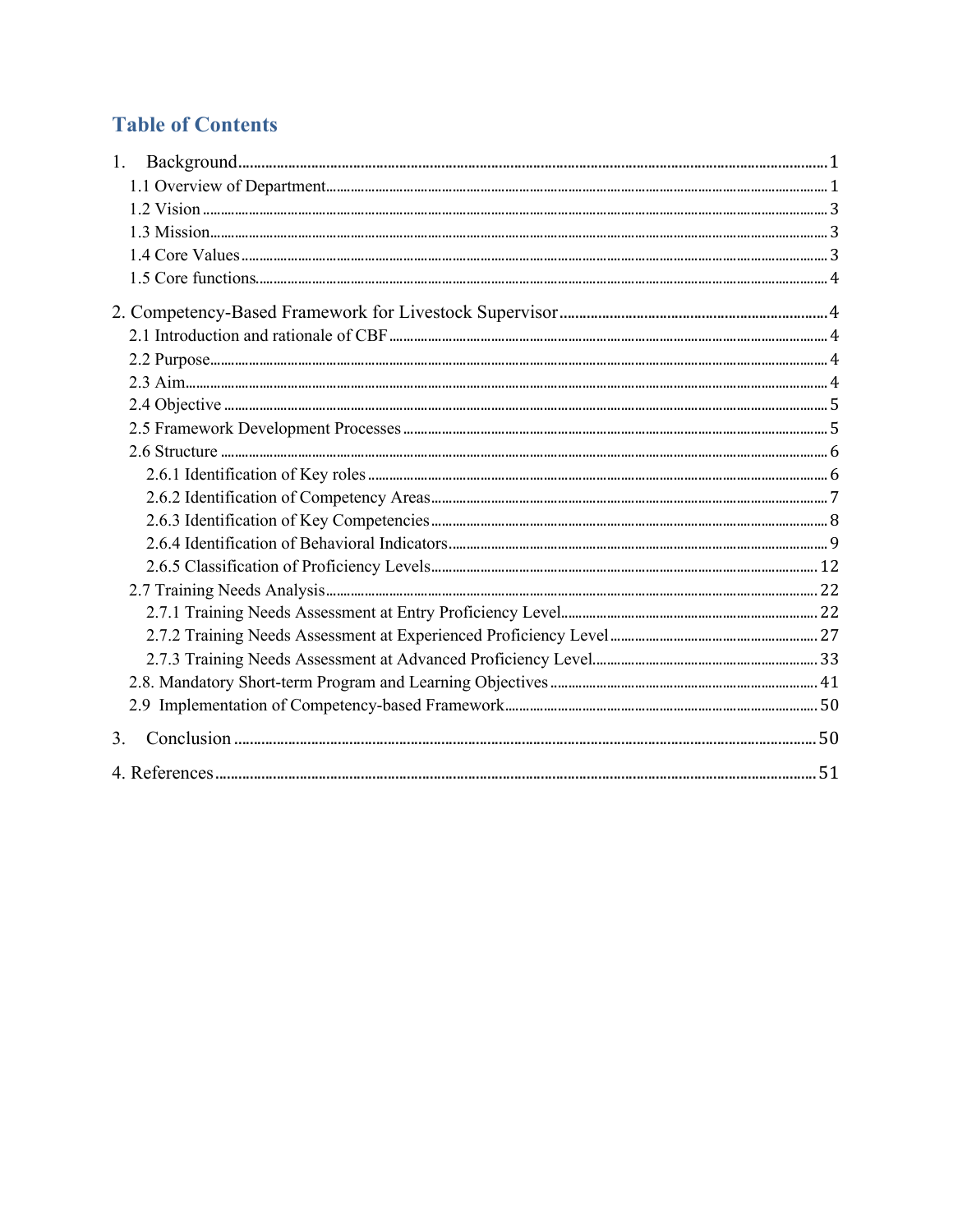## Table of Contents

1. Background ........ 1
   - 1.1 Overview of Department ........ 1
   - 1.2 Vision ........ 3
   - 1.3 Mission ........ 3
   - 1.4 Core Values ........ 3
   - 1.5 Core functions ........ 4

2. Competency-Based Framework for Livestock Supervisor ........ 4
   - 2.1 Introduction and rationale of CBF ........ 4
   - 2.2 Purpose ........ 4
   - 2.3 Aim ........ 4
   - 2.4 Objective ........ 5
   - 2.5 Framework Development Processes ........ 5
   - 2.6 Structure ........ 6
     - 2.6.1 Identification of Key roles ........ 6
     - 2.6.2 Identification of Competency Areas ........ 7
     - 2.6.3 Identification of Key Competencies ........ 8
     - 2.6.4 Identification of Behavioral Indicators ........ 9
     - 2.6.5 Classification of Proficiency Levels ........ 12
   - 2.7 Training Needs Analysis ........ 22
     - 2.7.1 Training Needs Assessment at Entry Proficiency Level ........ 22
     - 2.7.2 Training Needs Assessment at Experienced Proficiency Level ........ 27
     - 2.7.3 Training Needs Assessment at Advanced Proficiency Level ........ 33
   - 2.8. Mandatory Short-term Program and Learning Objectives ........ 41
   - 2.9 Implementation of Competency-based Framework ........ 50

3. Conclusion ........ 50

4. References ........ 51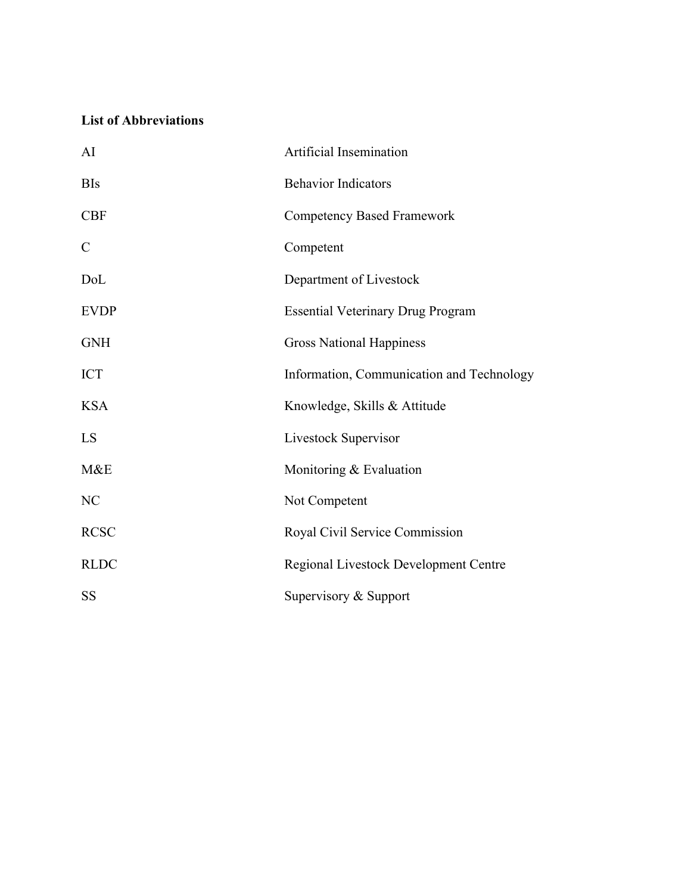**List of Abbreviations**

| | |
|---|---|
| AI | Artificial Insemination |
| BIs | Behavior Indicators |
| CBF | Competency Based Framework |
| C | Competent |
| DoL | Department of Livestock |
| EVDP | Essential Veterinary Drug Program |
| GNH | Gross National Happiness |
| ICT | Information, Communication and Technology |
| KSA | Knowledge, Skills & Attitude |
| LS | Livestock Supervisor |
| M&E | Monitoring & Evaluation |
| NC | Not Competent |
| RCSC | Royal Civil Service Commission |
| RLDC | Regional Livestock Development Centre |
| SS | Supervisory & Support |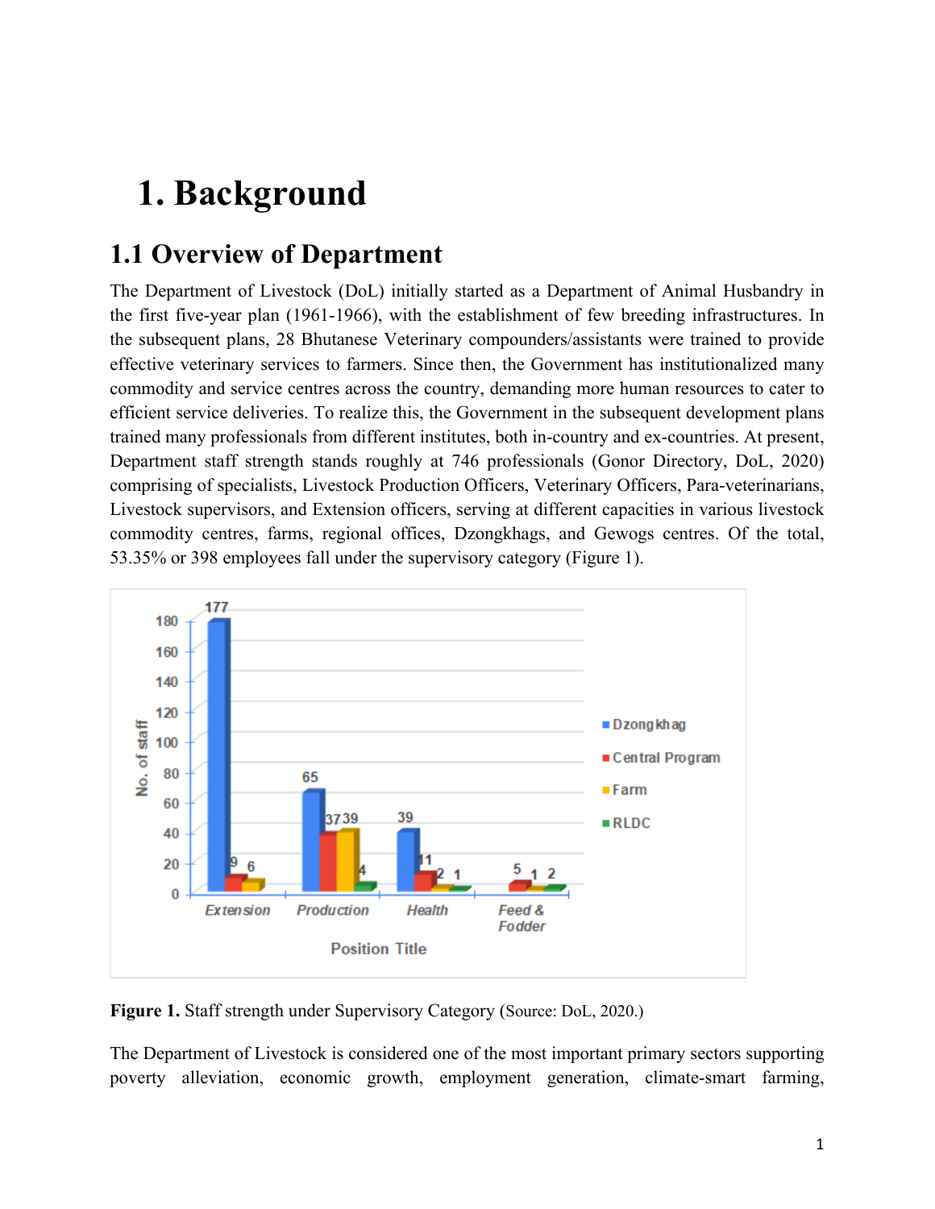# 1. Background

## 1.1 Overview of Department

The Department of Livestock (DoL) initially started as a Department of Animal Husbandry in the first five-year plan (1961-1966), with the establishment of few breeding infrastructures. In the subsequent plans, 28 Bhutanese Veterinary compounders/assistants were trained to provide effective veterinary services to farmers. Since then, the Government has institutionalized many commodity and service centres across the country, demanding more human resources to cater to efficient service deliveries. To realize this, the Government in the subsequent development plans trained many professionals from different institutes, both in-country and ex-countries. At present, Department staff strength stands roughly at 746 professionals (Gonor Directory, DoL, 2020) comprising of specialists, Livestock Production Officers, Veterinary Officers, Para-veterinarians, Livestock supervisors, and Extension officers, serving at different capacities in various livestock commodity centres, farms, regional offices, Dzongkhags, and Gewogs centres. Of the total, 53.35% or 398 employees fall under the supervisory category (Figure 1).

| Position Title | Dzongkhag | Central Program | Farm | RLDC |
|---|---|---|---|---|
| Extension | 177 | 9 | 6 | |
| Production | 65 | 37 | 39 | 4 |
| Health | 39 | 11 | 2 | 1 |
| Feed & Fodder | | 5 | 1 | 2 |

**Figure 1.** Staff strength under Supervisory Category (Source: DoL, 2020.)

The Department of Livestock is considered one of the most important primary sectors supporting poverty alleviation, economic growth, employment generation, climate-smart farming,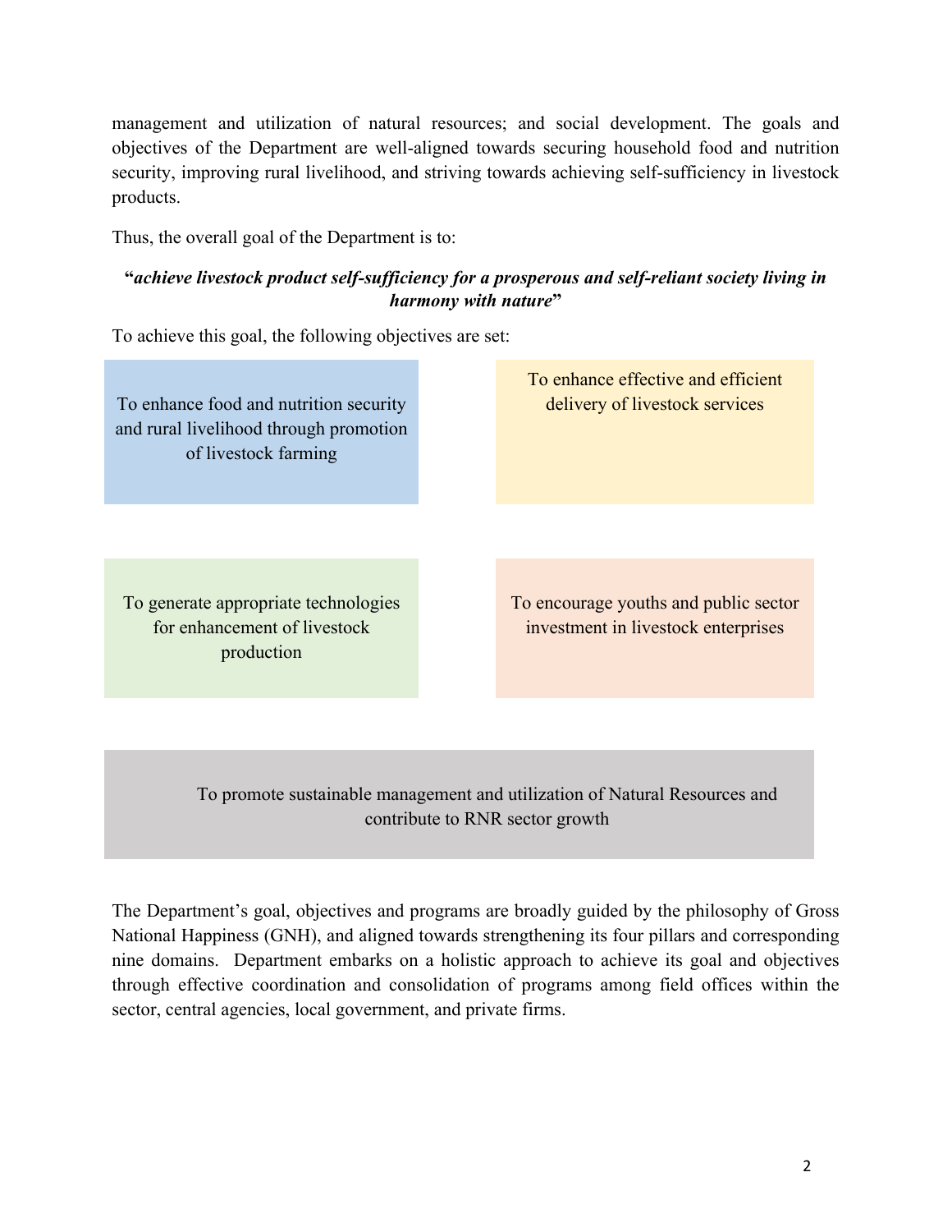management and utilization of natural resources; and social development. The goals and objectives of the Department are well-aligned towards securing household food and nutrition security, improving rural livelihood, and striving towards achieving self-sufficiency in livestock products.

Thus, the overall goal of the Department is to:

**"*achieve livestock product self-sufficiency for a prosperous and self-reliant society living in harmony with nature*"**

To achieve this goal, the following objectives are set:

- To enhance food and nutrition security and rural livelihood through promotion of livestock farming
- To enhance effective and efficient delivery of livestock services
- To generate appropriate technologies for enhancement of livestock production
- To encourage youths and public sector investment in livestock enterprises
- To promote sustainable management and utilization of Natural Resources and contribute to RNR sector growth

The Department's goal, objectives and programs are broadly guided by the philosophy of Gross National Happiness (GNH), and aligned towards strengthening its four pillars and corresponding nine domains. Department embarks on a holistic approach to achieve its goal and objectives through effective coordination and consolidation of programs among field offices within the sector, central agencies, local government, and private firms.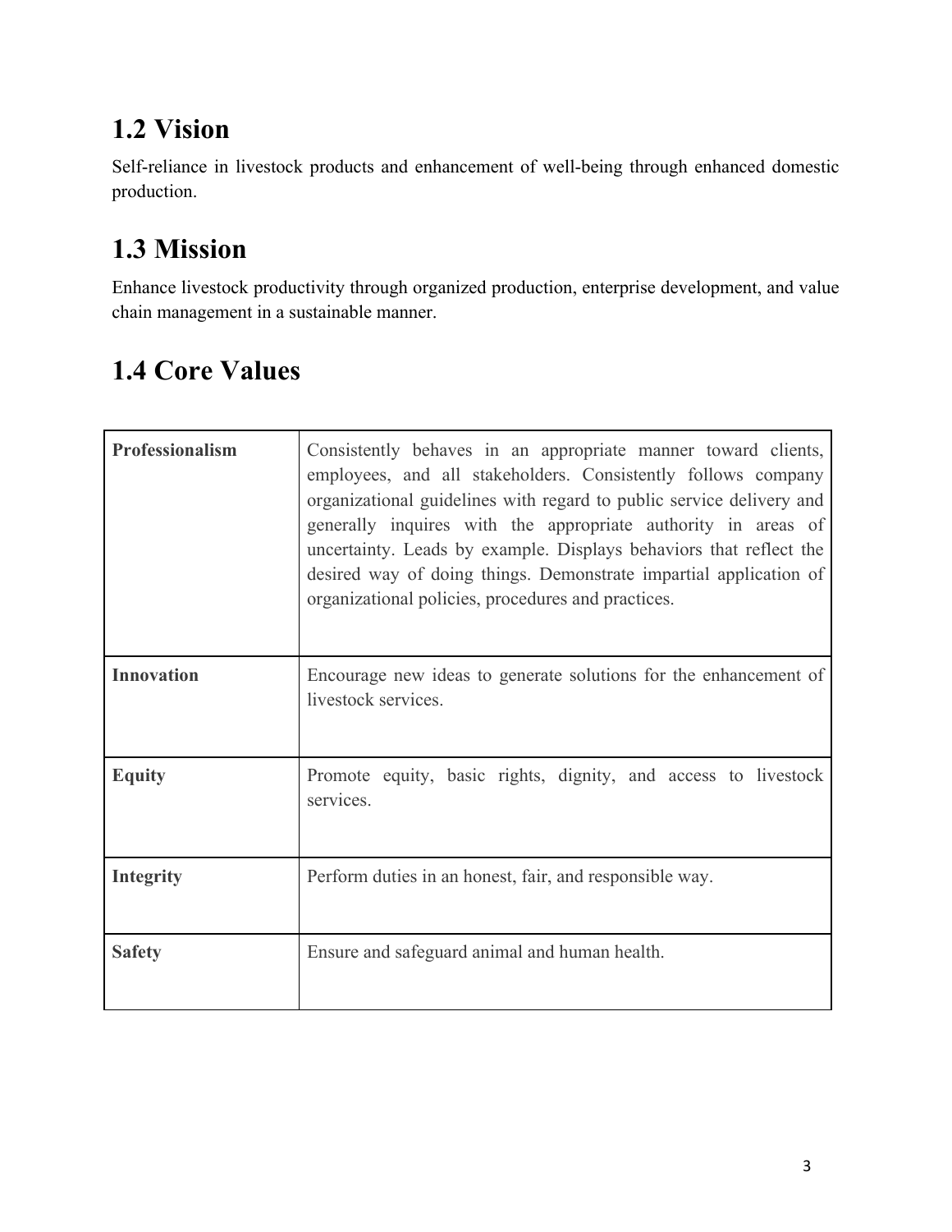## 1.2 Vision

Self-reliance in livestock products and enhancement of well-being through enhanced domestic production.

## 1.3 Mission

Enhance livestock productivity through organized production, enterprise development, and value chain management in a sustainable manner.

## 1.4 Core Values

| | |
|---|---|
| **Professionalism** | Consistently behaves in an appropriate manner toward clients, employees, and all stakeholders. Consistently follows company organizational guidelines with regard to public service delivery and generally inquires with the appropriate authority in areas of uncertainty. Leads by example. Displays behaviors that reflect the desired way of doing things. Demonstrate impartial application of organizational policies, procedures and practices. |
| **Innovation** | Encourage new ideas to generate solutions for the enhancement of livestock services. |
| **Equity** | Promote equity, basic rights, dignity, and access to livestock services. |
| **Integrity** | Perform duties in an honest, fair, and responsible way. |
| **Safety** | Ensure and safeguard animal and human health. |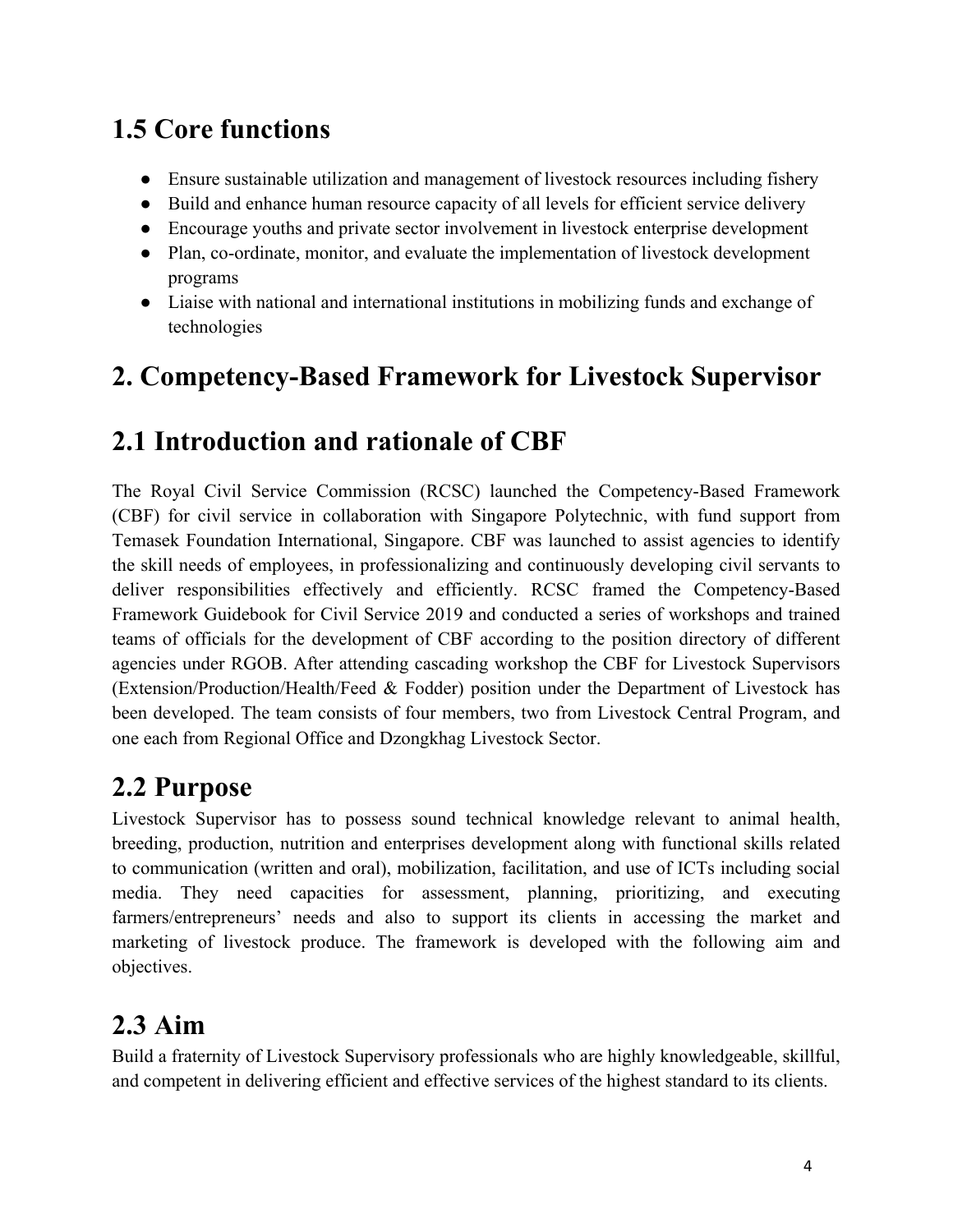## 1.5 Core functions

- Ensure sustainable utilization and management of livestock resources including fishery
- Build and enhance human resource capacity of all levels for efficient service delivery
- Encourage youths and private sector involvement in livestock enterprise development
- Plan, co-ordinate, monitor, and evaluate the implementation of livestock development programs
- Liaise with national and international institutions in mobilizing funds and exchange of technologies

# 2. Competency-Based Framework for Livestock Supervisor

## 2.1 Introduction and rationale of CBF

The Royal Civil Service Commission (RCSC) launched the Competency-Based Framework (CBF) for civil service in collaboration with Singapore Polytechnic, with fund support from Temasek Foundation International, Singapore. CBF was launched to assist agencies to identify the skill needs of employees, in professionalizing and continuously developing civil servants to deliver responsibilities effectively and efficiently. RCSC framed the Competency-Based Framework Guidebook for Civil Service 2019 and conducted a series of workshops and trained teams of officials for the development of CBF according to the position directory of different agencies under RGOB. After attending cascading workshop the CBF for Livestock Supervisors (Extension/Production/Health/Feed & Fodder) position under the Department of Livestock has been developed. The team consists of four members, two from Livestock Central Program, and one each from Regional Office and Dzongkhag Livestock Sector.

## 2.2 Purpose

Livestock Supervisor has to possess sound technical knowledge relevant to animal health, breeding, production, nutrition and enterprises development along with functional skills related to communication (written and oral), mobilization, facilitation, and use of ICTs including social media. They need capacities for assessment, planning, prioritizing, and executing farmers/entrepreneurs' needs and also to support its clients in accessing the market and marketing of livestock produce. The framework is developed with the following aim and objectives.

## 2.3 Aim

Build a fraternity of Livestock Supervisory professionals who are highly knowledgeable, skillful, and competent in delivering efficient and effective services of the highest standard to its clients.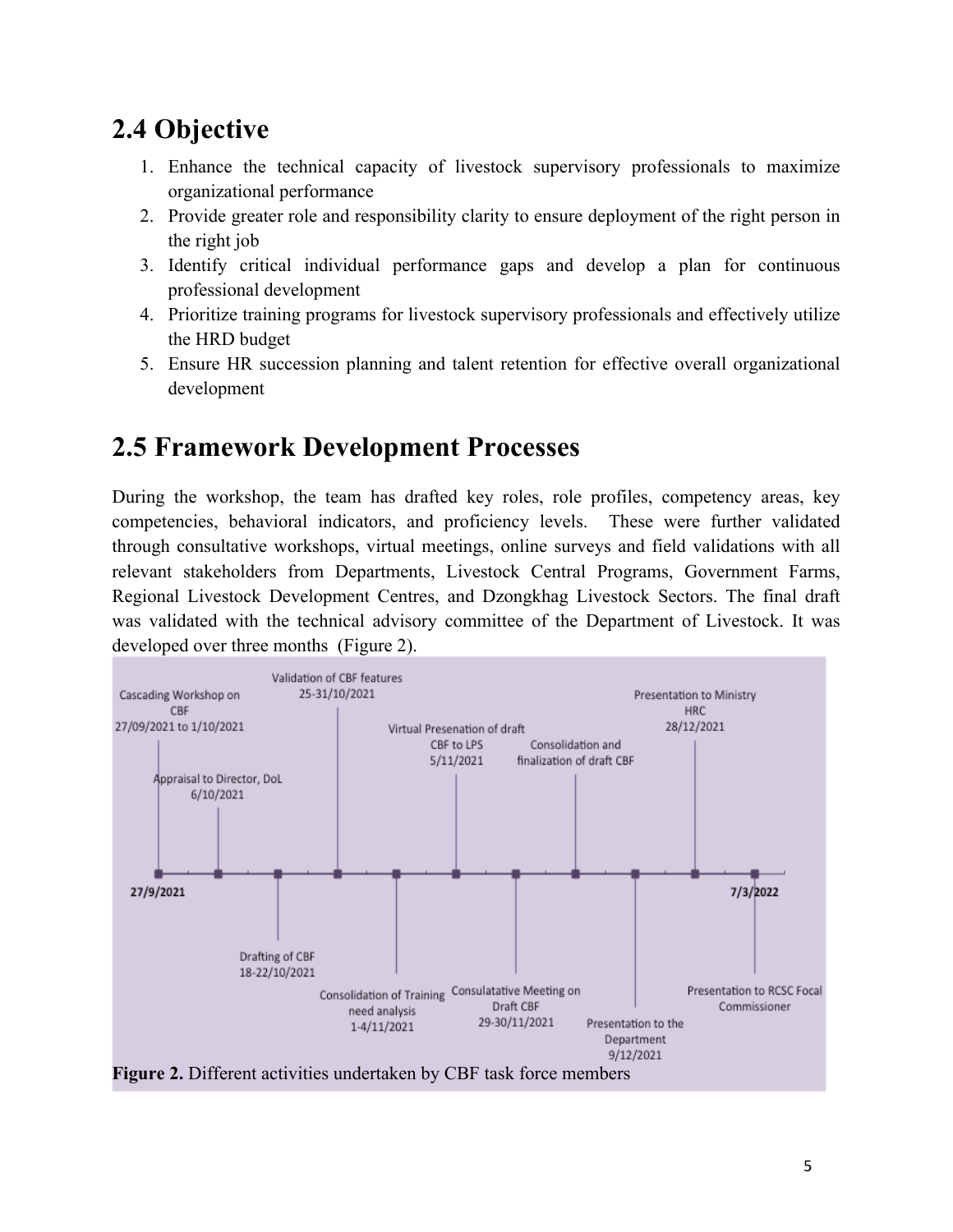## 2.4 Objective

1. Enhance the technical capacity of livestock supervisory professionals to maximize organizational performance
2. Provide greater role and responsibility clarity to ensure deployment of the right person in the right job
3. Identify critical individual performance gaps and develop a plan for continuous professional development
4. Prioritize training programs for livestock supervisory professionals and effectively utilize the HRD budget
5. Ensure HR succession planning and talent retention for effective overall organizational development

## 2.5 Framework Development Processes

During the workshop, the team has drafted key roles, role profiles, competency areas, key competencies, behavioral indicators, and proficiency levels. These were further validated through consultative workshops, virtual meetings, online surveys and field validations with all relevant stakeholders from Departments, Livestock Central Programs, Government Farms, Regional Livestock Development Centres, and Dzongkhag Livestock Sectors. The final draft was validated with the technical advisory committee of the Department of Livestock. It was developed over three months (Figure 2).

27/9/2021 – 7/3/2022

- Cascading Workshop on CBF 27/09/2021 to 1/10/2021
- Appraisal to Director, DoL 6/10/2021
- Drafting of CBF 18-22/10/2021
- Validation of CBF features 25-31/10/2021
- Consolidation of Training need analysis 1-4/11/2021
- Virtual Presenation of draft CBF to LPS 5/11/2021
- Consulatative Meeting on Draft CBF 29-30/11/2021
- Consolidation and finalization of draft CBF
- Presentation to the Department 9/12/2021
- Presentation to Ministry HRC 28/12/2021
- Presentation to RCSC Focal Commissioner

**Figure 2.** Different activities undertaken by CBF task force members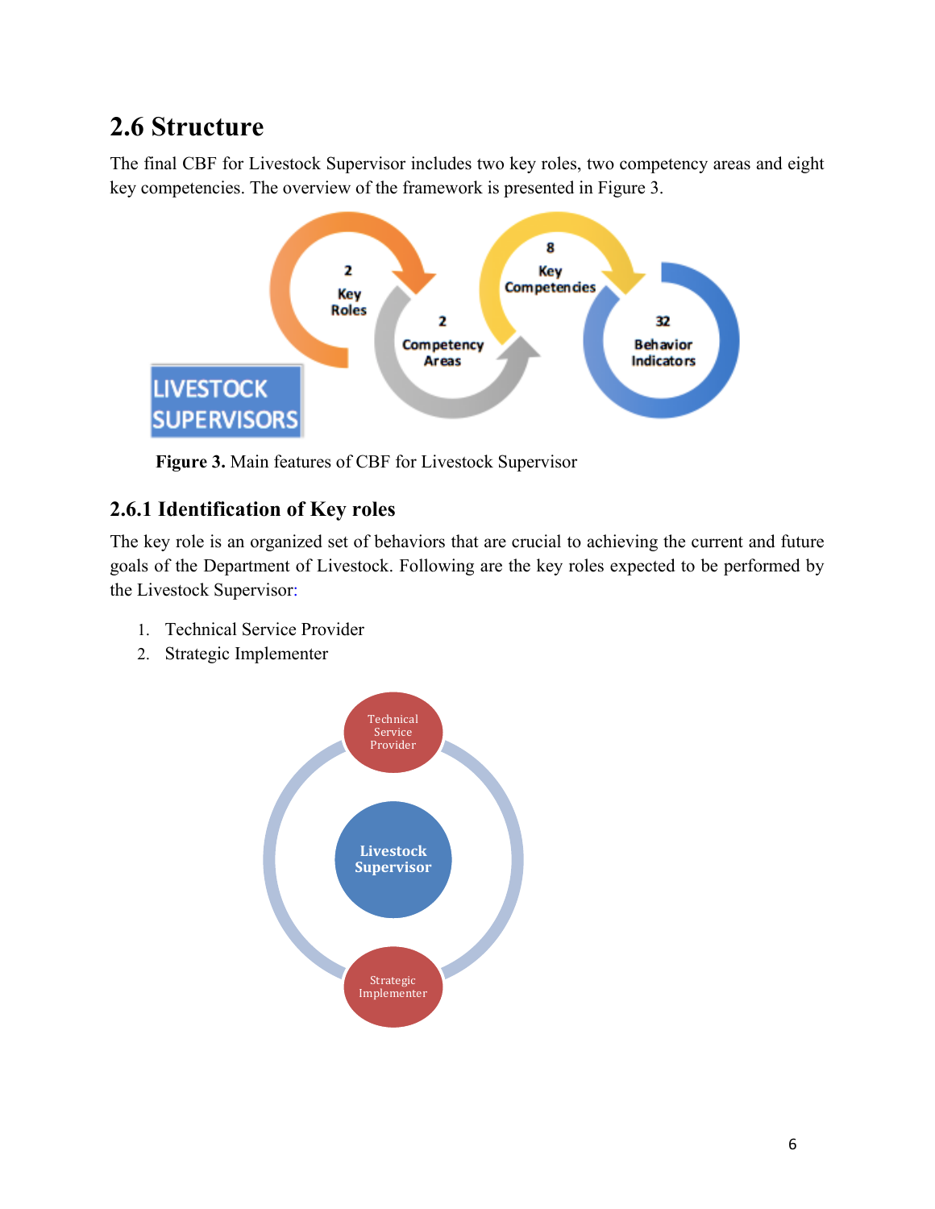## 2.6 Structure

The final CBF for Livestock Supervisor includes two key roles, two competency areas and eight key competencies. The overview of the framework is presented in Figure 3.

**Figure 3.** Main features of CBF for Livestock Supervisor

### 2.6.1 Identification of Key roles

The key role is an organized set of behaviors that are crucial to achieving the current and future goals of the Department of Livestock. Following are the key roles expected to be performed by the Livestock Supervisor:

1. Technical Service Provider
2. Strategic Implementer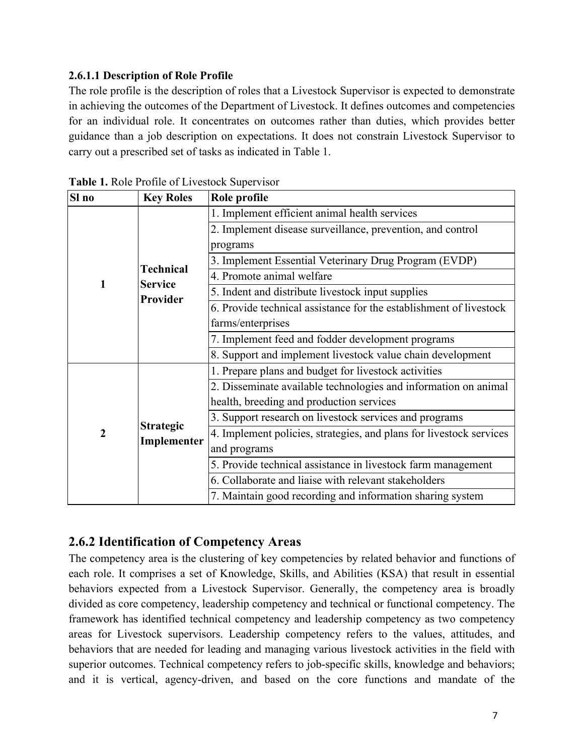#### 2.6.1.1 Description of Role Profile

The role profile is the description of roles that a Livestock Supervisor is expected to demonstrate in achieving the outcomes of the Department of Livestock. It defines outcomes and competencies for an individual role. It concentrates on outcomes rather than duties, which provides better guidance than a job description on expectations. It does not constrain Livestock Supervisor to carry out a prescribed set of tasks as indicated in Table 1.

**Table 1.** Role Profile of Livestock Supervisor

| Sl no | Key Roles | Role profile |
|---|---|---|
| **1** | **Technical Service Provider** | 1. Implement efficient animal health services |
| | | 2. Implement disease surveillance, prevention, and control programs |
| | | 3. Implement Essential Veterinary Drug Program (EVDP) |
| | | 4. Promote animal welfare |
| | | 5. Indent and distribute livestock input supplies |
| | | 6. Provide technical assistance for the establishment of livestock farms/enterprises |
| | | 7. Implement feed and fodder development programs |
| | | 8. Support and implement livestock value chain development |
| **2** | **Strategic Implementer** | 1. Prepare plans and budget for livestock activities |
| | | 2. Disseminate available technologies and information on animal health, breeding and production services |
| | | 3. Support research on livestock services and programs |
| | | 4. Implement policies, strategies, and plans for livestock services and programs |
| | | 5. Provide technical assistance in livestock farm management |
| | | 6. Collaborate and liaise with relevant stakeholders |
| | | 7. Maintain good recording and information sharing system |

### 2.6.2 Identification of Competency Areas

The competency area is the clustering of key competencies by related behavior and functions of each role. It comprises a set of Knowledge, Skills, and Abilities (KSA) that result in essential behaviors expected from a Livestock Supervisor. Generally, the competency area is broadly divided as core competency, leadership competency and technical or functional competency. The framework has identified technical competency and leadership competency as two competency areas for Livestock supervisors. Leadership competency refers to the values, attitudes, and behaviors that are needed for leading and managing various livestock activities in the field with superior outcomes. Technical competency refers to job-specific skills, knowledge and behaviors; and it is vertical, agency-driven, and based on the core functions and mandate of the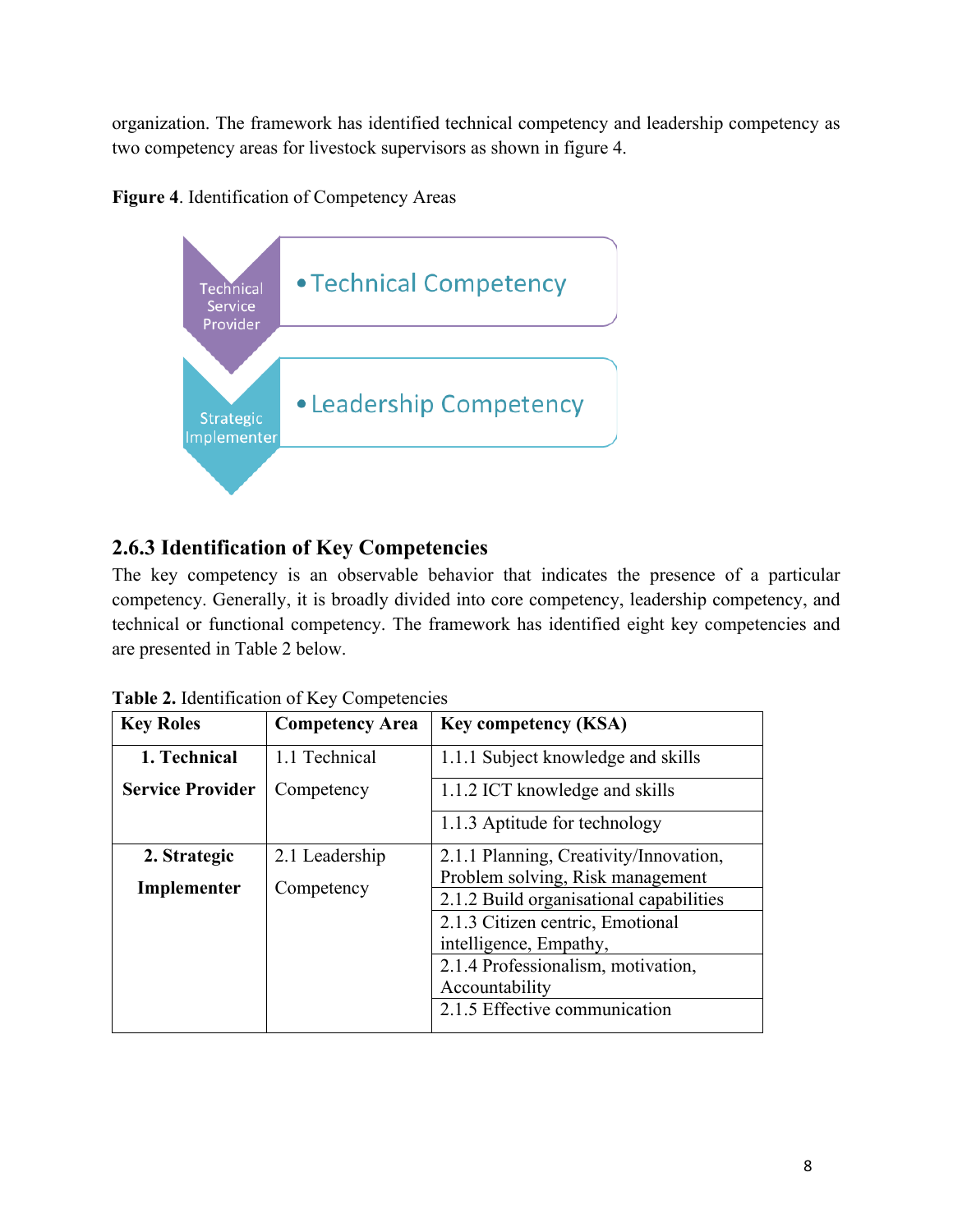organization. The framework has identified technical competency and leadership competency as two competency areas for livestock supervisors as shown in figure 4.

**Figure 4**. Identification of Competency Areas

Technical Service Provider
- Technical Competency

Strategic Implementer
- Leadership Competency

### 2.6.3 Identification of Key Competencies

The key competency is an observable behavior that indicates the presence of a particular competency. Generally, it is broadly divided into core competency, leadership competency, and technical or functional competency. The framework has identified eight key competencies and are presented in Table 2 below.

**Table 2.** Identification of Key Competencies

| Key Roles | Competency Area | Key competency (KSA) |
|---|---|---|
| **1. Technical Service Provider** | 1.1 Technical Competency | 1.1.1 Subject knowledge and skills |
| | | 1.1.2 ICT knowledge and skills |
| | | 1.1.3 Aptitude for technology |
| **2. Strategic Implementer** | 2.1 Leadership Competency | 2.1.1 Planning, Creativity/Innovation, Problem solving, Risk management |
| | | 2.1.2 Build organisational capabilities |
| | | 2.1.3 Citizen centric, Emotional intelligence, Empathy, |
| | | 2.1.4 Professionalism, motivation, Accountability |
| | | 2.1.5 Effective communication |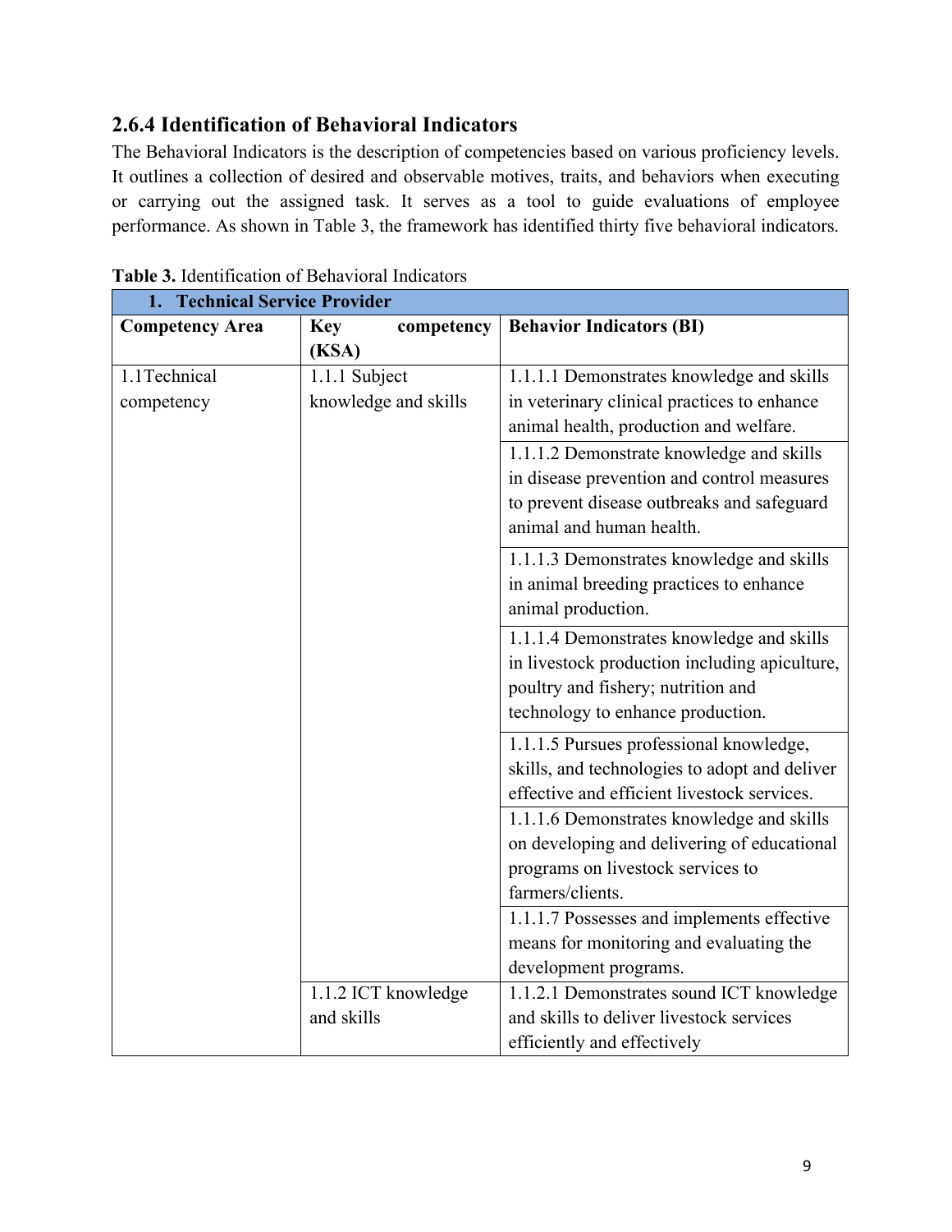### 2.6.4 Identification of Behavioral Indicators

The Behavioral Indicators is the description of competencies based on various proficiency levels. It outlines a collection of desired and observable motives, traits, and behaviors when executing or carrying out the assigned task. It serves as a tool to guide evaluations of employee performance. As shown in Table 3, the framework has identified thirty five behavioral indicators.

**Table 3.** Identification of Behavioral Indicators

| **1. Technical Service Provider** | | |
|---|---|---|
| **Competency Area** | **Key competency (KSA)** | **Behavior Indicators (BI)** |
| 1.1Technical competency | 1.1.1 Subject knowledge and skills | 1.1.1.1 Demonstrates knowledge and skills in veterinary clinical practices to enhance animal health, production and welfare. |
| | | 1.1.1.2 Demonstrate knowledge and skills in disease prevention and control measures to prevent disease outbreaks and safeguard animal and human health. |
| | | 1.1.1.3 Demonstrates knowledge and skills in animal breeding practices to enhance animal production. |
| | | 1.1.1.4 Demonstrates knowledge and skills in livestock production including apiculture, poultry and fishery; nutrition and technology to enhance production. |
| | | 1.1.1.5 Pursues professional knowledge, skills, and technologies to adopt and deliver effective and efficient livestock services. |
| | | 1.1.1.6 Demonstrates knowledge and skills on developing and delivering of educational programs on livestock services to farmers/clients. |
| | | 1.1.1.7 Possesses and implements effective means for monitoring and evaluating the development programs. |
| | 1.1.2 ICT knowledge and skills | 1.1.2.1 Demonstrates sound ICT knowledge and skills to deliver livestock services efficiently and effectively |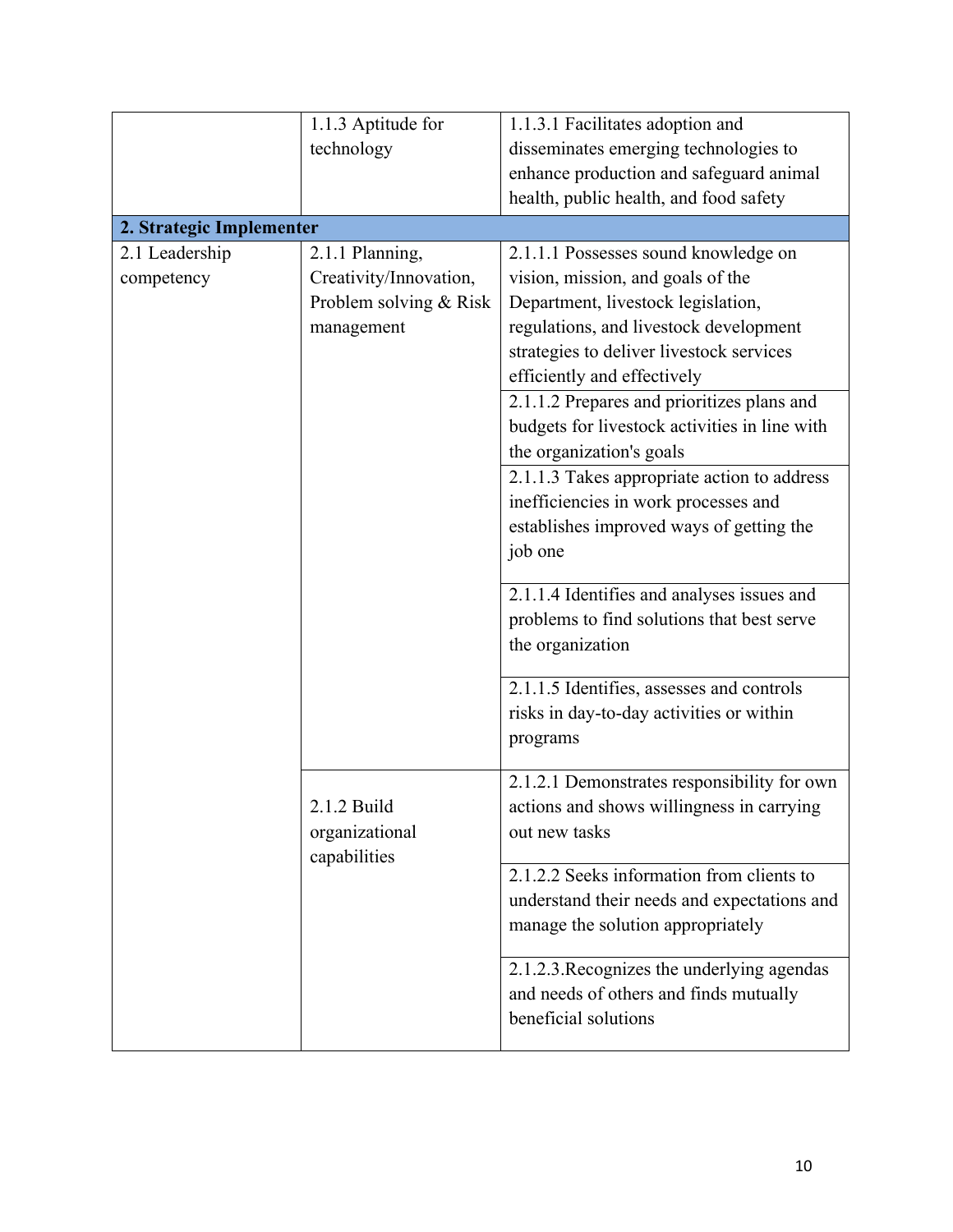| | | |
|---|---|---|
| | 1.1.3 Aptitude for technology | 1.1.3.1 Facilitates adoption and disseminates emerging technologies to enhance production and safeguard animal health, public health, and food safety |
| **2. Strategic Implementer** | | |
| 2.1 Leadership competency | 2.1.1 Planning, Creativity/Innovation, Problem solving & Risk management | 2.1.1.1 Possesses sound knowledge on vision, mission, and goals of the Department, livestock legislation, regulations, and livestock development strategies to deliver livestock services efficiently and effectively |
| | | 2.1.1.2 Prepares and prioritizes plans and budgets for livestock activities in line with the organization's goals |
| | | 2.1.1.3 Takes appropriate action to address inefficiencies in work processes and establishes improved ways of getting the job one |
| | | 2.1.1.4 Identifies and analyses issues and problems to find solutions that best serve the organization |
| | | 2.1.1.5 Identifies, assesses and controls risks in day-to-day activities or within programs |
| | 2.1.2 Build organizational capabilities | 2.1.2.1 Demonstrates responsibility for own actions and shows willingness in carrying out new tasks |
| | | 2.1.2.2 Seeks information from clients to understand their needs and expectations and manage the solution appropriately |
| | | 2.1.2.3.Recognizes the underlying agendas and needs of others and finds mutually beneficial solutions |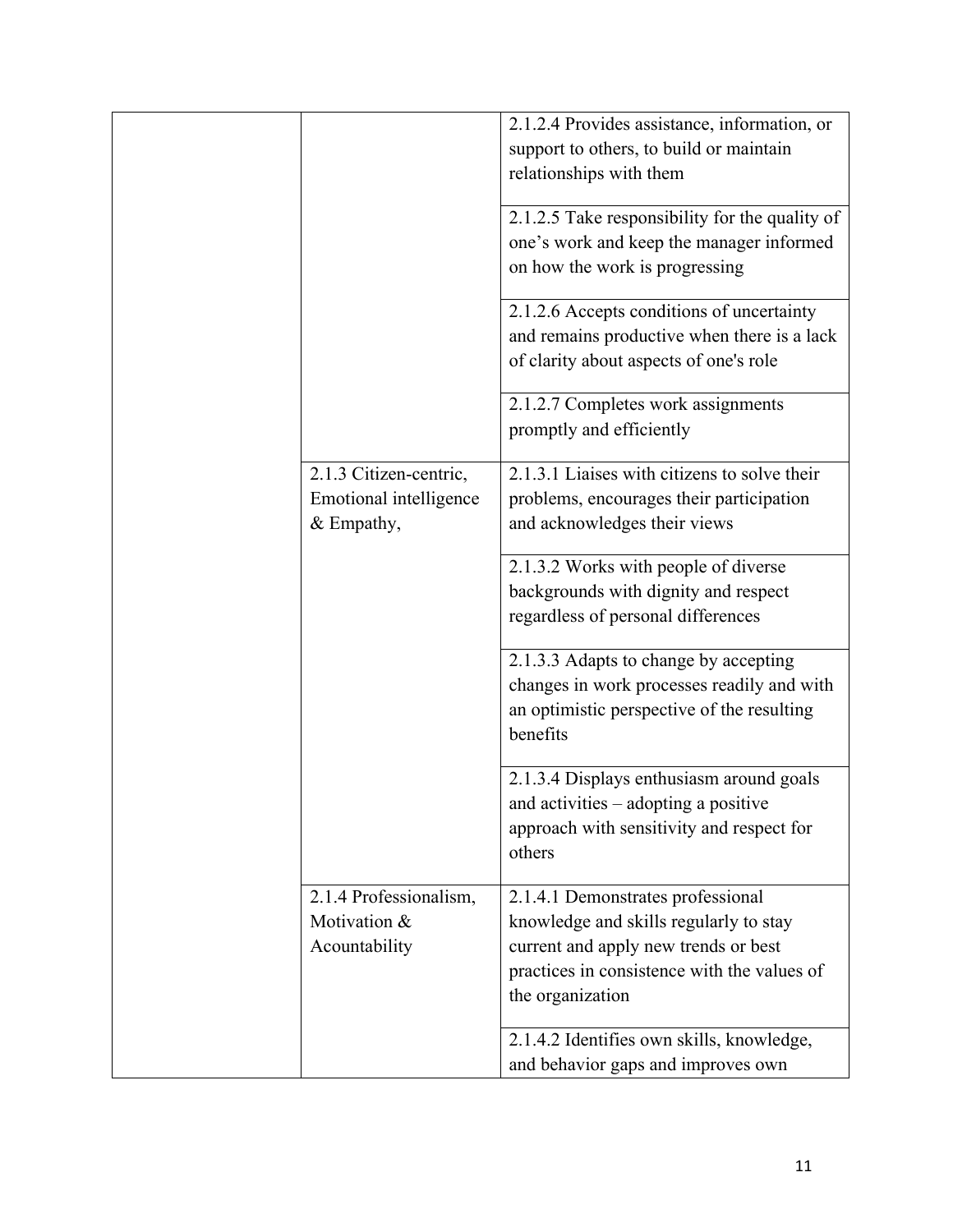| | | |
|---|---|---|
| | | 2.1.2.4 Provides assistance, information, or support to others, to build or maintain relationships with them |
| | | 2.1.2.5 Take responsibility for the quality of one's work and keep the manager informed on how the work is progressing |
| | | 2.1.2.6 Accepts conditions of uncertainty and remains productive when there is a lack of clarity about aspects of one's role |
| | | 2.1.2.7 Completes work assignments promptly and efficiently |
| | 2.1.3 Citizen-centric, Emotional intelligence & Empathy, | 2.1.3.1 Liaises with citizens to solve their problems, encourages their participation and acknowledges their views |
| | | 2.1.3.2 Works with people of diverse backgrounds with dignity and respect regardless of personal differences |
| | | 2.1.3.3 Adapts to change by accepting changes in work processes readily and with an optimistic perspective of the resulting benefits |
| | | 2.1.3.4 Displays enthusiasm around goals and activities – adopting a positive approach with sensitivity and respect for others |
| | 2.1.4 Professionalism, Motivation & Acountability | 2.1.4.1 Demonstrates professional knowledge and skills regularly to stay current and apply new trends or best practices in consistence with the values of the organization |
| | | 2.1.4.2 Identifies own skills, knowledge, and behavior gaps and improves own |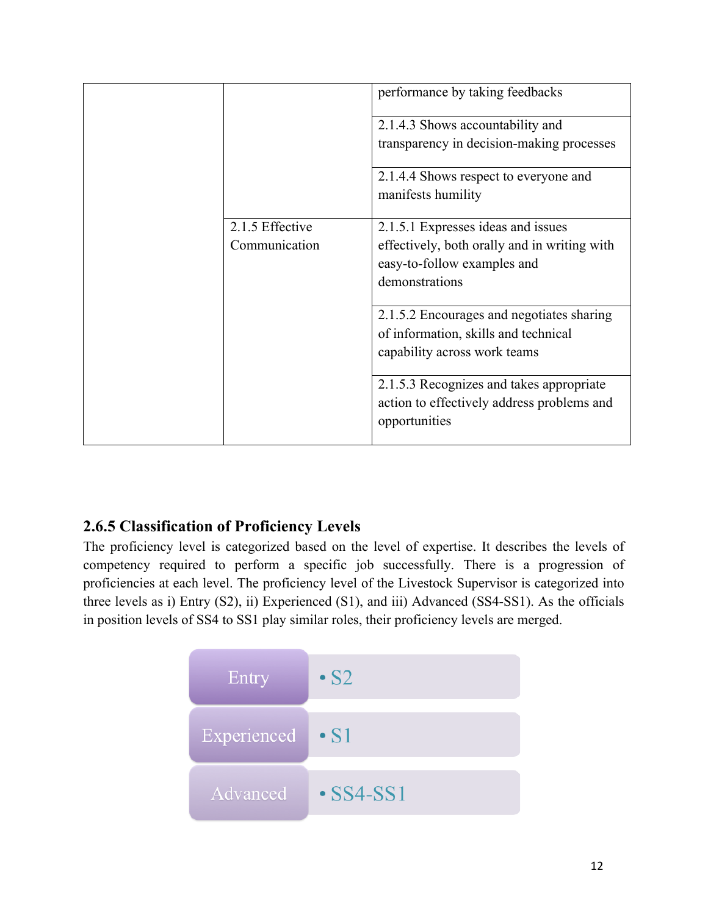| | | |
|---|---|---|
| | | performance by taking feedbacks |
| | | 2.1.4.3 Shows accountability and transparency in decision-making processes |
| | | 2.1.4.4 Shows respect to everyone and manifests humility |
| | 2.1.5 Effective Communication | 2.1.5.1 Expresses ideas and issues effectively, both orally and in writing with easy-to-follow examples and demonstrations |
| | | 2.1.5.2 Encourages and negotiates sharing of information, skills and technical capability across work teams |
| | | 2.1.5.3 Recognizes and takes appropriate action to effectively address problems and opportunities |

### 2.6.5 Classification of Proficiency Levels

The proficiency level is categorized based on the level of expertise. It describes the levels of competency required to perform a specific job successfully. There is a progression of proficiencies at each level. The proficiency level of the Livestock Supervisor is categorized into three levels as i) Entry (S2), ii) Experienced (S1), and iii) Advanced (SS4-SS1). As the officials in position levels of SS4 to SS1 play similar roles, their proficiency levels are merged.

| | |
|---|---|
| Entry | • S2 |
| Experienced | • S1 |
| Advanced | • SS4-SS1 |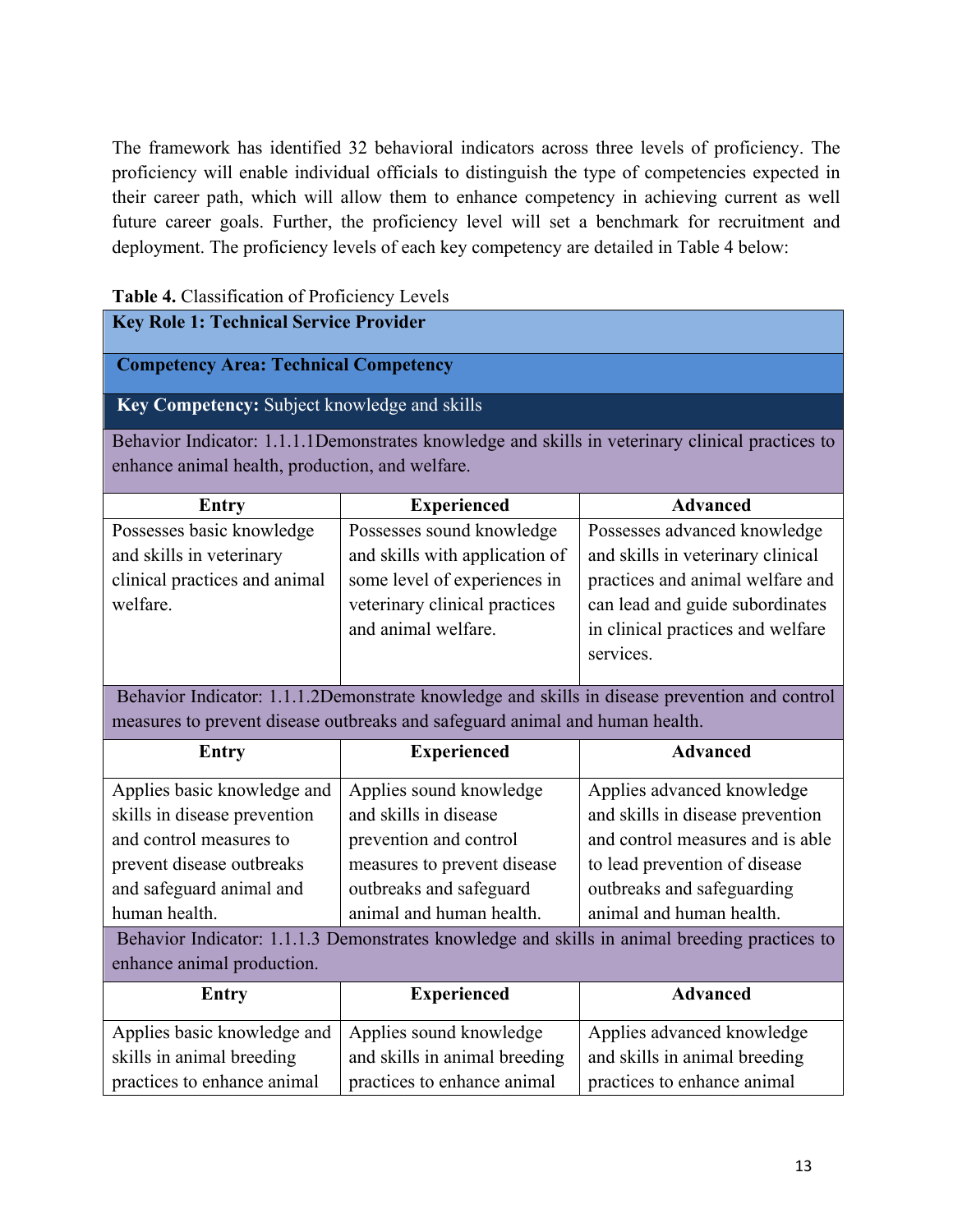The framework has identified 32 behavioral indicators across three levels of proficiency. The proficiency will enable individual officials to distinguish the type of competencies expected in their career path, which will allow them to enhance competency in achieving current as well future career goals. Further, the proficiency level will set a benchmark for recruitment and deployment. The proficiency levels of each key competency are detailed in Table 4 below:

**Table 4.** Classification of Proficiency Levels

| **Key Role 1: Technical Service Provider** | | |
|---|---|---|
| **Competency Area: Technical Competency** | | |
| **Key Competency:** Subject knowledge and skills | | |
| Behavior Indicator: 1.1.1.1Demonstrates knowledge and skills in veterinary clinical practices to enhance animal health, production, and welfare. | | |
| **Entry** | **Experienced** | **Advanced** |
| Possesses basic knowledge and skills in veterinary clinical practices and animal welfare. | Possesses sound knowledge and skills with application of some level of experiences in veterinary clinical practices and animal welfare. | Possesses advanced knowledge and skills in veterinary clinical practices and animal welfare and can lead and guide subordinates in clinical practices and welfare services. |
| Behavior Indicator: 1.1.1.2Demonstrate knowledge and skills in disease prevention and control measures to prevent disease outbreaks and safeguard animal and human health. | | |
| **Entry** | **Experienced** | **Advanced** |
| Applies basic knowledge and skills in disease prevention and control measures to prevent disease outbreaks and safeguard animal and human health. | Applies sound knowledge and skills in disease prevention and control measures to prevent disease outbreaks and safeguard animal and human health. | Applies advanced knowledge and skills in disease prevention and control measures and is able to lead prevention of disease outbreaks and safeguarding animal and human health. |
| Behavior Indicator: 1.1.1.3 Demonstrates knowledge and skills in animal breeding practices to enhance animal production. | | |
| **Entry** | **Experienced** | **Advanced** |
| Applies basic knowledge and skills in animal breeding practices to enhance animal | Applies sound knowledge and skills in animal breeding practices to enhance animal | Applies advanced knowledge and skills in animal breeding practices to enhance animal |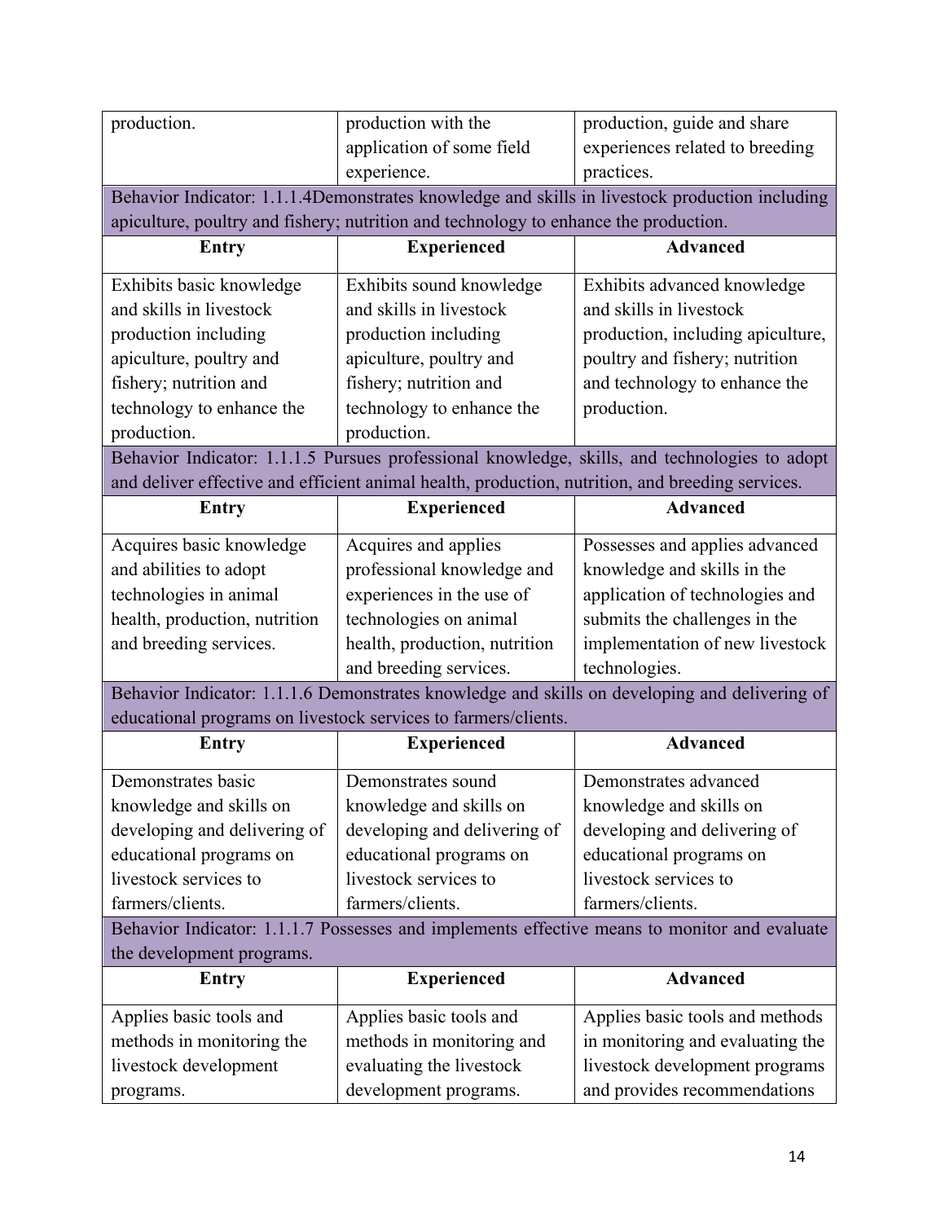| | | |
|---|---|---|
| production. | production with the application of some field experience. | production, guide and share experiences related to breeding practices. |
| **Behavior Indicator: 1.1.1.4Demonstrates knowledge and skills in livestock production including apiculture, poultry and fishery; nutrition and technology to enhance the production.** | | |
| **Entry** | **Experienced** | **Advanced** |
| Exhibits basic knowledge and skills in livestock production including apiculture, poultry and fishery; nutrition and technology to enhance the production. | Exhibits sound knowledge and skills in livestock production including apiculture, poultry and fishery; nutrition and technology to enhance the production. | Exhibits advanced knowledge and skills in livestock production, including apiculture, poultry and fishery; nutrition and technology to enhance the production. |
| **Behavior Indicator: 1.1.1.5 Pursues professional knowledge, skills, and technologies to adopt and deliver effective and efficient animal health, production, nutrition, and breeding services.** | | |
| **Entry** | **Experienced** | **Advanced** |
| Acquires basic knowledge and abilities to adopt technologies in animal health, production, nutrition and breeding services. | Acquires and applies professional knowledge and experiences in the use of technologies on animal health, production, nutrition and breeding services. | Possesses and applies advanced knowledge and skills in the application of technologies and submits the challenges in the implementation of new livestock technologies. |
| **Behavior Indicator: 1.1.1.6 Demonstrates knowledge and skills on developing and delivering of educational programs on livestock services to farmers/clients.** | | |
| **Entry** | **Experienced** | **Advanced** |
| Demonstrates basic knowledge and skills on developing and delivering of educational programs on livestock services to farmers/clients. | Demonstrates sound knowledge and skills on developing and delivering of educational programs on livestock services to farmers/clients. | Demonstrates advanced knowledge and skills on developing and delivering of educational programs on livestock services to farmers/clients. |
| **Behavior Indicator: 1.1.1.7 Possesses and implements effective means to monitor and evaluate the development programs.** | | |
| **Entry** | **Experienced** | **Advanced** |
| Applies basic tools and methods in monitoring the livestock development programs. | Applies basic tools and methods in monitoring and evaluating the livestock development programs. | Applies basic tools and methods in monitoring and evaluating the livestock development programs and provides recommendations |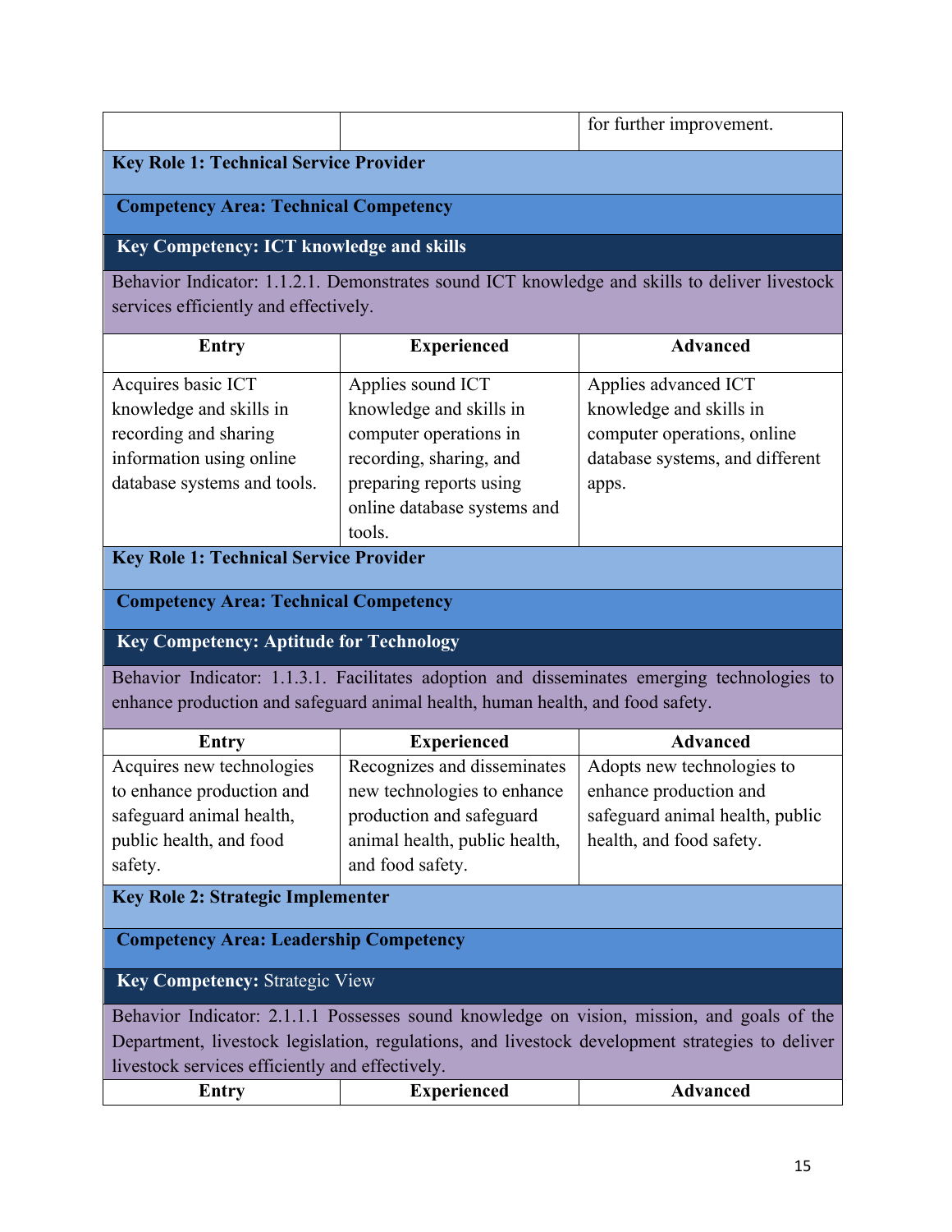| | | for further improvement. |
|---|---|---|

| **Key Role 1: Technical Service Provider** | | |
|---|---|---|
| **Competency Area: Technical Competency** | | |
| **Key Competency: ICT knowledge and skills** | | |
| Behavior Indicator: 1.1.2.1. Demonstrates sound ICT knowledge and skills to deliver livestock services efficiently and effectively. | | |
| **Entry** | **Experienced** | **Advanced** |
| Acquires basic ICT knowledge and skills in recording and sharing information using online database systems and tools. | Applies sound ICT knowledge and skills in computer operations in recording, sharing, and preparing reports using online database systems and tools. | Applies advanced ICT knowledge and skills in computer operations, online database systems, and different apps. |

| **Key Role 1: Technical Service Provider** | | |
|---|---|---|
| **Competency Area: Technical Competency** | | |
| **Key Competency: Aptitude for Technology** | | |
| Behavior Indicator: 1.1.3.1. Facilitates adoption and disseminates emerging technologies to enhance production and safeguard animal health, human health, and food safety. | | |
| **Entry** | **Experienced** | **Advanced** |
| Acquires new technologies to enhance production and safeguard animal health, public health, and food safety. | Recognizes and disseminates new technologies to enhance production and safeguard animal health, public health, and food safety. | Adopts new technologies to enhance production and safeguard animal health, public health, and food safety. |

| **Key Role 2: Strategic Implementer** | | |
|---|---|---|
| **Competency Area: Leadership Competency** | | |
| **Key Competency:** Strategic View | | |
| Behavior Indicator: 2.1.1.1 Possesses sound knowledge on vision, mission, and goals of the Department, livestock legislation, regulations, and livestock development strategies to deliver livestock services efficiently and effectively. | | |
| **Entry** | **Experienced** | **Advanced** |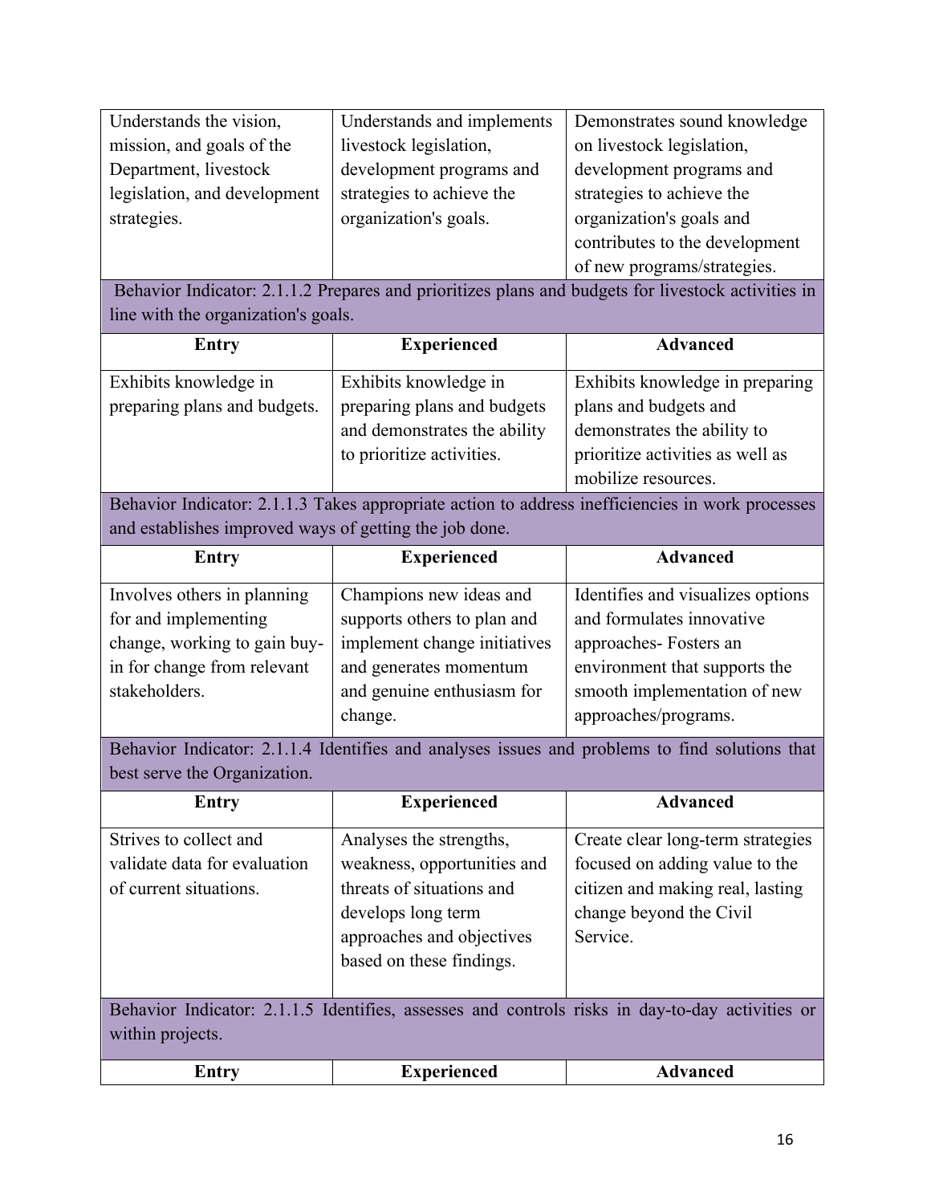| Understands the vision, mission, and goals of the Department, livestock legislation, and development strategies. | Understands and implements livestock legislation, development programs and strategies to achieve the organization's goals. | Demonstrates sound knowledge on livestock legislation, development programs and strategies to achieve the organization's goals and contributes to the development of new programs/strategies. |
|---|---|---|

Behavior Indicator: 2.1.1.2 Prepares and prioritizes plans and budgets for livestock activities in line with the organization's goals.

| Entry | Experienced | Advanced |
|---|---|---|
| Exhibits knowledge in preparing plans and budgets. | Exhibits knowledge in preparing plans and budgets and demonstrates the ability to prioritize activities. | Exhibits knowledge in preparing plans and budgets and demonstrates the ability to prioritize activities as well as mobilize resources. |

Behavior Indicator: 2.1.1.3 Takes appropriate action to address inefficiencies in work processes and establishes improved ways of getting the job done.

| Entry | Experienced | Advanced |
|---|---|---|
| Involves others in planning for and implementing change, working to gain buy-in for change from relevant stakeholders. | Champions new ideas and supports others to plan and implement change initiatives and generates momentum and genuine enthusiasm for change. | Identifies and visualizes options and formulates innovative approaches- Fosters an environment that supports the smooth implementation of new approaches/programs. |

Behavior Indicator: 2.1.1.4 Identifies and analyses issues and problems to find solutions that best serve the Organization.

| Entry | Experienced | Advanced |
|---|---|---|
| Strives to collect and validate data for evaluation of current situations. | Analyses the strengths, weakness, opportunities and threats of situations and develops long term approaches and objectives based on these findings. | Create clear long-term strategies focused on adding value to the citizen and making real, lasting change beyond the Civil Service. |

Behavior Indicator: 2.1.1.5 Identifies, assesses and controls risks in day-to-day activities or within projects.

| Entry | Experienced | Advanced |
|---|---|---|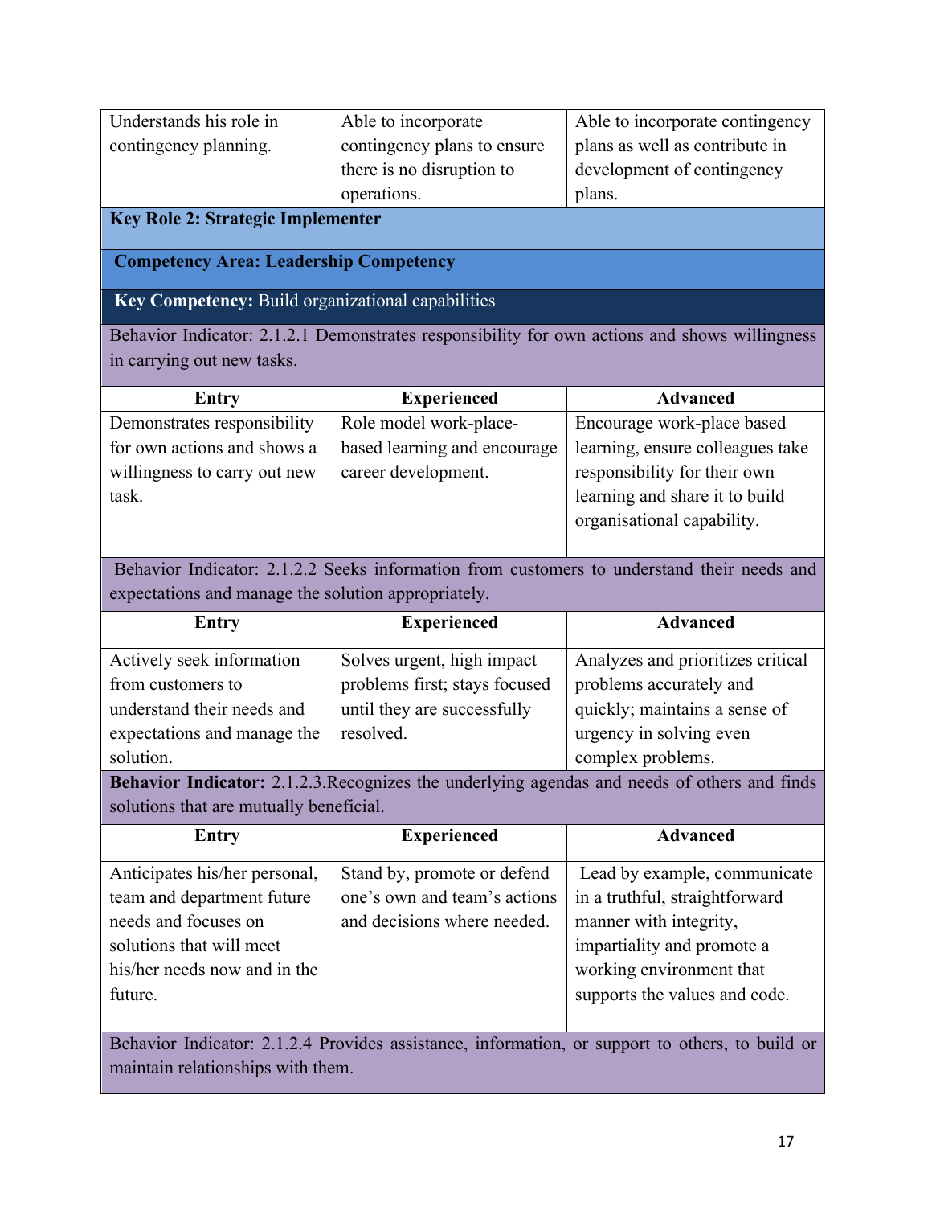| | | |
|---|---|---|
| Understands his role in contingency planning. | Able to incorporate contingency plans to ensure there is no disruption to operations. | Able to incorporate contingency plans as well as contribute in development of contingency plans. |

**Key Role 2: Strategic Implementer**

**Competency Area: Leadership Competency**

**Key Competency:** Build organizational capabilities

Behavior Indicator: 2.1.2.1 Demonstrates responsibility for own actions and shows willingness in carrying out new tasks.

| Entry | Experienced | Advanced |
|---|---|---|
| Demonstrates responsibility for own actions and shows a willingness to carry out new task. | Role model work-place-based learning and encourage career development. | Encourage work-place based learning, ensure colleagues take responsibility for their own learning and share it to build organisational capability. |

Behavior Indicator: 2.1.2.2 Seeks information from customers to understand their needs and expectations and manage the solution appropriately.

| Entry | Experienced | Advanced |
|---|---|---|
| Actively seek information from customers to understand their needs and expectations and manage the solution. | Solves urgent, high impact problems first; stays focused until they are successfully resolved. | Analyzes and prioritizes critical problems accurately and quickly; maintains a sense of urgency in solving even complex problems. |

**Behavior Indicator:** 2.1.2.3.Recognizes the underlying agendas and needs of others and finds solutions that are mutually beneficial.

| Entry | Experienced | Advanced |
|---|---|---|
| Anticipates his/her personal, team and department future needs and focuses on solutions that will meet his/her needs now and in the future. | Stand by, promote or defend one's own and team's actions and decisions where needed. | Lead by example, communicate in a truthful, straightforward manner with integrity, impartiality and promote a working environment that supports the values and code. |

Behavior Indicator: 2.1.2.4 Provides assistance, information, or support to others, to build or maintain relationships with them.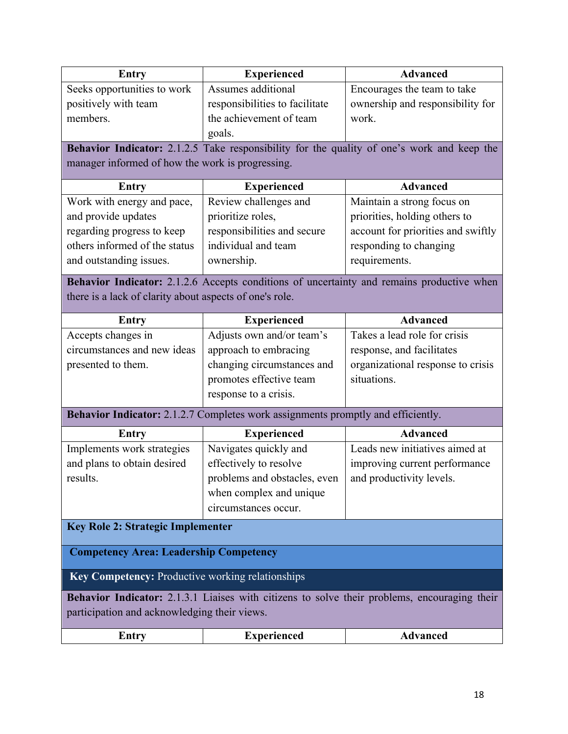| Entry | Experienced | Advanced |
|---|---|---|
| Seeks opportunities to work positively with team members. | Assumes additional responsibilities to facilitate the achievement of team goals. | Encourages the team to take ownership and responsibility for work. |

**Behavior Indicator:** 2.1.2.5 Take responsibility for the quality of one's work and keep the manager informed of how the work is progressing.

| Entry | Experienced | Advanced |
|---|---|---|
| Work with energy and pace, and provide updates regarding progress to keep others informed of the status and outstanding issues. | Review challenges and prioritize roles, responsibilities and secure individual and team ownership. | Maintain a strong focus on priorities, holding others to account for priorities and swiftly responding to changing requirements. |

**Behavior Indicator:** 2.1.2.6 Accepts conditions of uncertainty and remains productive when there is a lack of clarity about aspects of one's role.

| Entry | Experienced | Advanced |
|---|---|---|
| Accepts changes in circumstances and new ideas presented to them. | Adjusts own and/or team's approach to embracing changing circumstances and promotes effective team response to a crisis. | Takes a lead role for crisis response, and facilitates organizational response to crisis situations. |

**Behavior Indicator:** 2.1.2.7 Completes work assignments promptly and efficiently.

| Entry | Experienced | Advanced |
|---|---|---|
| Implements work strategies and plans to obtain desired results. | Navigates quickly and effectively to resolve problems and obstacles, even when complex and unique circumstances occur. | Leads new initiatives aimed at improving current performance and productivity levels. |

**Key Role 2: Strategic Implementer**

**Competency Area: Leadership Competency**

**Key Competency:** Productive working relationships

**Behavior Indicator:** 2.1.3.1 Liaises with citizens to solve their problems, encouraging their participation and acknowledging their views.

| Entry | Experienced | Advanced |
|---|---|---|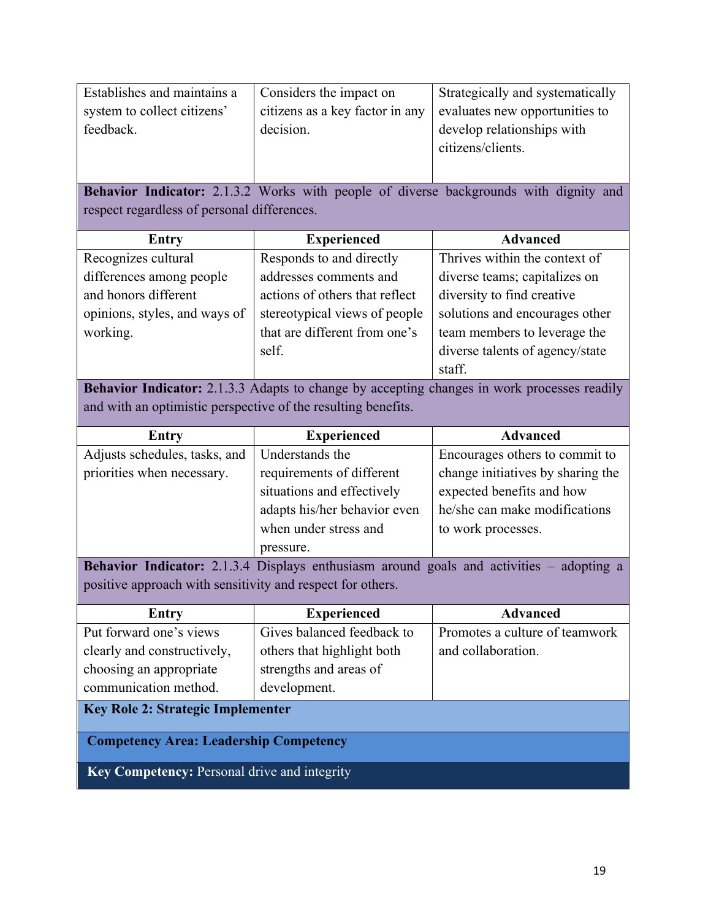| | | |
|---|---|---|
| Establishes and maintains a system to collect citizens' feedback. | Considers the impact on citizens as a key factor in any decision. | Strategically and systematically evaluates new opportunities to develop relationships with citizens/clients. |

**Behavior Indicator:** 2.1.3.2 Works with people of diverse backgrounds with dignity and respect regardless of personal differences.

| Entry | Experienced | Advanced |
|---|---|---|
| Recognizes cultural differences among people and honors different opinions, styles, and ways of working. | Responds to and directly addresses comments and actions of others that reflect stereotypical views of people that are different from one's self. | Thrives within the context of diverse teams; capitalizes on diversity to find creative solutions and encourages other team members to leverage the diverse talents of agency/state staff. |

**Behavior Indicator:** 2.1.3.3 Adapts to change by accepting changes in work processes readily and with an optimistic perspective of the resulting benefits.

| Entry | Experienced | Advanced |
|---|---|---|
| Adjusts schedules, tasks, and priorities when necessary. | Understands the requirements of different situations and effectively adapts his/her behavior even when under stress and pressure. | Encourages others to commit to change initiatives by sharing the expected benefits and how he/she can make modifications to work processes. |

**Behavior Indicator:** 2.1.3.4 Displays enthusiasm around goals and activities – adopting a positive approach with sensitivity and respect for others.

| Entry | Experienced | Advanced |
|---|---|---|
| Put forward one's views clearly and constructively, choosing an appropriate communication method. | Gives balanced feedback to others that highlight both strengths and areas of development. | Promotes a culture of teamwork and collaboration. |

**Key Role 2: Strategic Implementer**

**Competency Area: Leadership Competency**

**Key Competency:** Personal drive and integrity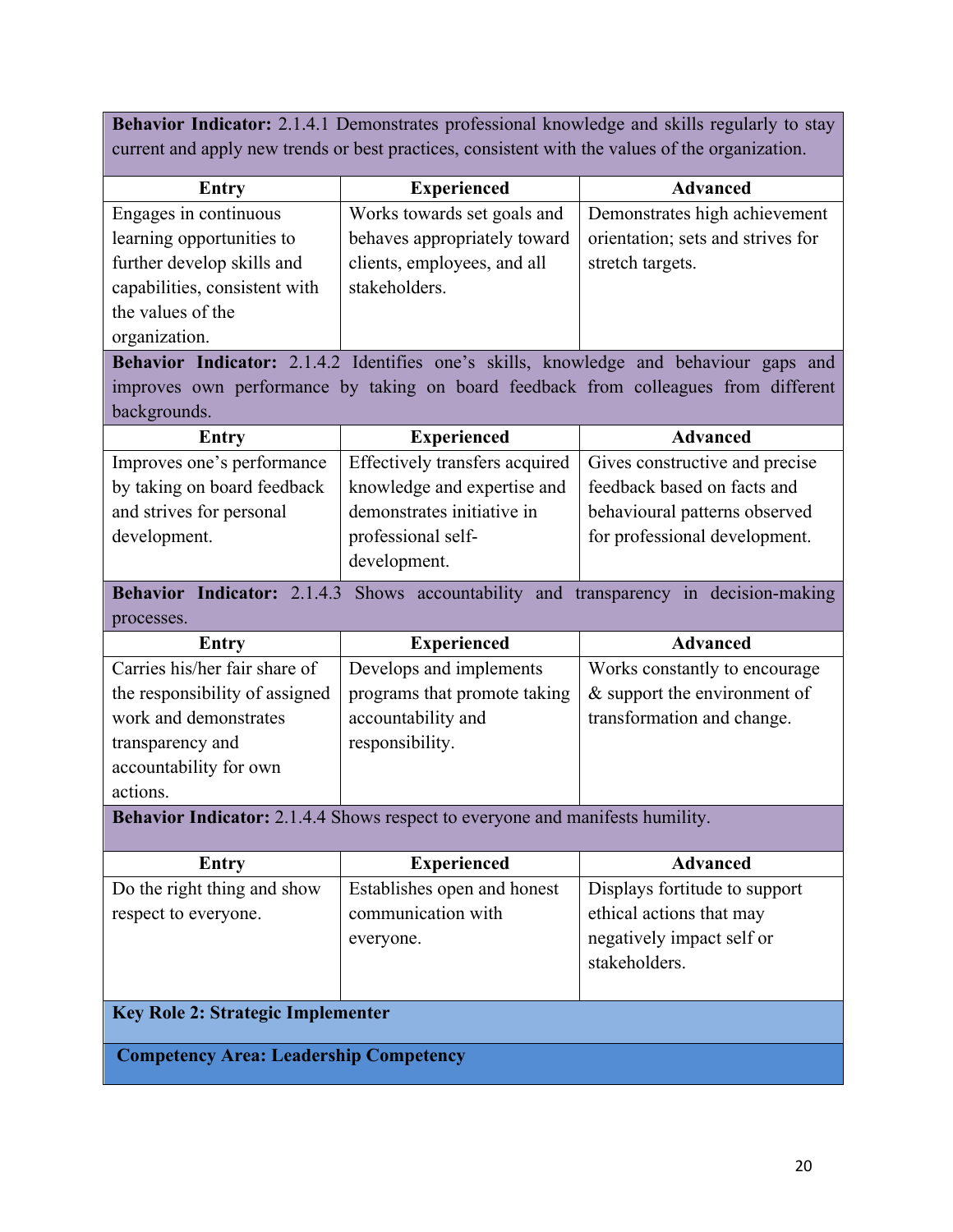| **Behavior Indicator:** 2.1.4.1 Demonstrates professional knowledge and skills regularly to stay current and apply new trends or best practices, consistent with the values of the organization. | | |
|---|---|---|
| **Entry** | **Experienced** | **Advanced** |
| Engages in continuous learning opportunities to further develop skills and capabilities, consistent with the values of the organization. | Works towards set goals and behaves appropriately toward clients, employees, and all stakeholders. | Demonstrates high achievement orientation; sets and strives for stretch targets. |
| **Behavior Indicator:** 2.1.4.2 Identifies one's skills, knowledge and behaviour gaps and improves own performance by taking on board feedback from colleagues from different backgrounds. | | |
| **Entry** | **Experienced** | **Advanced** |
| Improves one's performance by taking on board feedback and strives for personal development. | Effectively transfers acquired knowledge and expertise and demonstrates initiative in professional self-development. | Gives constructive and precise feedback based on facts and behavioural patterns observed for professional development. |
| **Behavior Indicator:** 2.1.4.3 Shows accountability and transparency in decision-making processes. | | |
| **Entry** | **Experienced** | **Advanced** |
| Carries his/her fair share of the responsibility of assigned work and demonstrates transparency and accountability for own actions. | Develops and implements programs that promote taking accountability and responsibility. | Works constantly to encourage & support the environment of transformation and change. |
| **Behavior Indicator:** 2.1.4.4 Shows respect to everyone and manifests humility. | | |
| **Entry** | **Experienced** | **Advanced** |
| Do the right thing and show respect to everyone. | Establishes open and honest communication with everyone. | Displays fortitude to support ethical actions that may negatively impact self or stakeholders. |
| **Key Role 2: Strategic Implementer** | | |
| **Competency Area: Leadership Competency** | | |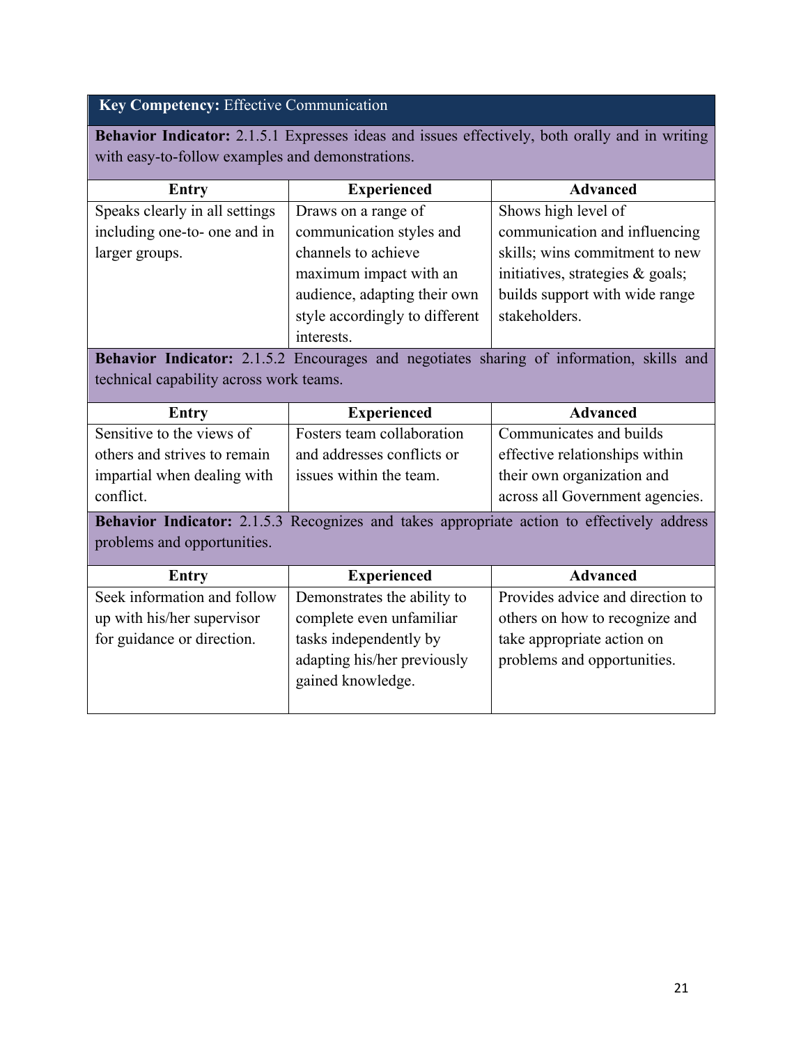| **Key Competency:** Effective Communication | | |
|---|---|---|
| **Behavior Indicator:** 2.1.5.1 Expresses ideas and issues effectively, both orally and in writing with easy-to-follow examples and demonstrations. | | |
| **Entry** | **Experienced** | **Advanced** |
| Speaks clearly in all settings including one-to- one and in larger groups. | Draws on a range of communication styles and channels to achieve maximum impact with an audience, adapting their own style accordingly to different interests. | Shows high level of communication and influencing skills; wins commitment to new initiatives, strategies & goals; builds support with wide range stakeholders. |
| **Behavior Indicator:** 2.1.5.2 Encourages and negotiates sharing of information, skills and technical capability across work teams. | | |
| **Entry** | **Experienced** | **Advanced** |
| Sensitive to the views of others and strives to remain impartial when dealing with conflict. | Fosters team collaboration and addresses conflicts or issues within the team. | Communicates and builds effective relationships within their own organization and across all Government agencies. |
| **Behavior Indicator:** 2.1.5.3 Recognizes and takes appropriate action to effectively address problems and opportunities. | | |
| **Entry** | **Experienced** | **Advanced** |
| Seek information and follow up with his/her supervisor for guidance or direction. | Demonstrates the ability to complete even unfamiliar tasks independently by adapting his/her previously gained knowledge. | Provides advice and direction to others on how to recognize and take appropriate action on problems and opportunities. |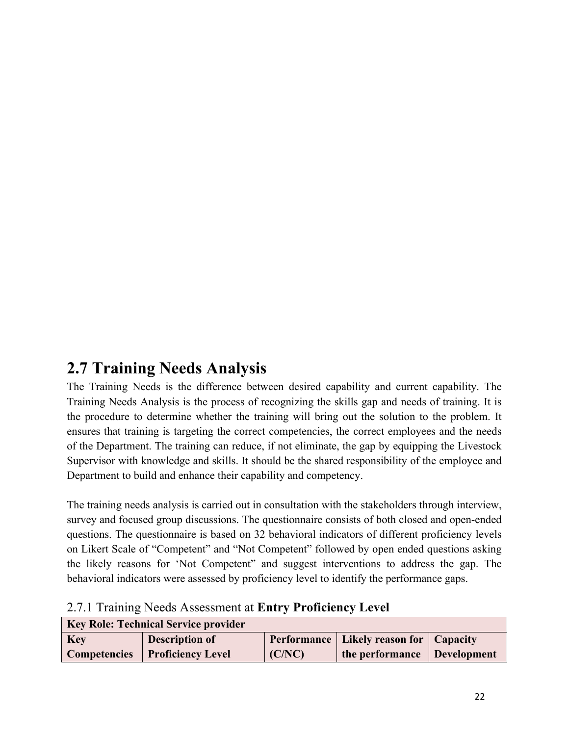## 2.7 Training Needs Analysis

The Training Needs is the difference between desired capability and current capability. The Training Needs Analysis is the process of recognizing the skills gap and needs of training. It is the procedure to determine whether the training will bring out the solution to the problem. It ensures that training is targeting the correct competencies, the correct employees and the needs of the Department. The training can reduce, if not eliminate, the gap by equipping the Livestock Supervisor with knowledge and skills. It should be the shared responsibility of the employee and Department to build and enhance their capability and competency.

The training needs analysis is carried out in consultation with the stakeholders through interview, survey and focused group discussions. The questionnaire consists of both closed and open-ended questions. The questionnaire is based on 32 behavioral indicators of different proficiency levels on Likert Scale of "Competent" and "Not Competent" followed by open ended questions asking the likely reasons for 'Not Competent" and suggest interventions to address the gap. The behavioral indicators were assessed by proficiency level to identify the performance gaps.

### 2.7.1 Training Needs Assessment at **Entry Proficiency Level**

| **Key Role: Technical Service provider** | | | | |
|---|---|---|---|---|
| **Key Competencies** | **Description of Proficiency Level** | **Performance (C/NC)** | **Likely reason for the performance** | **Capacity Development** |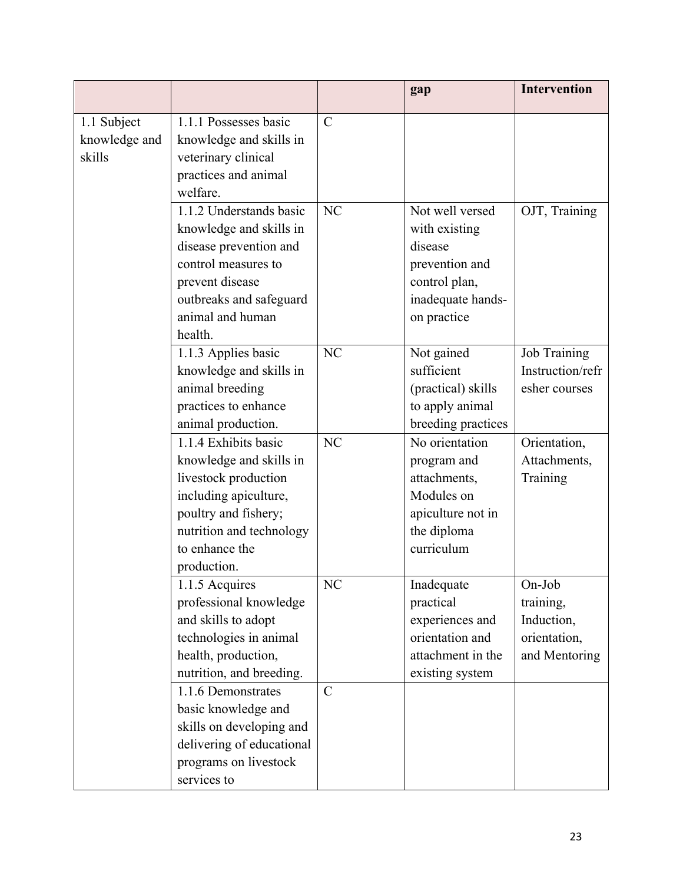| | | | gap | Intervention |
|---|---|---|---|---|
| 1.1 Subject knowledge and skills | 1.1.1 Possesses basic knowledge and skills in veterinary clinical practices and animal welfare. | C | | |
| | 1.1.2 Understands basic knowledge and skills in disease prevention and control measures to prevent disease outbreaks and safeguard animal and human health. | NC | Not well versed with existing disease prevention and control plan, inadequate hands-on practice | OJT, Training |
| | 1.1.3 Applies basic knowledge and skills in animal breeding practices to enhance animal production. | NC | Not gained sufficient (practical) skills to apply animal breeding practices | Job Training Instruction/refresher courses |
| | 1.1.4 Exhibits basic knowledge and skills in livestock production including apiculture, poultry and fishery; nutrition and technology to enhance the production. | NC | No orientation program and attachments, Modules on apiculture not in the diploma curriculum | Orientation, Attachments, Training |
| | 1.1.5 Acquires professional knowledge and skills to adopt technologies in animal health, production, nutrition, and breeding. | NC | Inadequate practical experiences and orientation and attachment in the existing system | On-Job training, Induction, orientation, and Mentoring |
| | 1.1.6 Demonstrates basic knowledge and skills on developing and delivering of educational programs on livestock services to | C | | |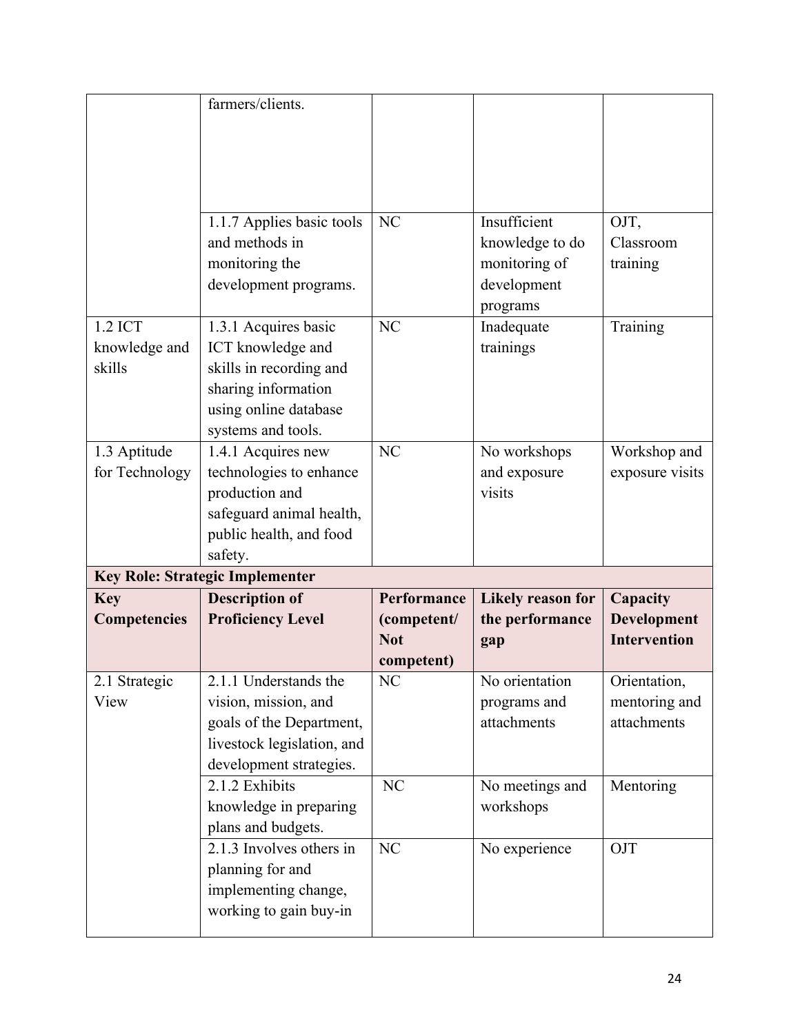| | farmers/clients. | | | |
|---|---|---|---|---|
| | 1.1.7 Applies basic tools and methods in monitoring the development programs. | NC | Insufficient knowledge to do monitoring of development programs | OJT, Classroom training |
| 1.2 ICT knowledge and skills | 1.3.1 Acquires basic ICT knowledge and skills in recording and sharing information using online database systems and tools. | NC | Inadequate trainings | Training |
| 1.3 Aptitude for Technology | 1.4.1 Acquires new technologies to enhance production and safeguard animal health, public health, and food safety. | NC | No workshops and exposure visits | Workshop and exposure visits |
| **Key Role: Strategic Implementer** | | | | |
| **Key Competencies** | **Description of Proficiency Level** | **Performance (competent/ Not competent)** | **Likely reason for the performance gap** | **Capacity Development Intervention** |
| 2.1 Strategic View | 2.1.1 Understands the vision, mission, and goals of the Department, livestock legislation, and development strategies. | NC | No orientation programs and attachments | Orientation, mentoring and attachments |
| | 2.1.2 Exhibits knowledge in preparing plans and budgets. | NC | No meetings and workshops | Mentoring |
| | 2.1.3 Involves others in planning for and implementing change, working to gain buy-in | NC | No experience | OJT |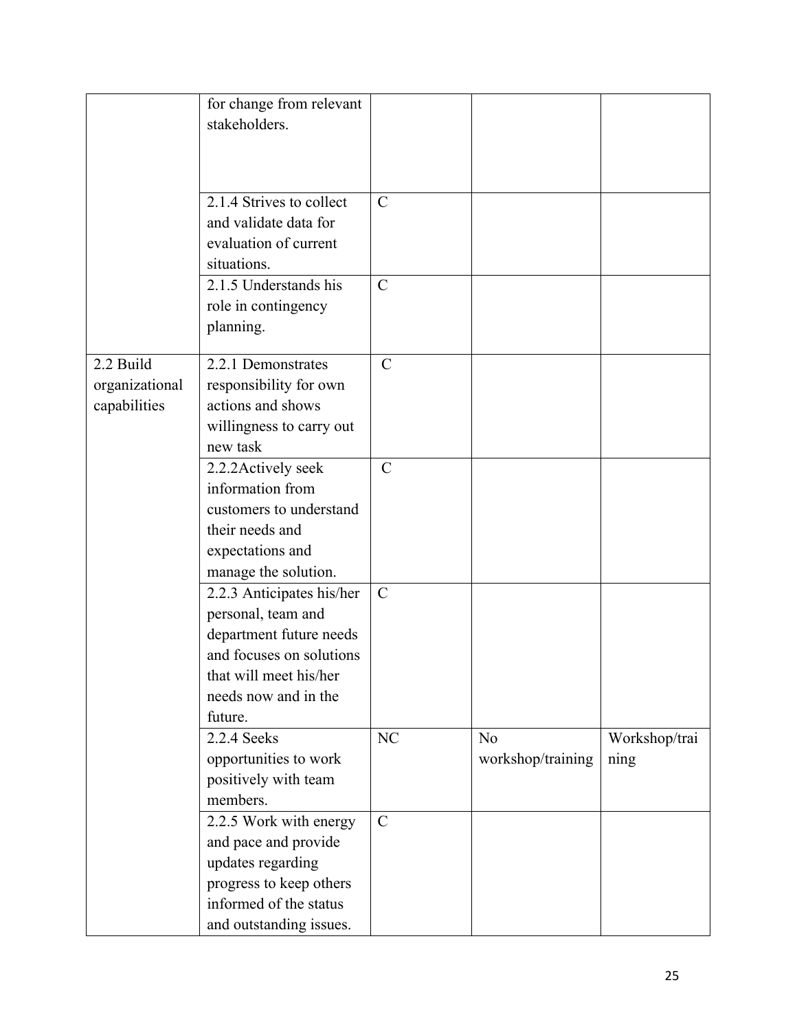| | | | | |
|---|---|---|---|---|
| | for change from relevant stakeholders. | | | |
| | 2.1.4 Strives to collect and validate data for evaluation of current situations. | C | | |
| | 2.1.5 Understands his role in contingency planning. | C | | |
| 2.2 Build organizational capabilities | 2.2.1 Demonstrates responsibility for own actions and shows willingness to carry out new task | C | | |
| | 2.2.2Actively seek information from customers to understand their needs and expectations and manage the solution. | C | | |
| | 2.2.3 Anticipates his/her personal, team and department future needs and focuses on solutions that will meet his/her needs now and in the future. | C | | |
| | 2.2.4 Seeks opportunities to work positively with team members. | NC | No workshop/training | Workshop/training |
| | 2.2.5 Work with energy and pace and provide updates regarding progress to keep others informed of the status and outstanding issues. | C | | |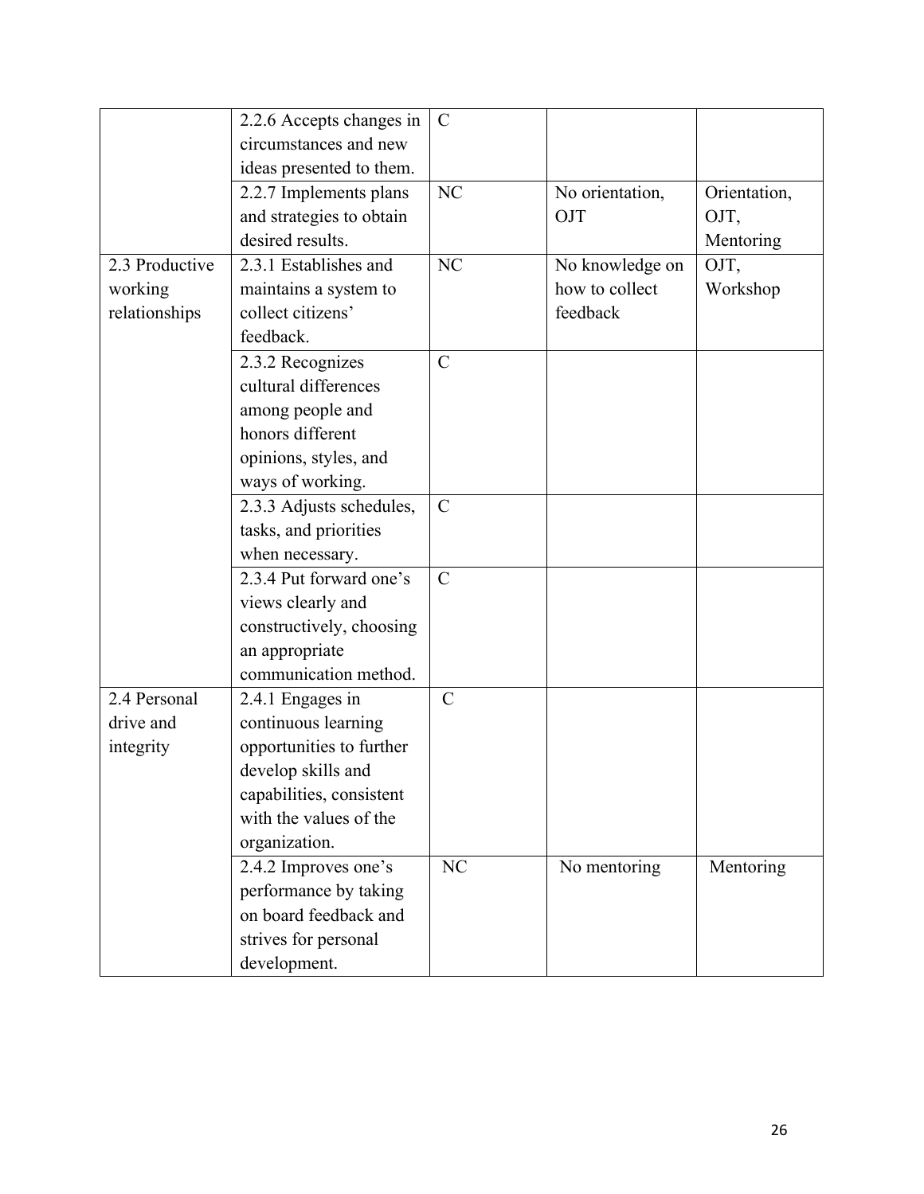| | | | | |
|---|---|---|---|---|
| | 2.2.6 Accepts changes in circumstances and new ideas presented to them. | C | | |
| | 2.2.7 Implements plans and strategies to obtain desired results. | NC | No orientation, OJT | Orientation, OJT, Mentoring |
| 2.3 Productive working relationships | 2.3.1 Establishes and maintains a system to collect citizens' feedback. | NC | No knowledge on how to collect feedback | OJT, Workshop |
| | 2.3.2 Recognizes cultural differences among people and honors different opinions, styles, and ways of working. | C | | |
| | 2.3.3 Adjusts schedules, tasks, and priorities when necessary. | C | | |
| | 2.3.4 Put forward one's views clearly and constructively, choosing an appropriate communication method. | C | | |
| 2.4 Personal drive and integrity | 2.4.1 Engages in continuous learning opportunities to further develop skills and capabilities, consistent with the values of the organization. | C | | |
| | 2.4.2 Improves one's performance by taking on board feedback and strives for personal development. | NC | No mentoring | Mentoring |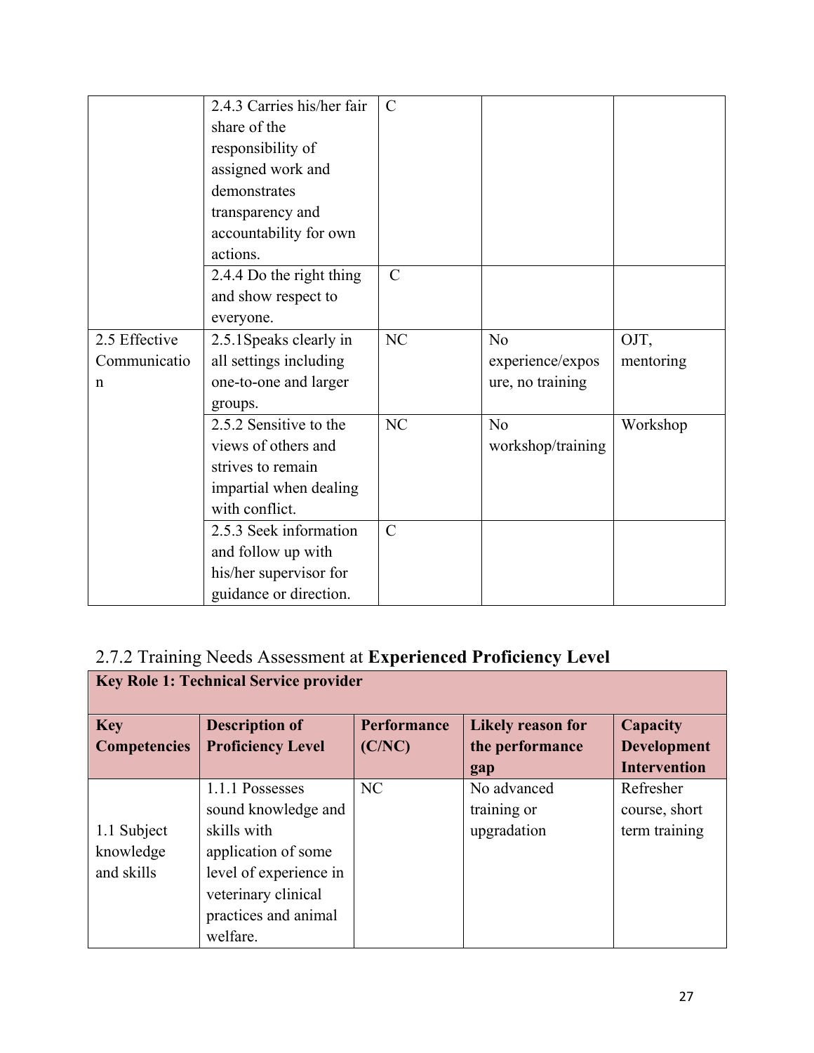| | | | | |
|---|---|---|---|---|
| | 2.4.3 Carries his/her fair share of the responsibility of assigned work and demonstrates transparency and accountability for own actions. | C | | |
| | 2.4.4 Do the right thing and show respect to everyone. | C | | |
| 2.5 Effective Communication | 2.5.1Speaks clearly in all settings including one-to-one and larger groups. | NC | No experience/exposure, no training | OJT, mentoring |
| | 2.5.2 Sensitive to the views of others and strives to remain impartial when dealing with conflict. | NC | No workshop/training | Workshop |
| | 2.5.3 Seek information and follow up with his/her supervisor for guidance or direction. | C | | |

## 2.7.2 Training Needs Assessment at **Experienced Proficiency Level**

| **Key Role 1: Technical Service provider** | | | | |
|---|---|---|---|---|
| **Key Competencies** | **Description of Proficiency Level** | **Performance (C/NC)** | **Likely reason for the performance gap** | **Capacity Development Intervention** |
| 1.1 Subject knowledge and skills | 1.1.1 Possesses sound knowledge and skills with application of some level of experience in veterinary clinical practices and animal welfare. | NC | No advanced training or upgradation | Refresher course, short term training |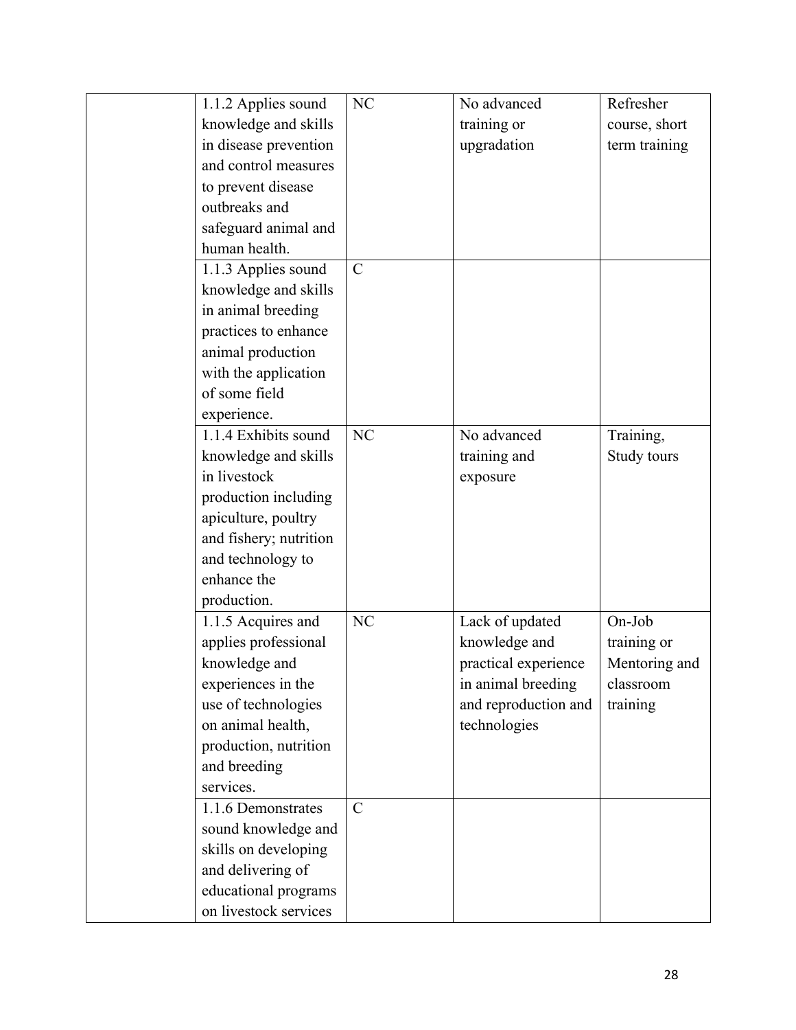| | | | | |
|---|---|---|---|---|
| | 1.1.2 Applies sound knowledge and skills in disease prevention and control measures to prevent disease outbreaks and safeguard animal and human health. | NC | No advanced training or upgradation | Refresher course, short term training |
| | 1.1.3 Applies sound knowledge and skills in animal breeding practices to enhance animal production with the application of some field experience. | C | | |
| | 1.1.4 Exhibits sound knowledge and skills in livestock production including apiculture, poultry and fishery; nutrition and technology to enhance the production. | NC | No advanced training and exposure | Training, Study tours |
| | 1.1.5 Acquires and applies professional knowledge and experiences in the use of technologies on animal health, production, nutrition and breeding services. | NC | Lack of updated knowledge and practical experience in animal breeding and reproduction and technologies | On-Job training or Mentoring and classroom training |
| | 1.1.6 Demonstrates sound knowledge and skills on developing and delivering of educational programs on livestock services | C | | |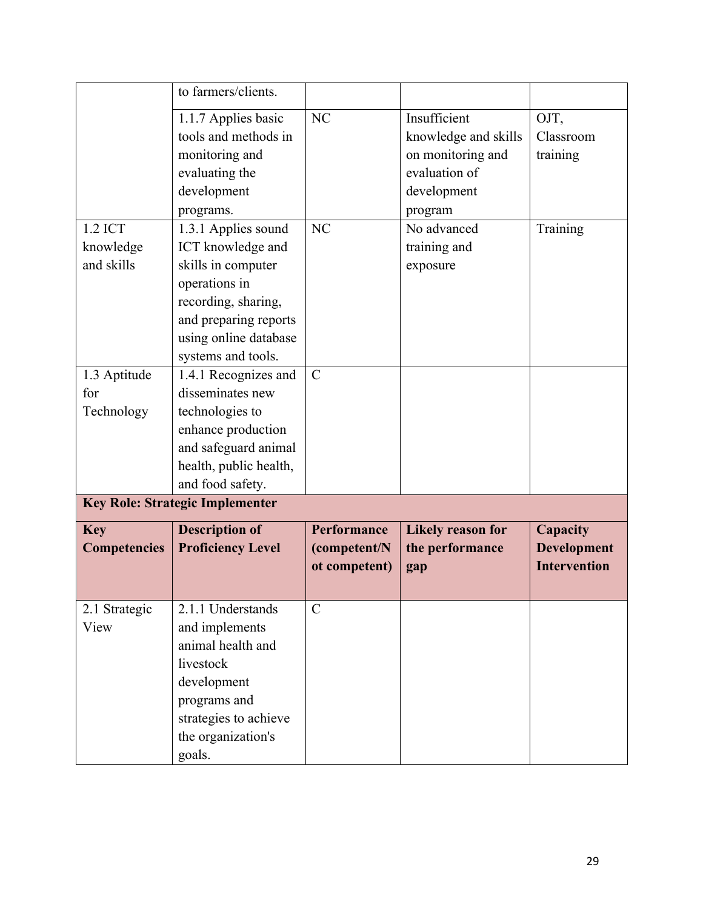| | | | | |
|---|---|---|---|---|
| | to farmers/clients. | | | |
| | 1.1.7 Applies basic tools and methods in monitoring and evaluating the development programs. | NC | Insufficient knowledge and skills on monitoring and evaluation of development program | OJT, Classroom training |
| 1.2 ICT knowledge and skills | 1.3.1 Applies sound ICT knowledge and skills in computer operations in recording, sharing, and preparing reports using online database systems and tools. | NC | No advanced training and exposure | Training |
| 1.3 Aptitude for Technology | 1.4.1 Recognizes and disseminates new technologies to enhance production and safeguard animal health, public health, and food safety. | C | | |
| **Key Role: Strategic Implementer** | | | | |
| **Key Competencies** | **Description of Proficiency Level** | **Performance (competent/Not competent)** | **Likely reason for the performance gap** | **Capacity Development Intervention** |
| 2.1 Strategic View | 2.1.1 Understands and implements animal health and livestock development programs and strategies to achieve the organization's goals. | C | | |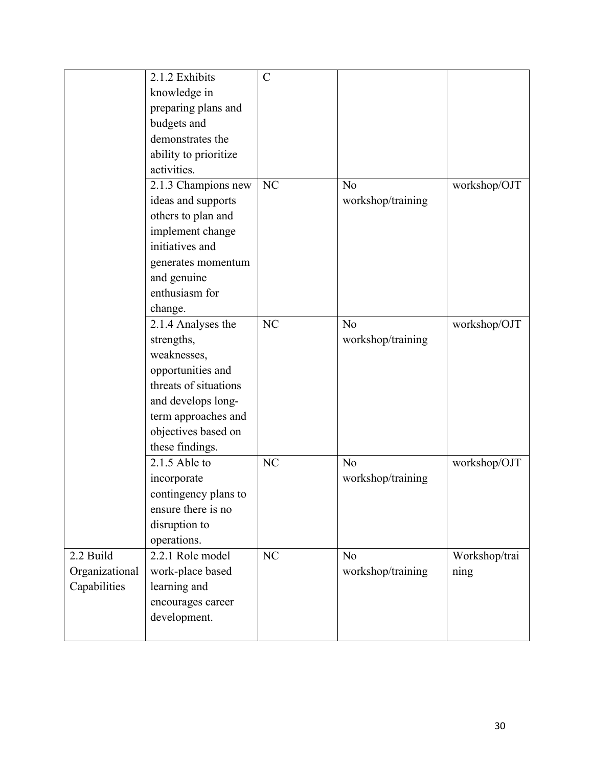| | | | | |
|---|---|---|---|---|
| | 2.1.2 Exhibits knowledge in preparing plans and budgets and demonstrates the ability to prioritize activities. | C | | |
| | 2.1.3 Champions new ideas and supports others to plan and implement change initiatives and generates momentum and genuine enthusiasm for change. | NC | No workshop/training | workshop/OJT |
| | 2.1.4 Analyses the strengths, weaknesses, opportunities and threats of situations and develops long-term approaches and objectives based on these findings. | NC | No workshop/training | workshop/OJT |
| | 2.1.5 Able to incorporate contingency plans to ensure there is no disruption to operations. | NC | No workshop/training | workshop/OJT |
| 2.2 Build Organizational Capabilities | 2.2.1 Role model work-place based learning and encourages career development. | NC | No workshop/training | Workshop/training |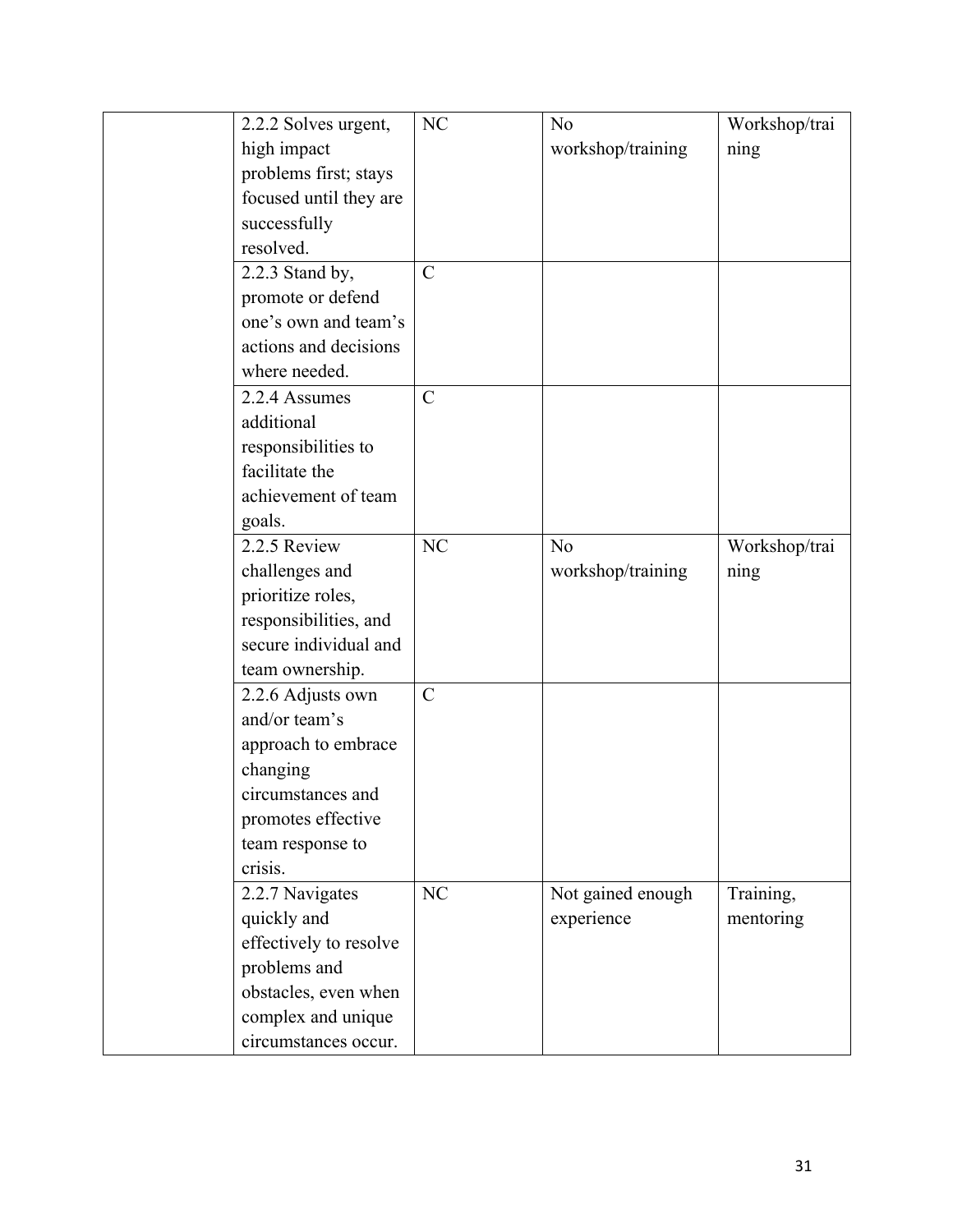|  |  |  |  |  |
|---|---|---|---|---|
|  | 2.2.2 Solves urgent, high impact problems first; stays focused until they are successfully resolved. | NC | No workshop/training | Workshop/training |
|  | 2.2.3 Stand by, promote or defend one's own and team's actions and decisions where needed. | C |  |  |
|  | 2.2.4 Assumes additional responsibilities to facilitate the achievement of team goals. | C |  |  |
|  | 2.2.5 Review challenges and prioritize roles, responsibilities, and secure individual and team ownership. | NC | No workshop/training | Workshop/training |
|  | 2.2.6 Adjusts own and/or team's approach to embrace changing circumstances and promotes effective team response to crisis. | C |  |  |
|  | 2.2.7 Navigates quickly and effectively to resolve problems and obstacles, even when complex and unique circumstances occur. | NC | Not gained enough experience | Training, mentoring |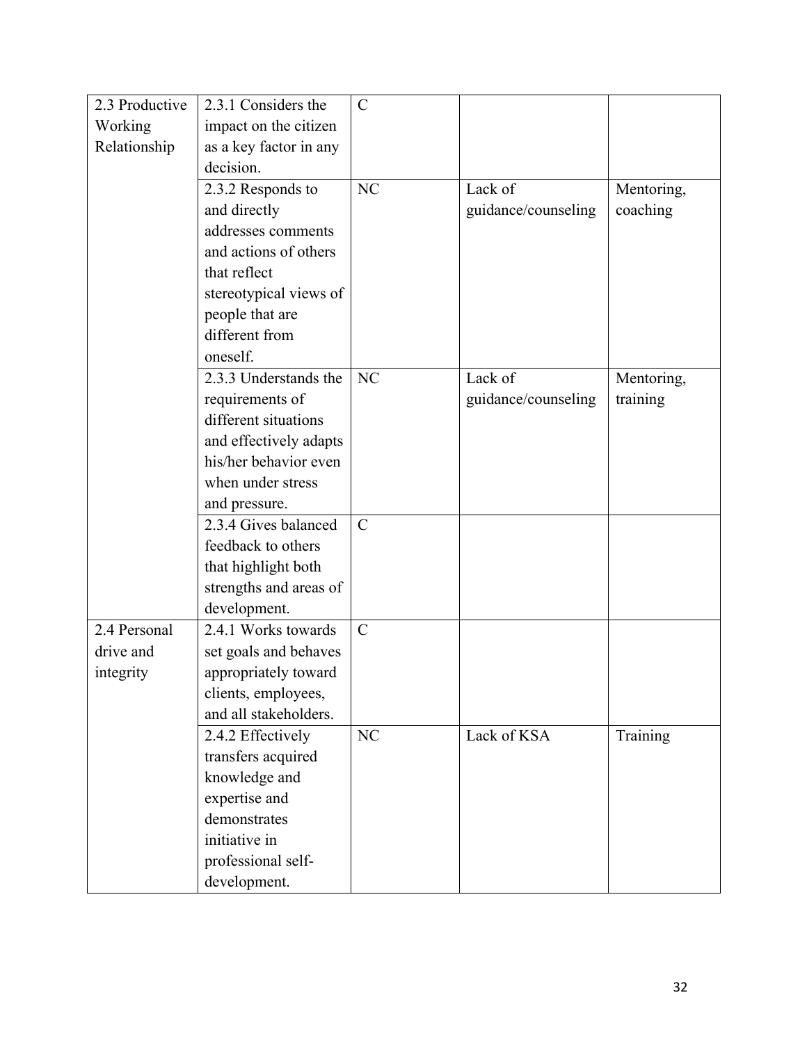| | | | | |
|---|---|---|---|---|
| 2.3 Productive Working Relationship | 2.3.1 Considers the impact on the citizen as a key factor in any decision. | C | | |
| | 2.3.2 Responds to and directly addresses comments and actions of others that reflect stereotypical views of people that are different from oneself. | NC | Lack of guidance/counseling | Mentoring, coaching |
| | 2.3.3 Understands the requirements of different situations and effectively adapts his/her behavior even when under stress and pressure. | NC | Lack of guidance/counseling | Mentoring, training |
| | 2.3.4 Gives balanced feedback to others that highlight both strengths and areas of development. | C | | |
| 2.4 Personal drive and integrity | 2.4.1 Works towards set goals and behaves appropriately toward clients, employees, and all stakeholders. | C | | |
| | 2.4.2 Effectively transfers acquired knowledge and expertise and demonstrates initiative in professional self-development. | NC | Lack of KSA | Training |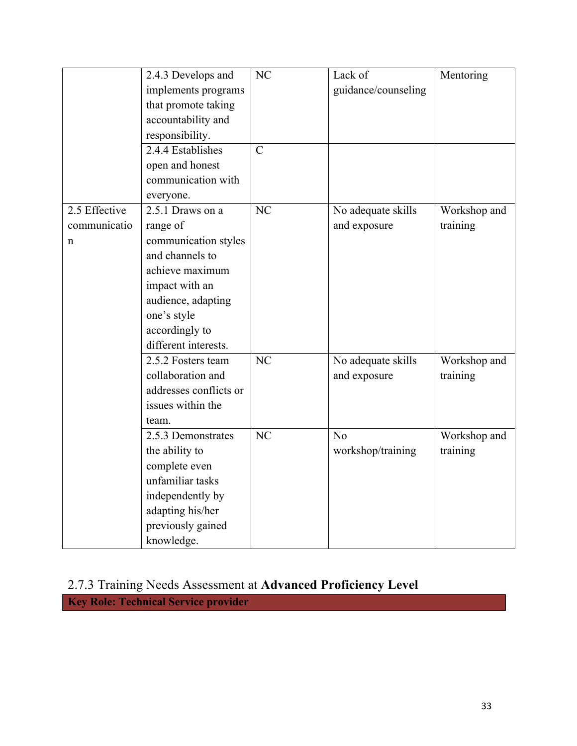| | | | | |
|---|---|---|---|---|
| | 2.4.3 Develops and implements programs that promote taking accountability and responsibility. | NC | Lack of guidance/counseling | Mentoring |
| | 2.4.4 Establishes open and honest communication with everyone. | C | | |
| 2.5 Effective communication | 2.5.1 Draws on a range of communication styles and channels to achieve maximum impact with an audience, adapting one's style accordingly to different interests. | NC | No adequate skills and exposure | Workshop and training |
| | 2.5.2 Fosters team collaboration and addresses conflicts or issues within the team. | NC | No adequate skills and exposure | Workshop and training |
| | 2.5.3 Demonstrates the ability to complete even unfamiliar tasks independently by adapting his/her previously gained knowledge. | NC | No workshop/training | Workshop and training |

### 2.7.3 Training Needs Assessment at **Advanced Proficiency Level**

**Key Role: Technical Service provider**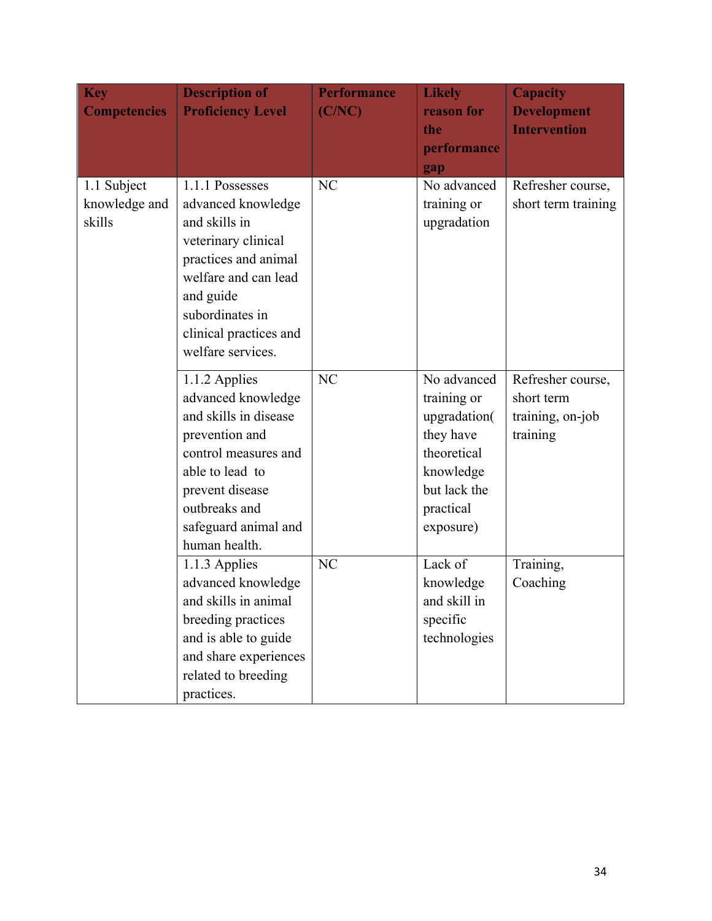| Key Competencies | Description of Proficiency Level | Performance (C/NC) | Likely reason for the performance gap | Capacity Development Intervention |
|---|---|---|---|---|
| 1.1 Subject knowledge and skills | 1.1.1 Possesses advanced knowledge and skills in veterinary clinical practices and animal welfare and can lead and guide subordinates in clinical practices and welfare services. | NC | No advanced training or upgradation | Refresher course, short term training |
| | 1.1.2 Applies advanced knowledge and skills in disease prevention and control measures and able to lead to prevent disease outbreaks and safeguard animal and human health. | NC | No advanced training or upgradation( they have theoretical knowledge but lack the practical exposure) | Refresher course, short term training, on-job training |
| | 1.1.3 Applies advanced knowledge and skills in animal breeding practices and is able to guide and share experiences related to breeding practices. | NC | Lack of knowledge and skill in specific technologies | Training, Coaching |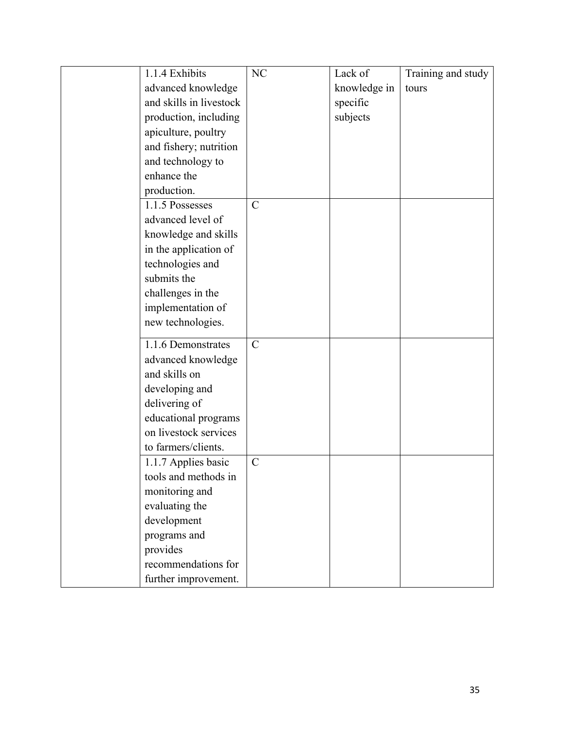| | | | | |
|---|---|---|---|---|
| | 1.1.4 Exhibits advanced knowledge and skills in livestock production, including apiculture, poultry and fishery; nutrition and technology to enhance the production. | NC | Lack of knowledge in specific subjects | Training and study tours |
| | 1.1.5 Possesses advanced level of knowledge and skills in the application of technologies and submits the challenges in the implementation of new technologies. | C | | |
| | 1.1.6 Demonstrates advanced knowledge and skills on developing and delivering of educational programs on livestock services to farmers/clients. | C | | |
| | 1.1.7 Applies basic tools and methods in monitoring and evaluating the development programs and provides recommendations for further improvement. | C | | |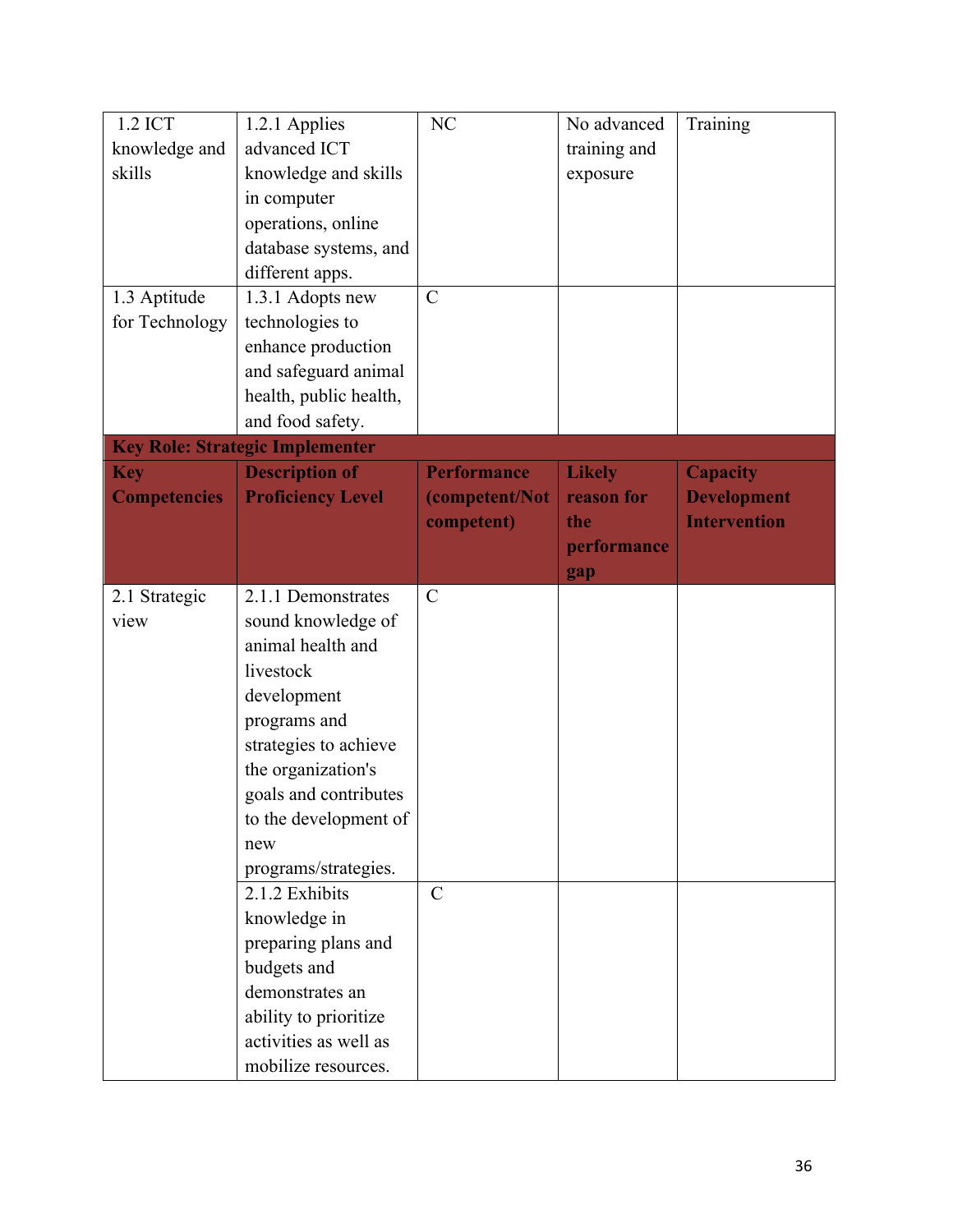| | | | | |
|---|---|---|---|---|
| 1.2 ICT knowledge and skills | 1.2.1 Applies advanced ICT knowledge and skills in computer operations, online database systems, and different apps. | NC | No advanced training and exposure | Training |
| 1.3 Aptitude for Technology | 1.3.1 Adopts new technologies to enhance production and safeguard animal health, public health, and food safety. | C | | |
| **Key Role: Strategic Implementer** | | | | |
| **Key Competencies** | **Description of Proficiency Level** | **Performance (competent/Not competent)** | **Likely reason for the performance gap** | **Capacity Development Intervention** |
| 2.1 Strategic view | 2.1.1 Demonstrates sound knowledge of animal health and livestock development programs and strategies to achieve the organization's goals and contributes to the development of new programs/strategies. | C | | |
| | 2.1.2 Exhibits knowledge in preparing plans and budgets and demonstrates an ability to prioritize activities as well as mobilize resources. | C | | |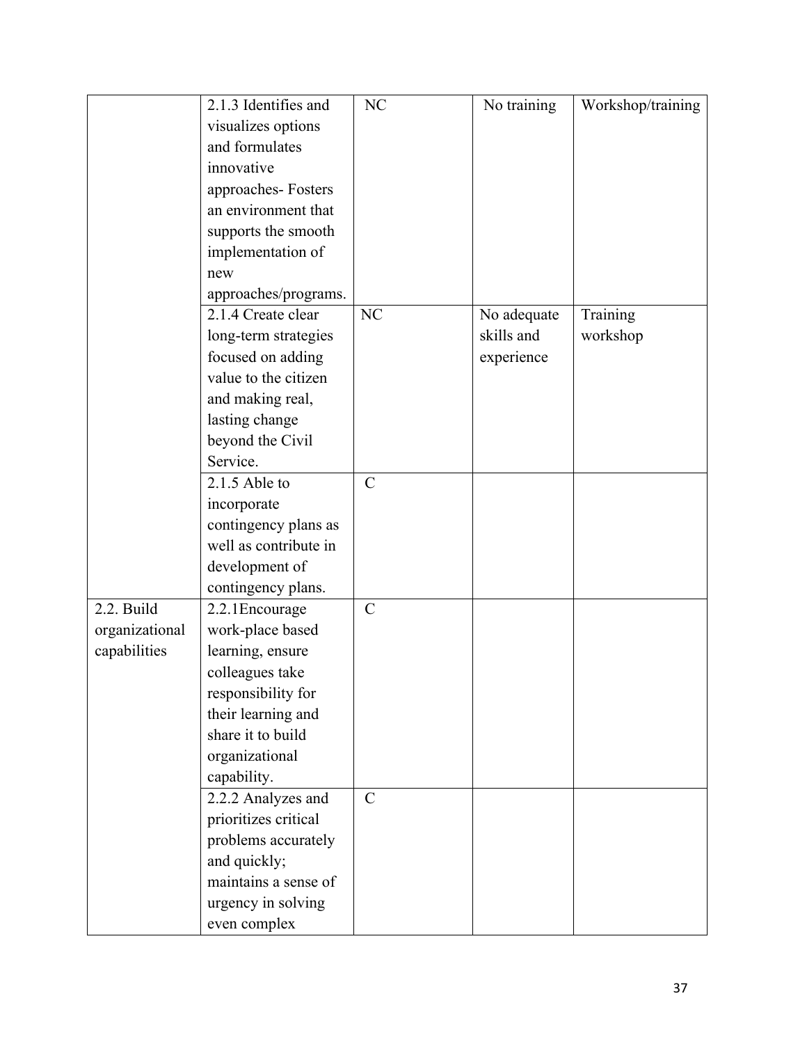| | | | | |
|---|---|---|---|---|
| | 2.1.3 Identifies and visualizes options and formulates innovative approaches- Fosters an environment that supports the smooth implementation of new approaches/programs. | NC | No training | Workshop/training |
| | 2.1.4 Create clear long-term strategies focused on adding value to the citizen and making real, lasting change beyond the Civil Service. | NC | No adequate skills and experience | Training workshop |
| | 2.1.5 Able to incorporate contingency plans as well as contribute in development of contingency plans. | C | | |
| 2.2. Build organizational capabilities | 2.2.1Encourage work-place based learning, ensure colleagues take responsibility for their learning and share it to build organizational capability. | C | | |
| | 2.2.2 Analyzes and prioritizes critical problems accurately and quickly; maintains a sense of urgency in solving even complex | C | | |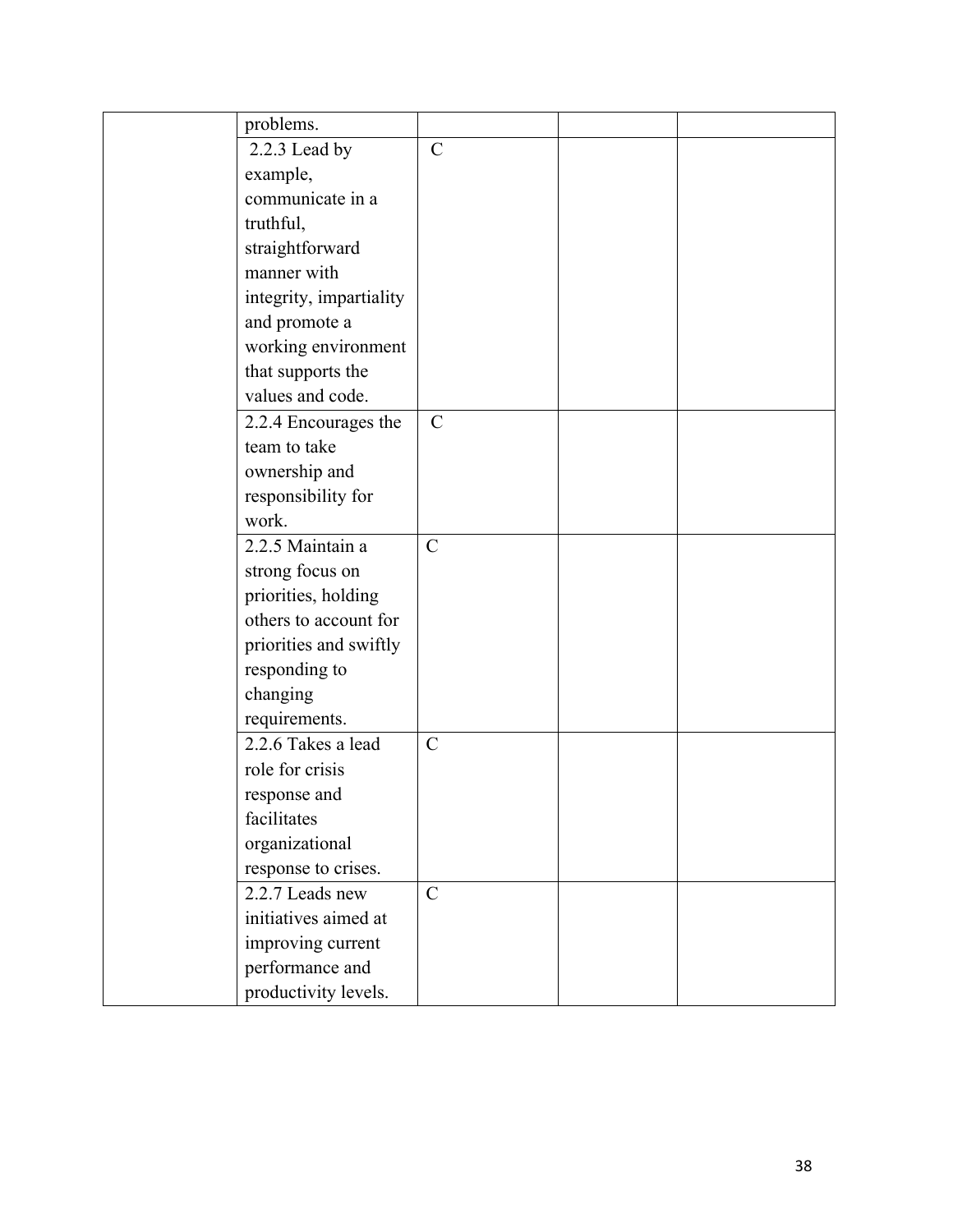|  |  |  |  |  |
|---|---|---|---|---|
|  | problems. |  |  |  |
|  | 2.2.3 Lead by example, communicate in a truthful, straightforward manner with integrity, impartiality and promote a working environment that supports the values and code. | C |  |  |
|  | 2.2.4 Encourages the team to take ownership and responsibility for work. | C |  |  |
|  | 2.2.5 Maintain a strong focus on priorities, holding others to account for priorities and swiftly responding to changing requirements. | C |  |  |
|  | 2.2.6 Takes a lead role for crisis response and facilitates organizational response to crises. | C |  |  |
|  | 2.2.7 Leads new initiatives aimed at improving current performance and productivity levels. | C |  |  |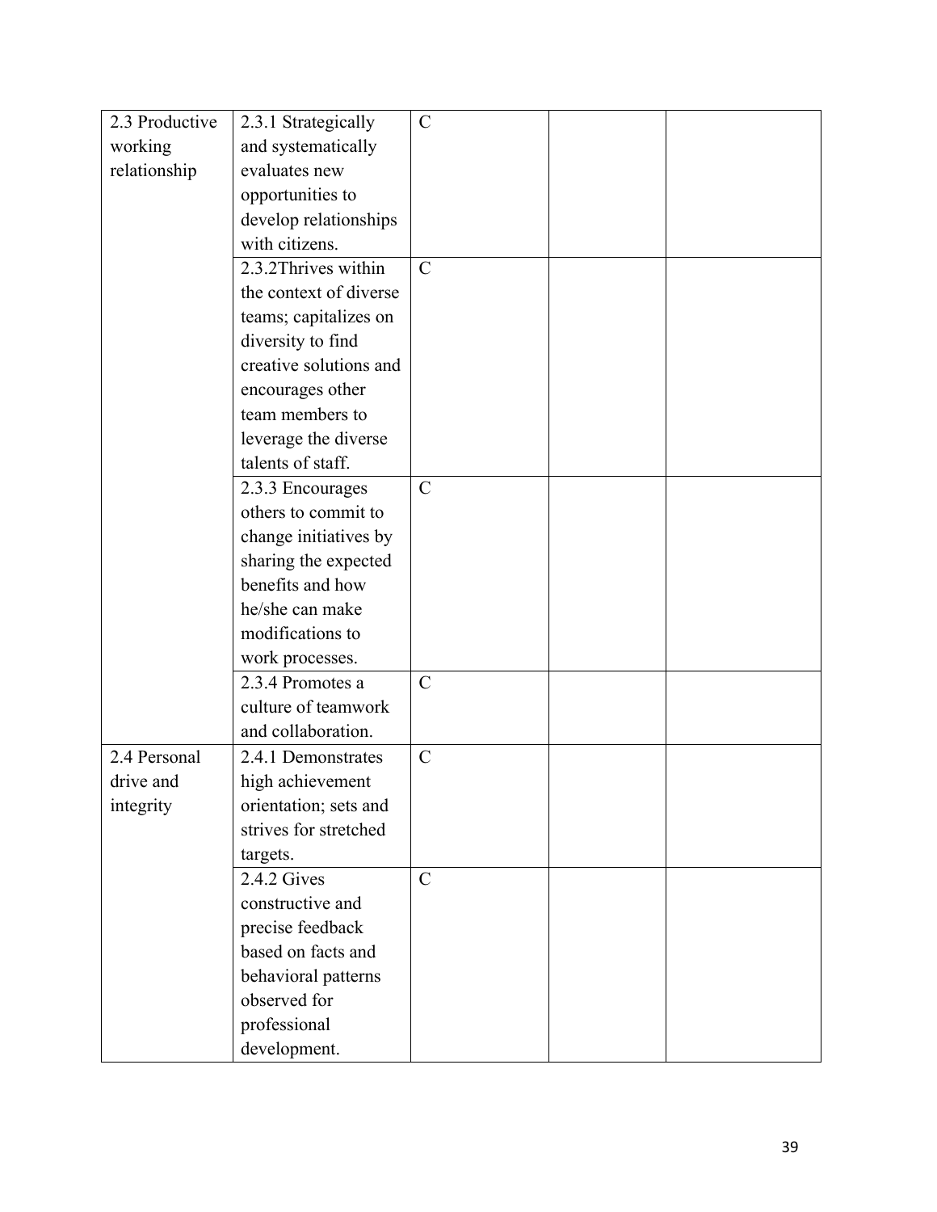| | | | | |
|---|---|---|---|---|
| 2.3 Productive working relationship | 2.3.1 Strategically and systematically evaluates new opportunities to develop relationships with citizens. | C | | |
| | 2.3.2Thrives within the context of diverse teams; capitalizes on diversity to find creative solutions and encourages other team members to leverage the diverse talents of staff. | C | | |
| | 2.3.3 Encourages others to commit to change initiatives by sharing the expected benefits and how he/she can make modifications to work processes. | C | | |
| | 2.3.4 Promotes a culture of teamwork and collaboration. | C | | |
| 2.4 Personal drive and integrity | 2.4.1 Demonstrates high achievement orientation; sets and strives for stretched targets. | C | | |
| | 2.4.2 Gives constructive and precise feedback based on facts and behavioral patterns observed for professional development. | C | | |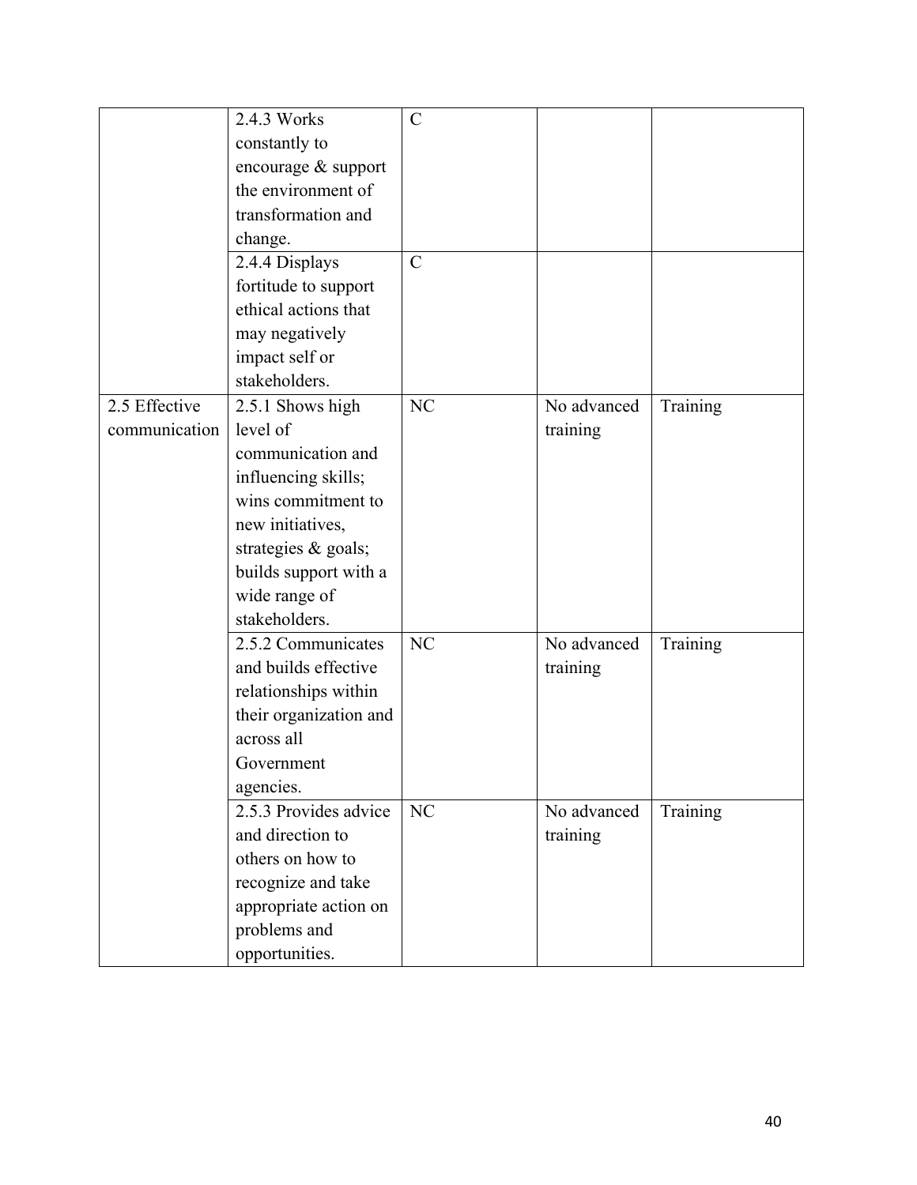| | | | | |
|---|---|---|---|---|
| | 2.4.3 Works constantly to encourage & support the environment of transformation and change. | C | | |
| | 2.4.4 Displays fortitude to support ethical actions that may negatively impact self or stakeholders. | C | | |
| 2.5 Effective communication | 2.5.1 Shows high level of communication and influencing skills; wins commitment to new initiatives, strategies & goals; builds support with a wide range of stakeholders. | NC | No advanced training | Training |
| | 2.5.2 Communicates and builds effective relationships within their organization and across all Government agencies. | NC | No advanced training | Training |
| | 2.5.3 Provides advice and direction to others on how to recognize and take appropriate action on problems and opportunities. | NC | No advanced training | Training |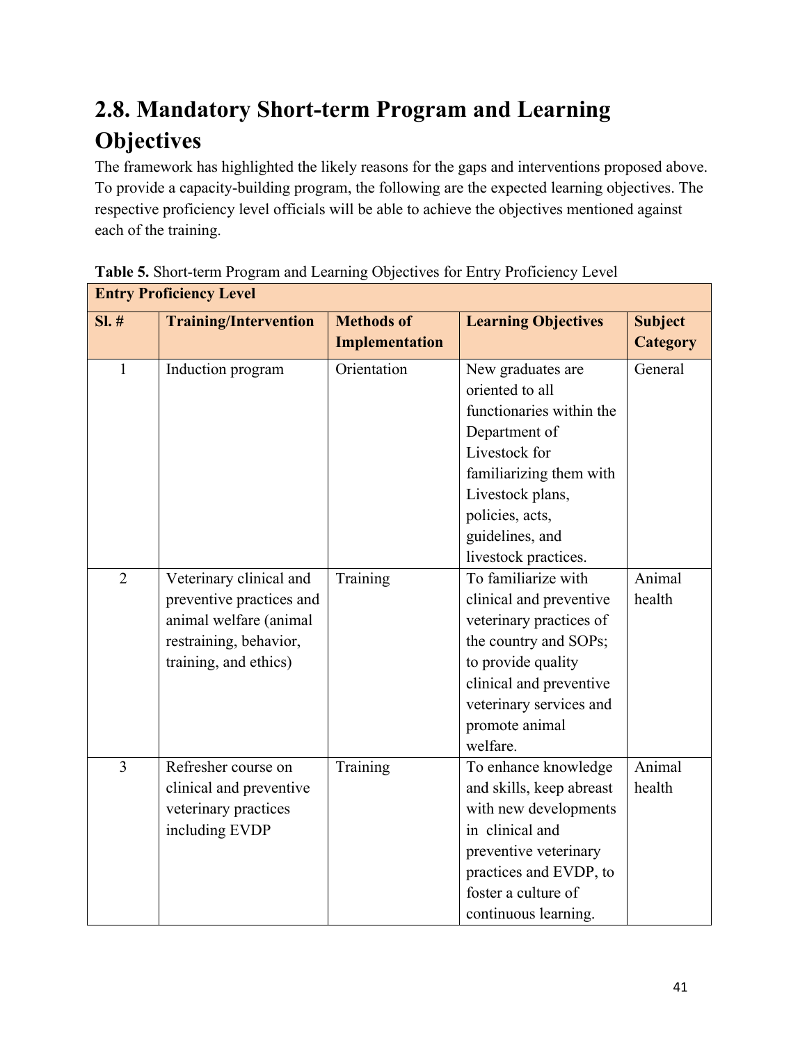## 2.8. Mandatory Short-term Program and Learning Objectives

The framework has highlighted the likely reasons for the gaps and interventions proposed above. To provide a capacity-building program, the following are the expected learning objectives. The respective proficiency level officials will be able to achieve the objectives mentioned against each of the training.

**Table 5.** Short-term Program and Learning Objectives for Entry Proficiency Level

| **Entry Proficiency Level** | | | | |
|---|---|---|---|---|
| **Sl. #** | **Training/Intervention** | **Methods of Implementation** | **Learning Objectives** | **Subject Category** |
| 1 | Induction program | Orientation | New graduates are oriented to all functionaries within the Department of Livestock for familiarizing them with Livestock plans, policies, acts, guidelines, and livestock practices. | General |
| 2 | Veterinary clinical and preventive practices and animal welfare (animal restraining, behavior, training, and ethics) | Training | To familiarize with clinical and preventive veterinary practices of the country and SOPs; to provide quality clinical and preventive veterinary services and promote animal welfare. | Animal health |
| 3 | Refresher course on clinical and preventive veterinary practices including EVDP | Training | To enhance knowledge and skills, keep abreast with new developments in clinical and preventive veterinary practices and EVDP, to foster a culture of continuous learning. | Animal health |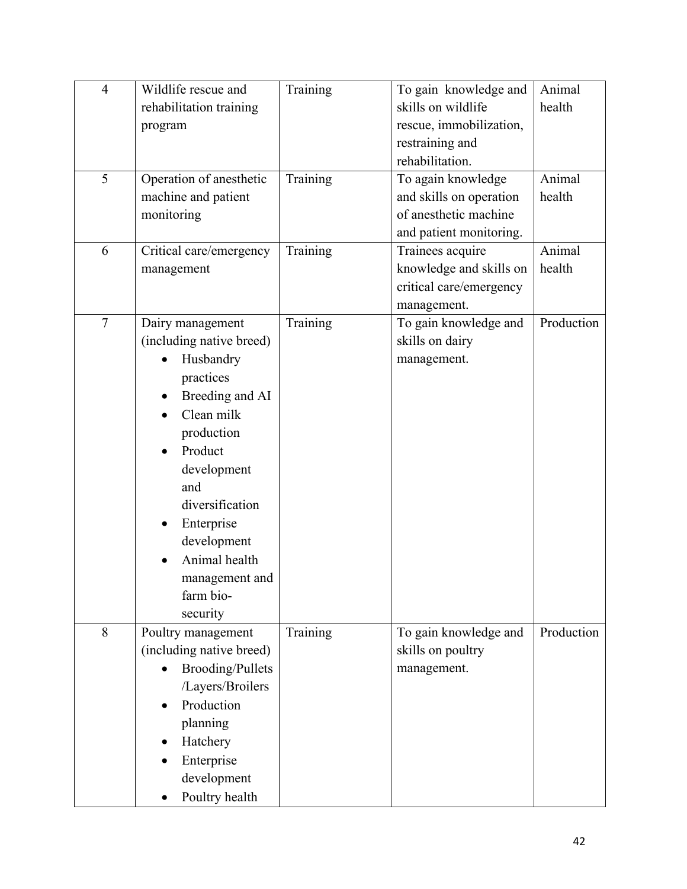| 4 | Wildlife rescue and rehabilitation training program | Training | To gain knowledge and skills on wildlife rescue, immobilization, restraining and rehabilitation. | Animal health |
|---|---|---|---|---|
| 5 | Operation of anesthetic machine and patient monitoring | Training | To again knowledge and skills on operation of anesthetic machine and patient monitoring. | Animal health |
| 6 | Critical care/emergency management | Training | Trainees acquire knowledge and skills on critical care/emergency management. | Animal health |
| 7 | Dairy management (including native breed)<br>• Husbandry practices<br>• Breeding and AI<br>• Clean milk production<br>• Product development and diversification<br>• Enterprise development<br>• Animal health management and farm bio-security | Training | To gain knowledge and skills on dairy management. | Production |
| 8 | Poultry management (including native breed)<br>• Brooding/Pullets /Layers/Broilers<br>• Production planning<br>• Hatchery<br>• Enterprise development<br>• Poultry health | Training | To gain knowledge and skills on poultry management. | Production |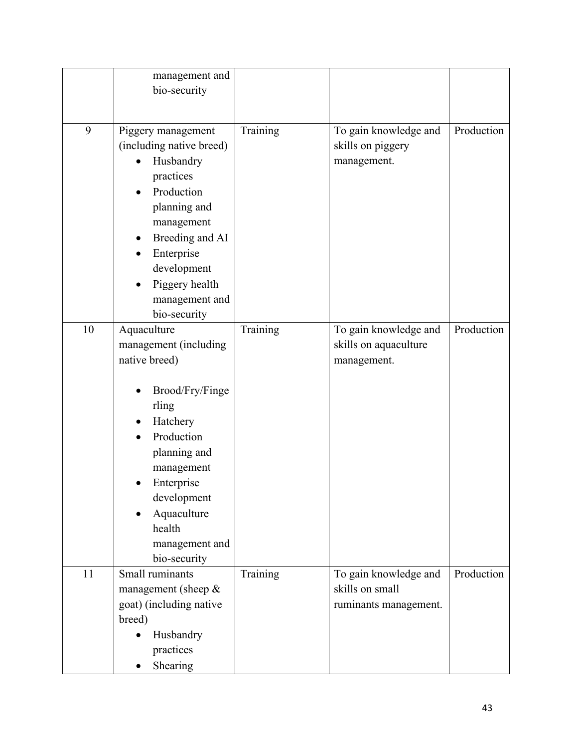| | | | | |
|---|---|---|---|---|
| | management and bio-security | | | |
| 9 | Piggery management (including native breed) <br>• Husbandry practices <br>• Production planning and management <br>• Breeding and AI <br>• Enterprise development <br>• Piggery health management and bio-security | Training | To gain knowledge and skills on piggery management. | Production |
| 10 | Aquaculture management (including native breed) <br>• Brood/Fry/Fingerling <br>• Hatchery <br>• Production planning and management <br>• Enterprise development <br>• Aquaculture health management and bio-security | Training | To gain knowledge and skills on aquaculture management. | Production |
| 11 | Small ruminants management (sheep & goat) (including native breed) <br>• Husbandry practices <br>• Shearing | Training | To gain knowledge and skills on small ruminants management. | Production |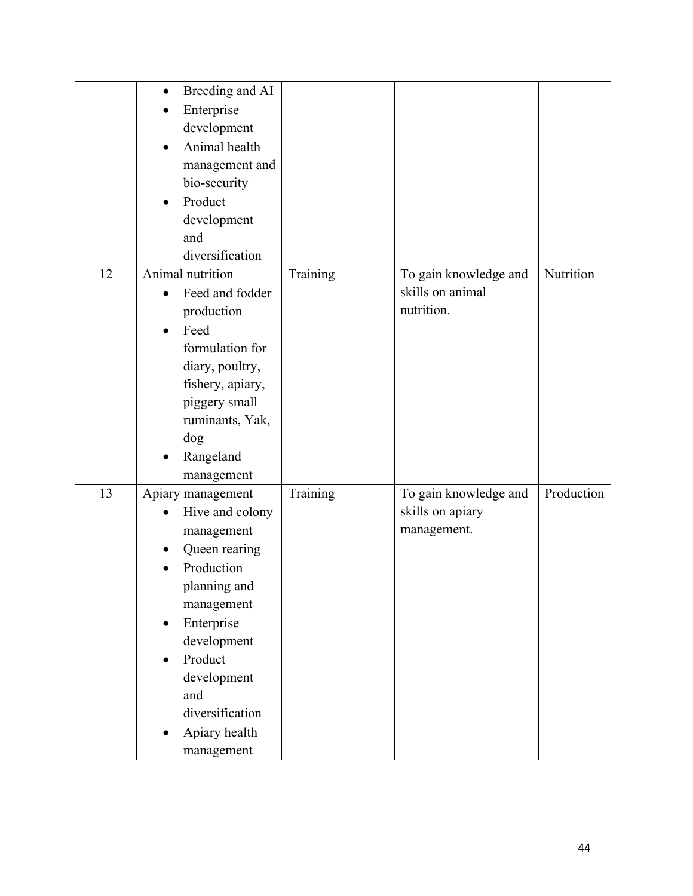| | | | | |
|---|---|---|---|---|
| | • Breeding and AI<br>• Enterprise development<br>• Animal health management and bio-security<br>• Product development and diversification | | | |
| 12 | Animal nutrition<br>• Feed and fodder production<br>• Feed formulation for diary, poultry, fishery, apiary, piggery small ruminants, Yak, dog<br>• Rangeland management | Training | To gain knowledge and skills on animal nutrition. | Nutrition |
| 13 | Apiary management<br>• Hive and colony management<br>• Queen rearing<br>• Production planning and management<br>• Enterprise development<br>• Product development and diversification<br>• Apiary health management | Training | To gain knowledge and skills on apiary management. | Production |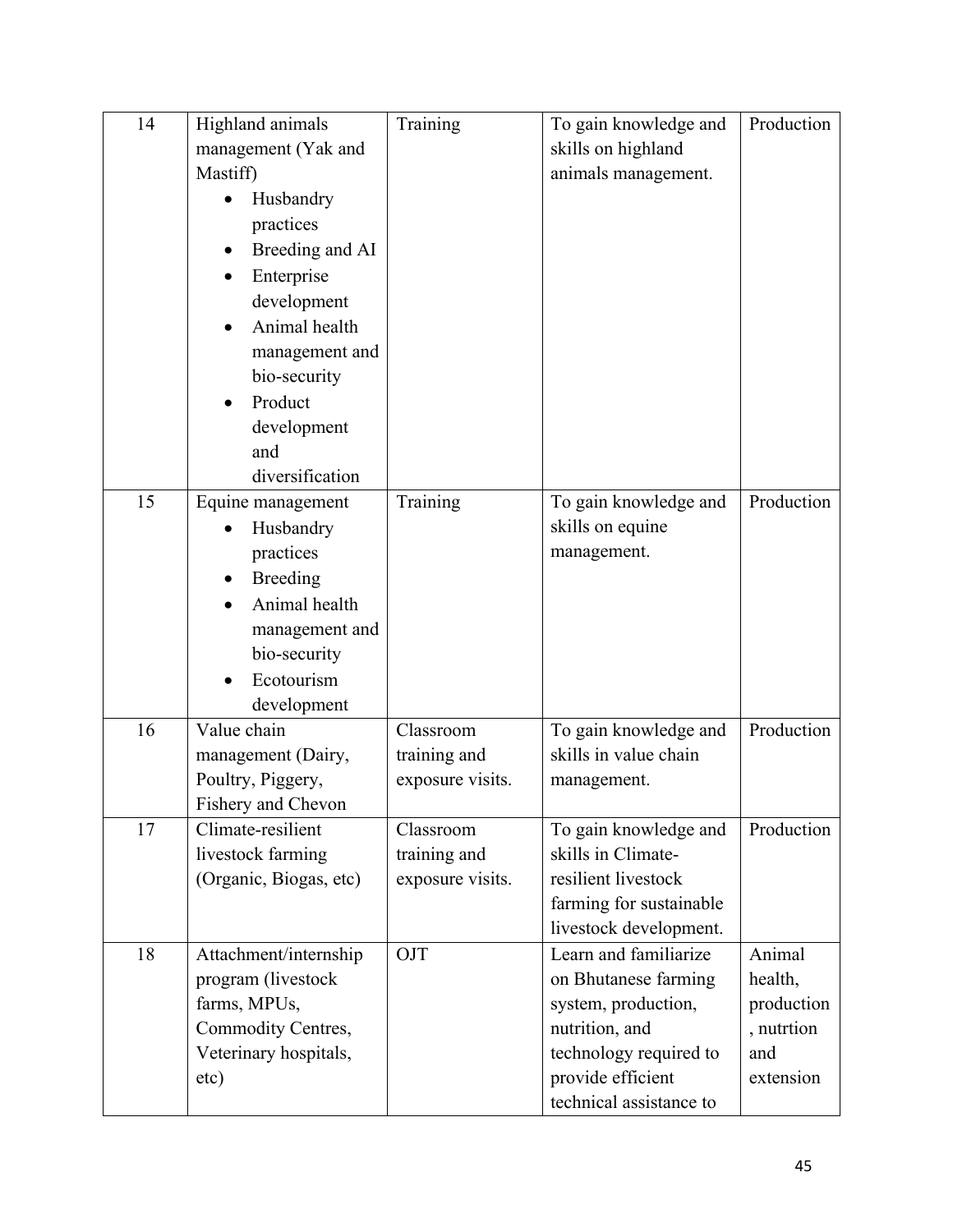| 14 | Highland animals management (Yak and Mastiff)<br>• Husbandry practices<br>• Breeding and AI<br>• Enterprise development<br>• Animal health management and bio-security<br>• Product development and diversification | Training | To gain knowledge and skills on highland animals management. | Production |
|---|---|---|---|---|
| 15 | Equine management<br>• Husbandry practices<br>• Breeding<br>• Animal health management and bio-security<br>• Ecotourism development | Training | To gain knowledge and skills on equine management. | Production |
| 16 | Value chain management (Dairy, Poultry, Piggery, Fishery and Chevon | Classroom training and exposure visits. | To gain knowledge and skills in value chain management. | Production |
| 17 | Climate-resilient livestock farming (Organic, Biogas, etc) | Classroom training and exposure visits. | To gain knowledge and skills in Climate-resilient livestock farming for sustainable livestock development. | Production |
| 18 | Attachment/internship program (livestock farms, MPUs, Commodity Centres, Veterinary hospitals, etc) | OJT | Learn and familiarize on Bhutanese farming system, production, nutrition, and technology required to provide efficient technical assistance to | Animal health, production, nutrtion and extension |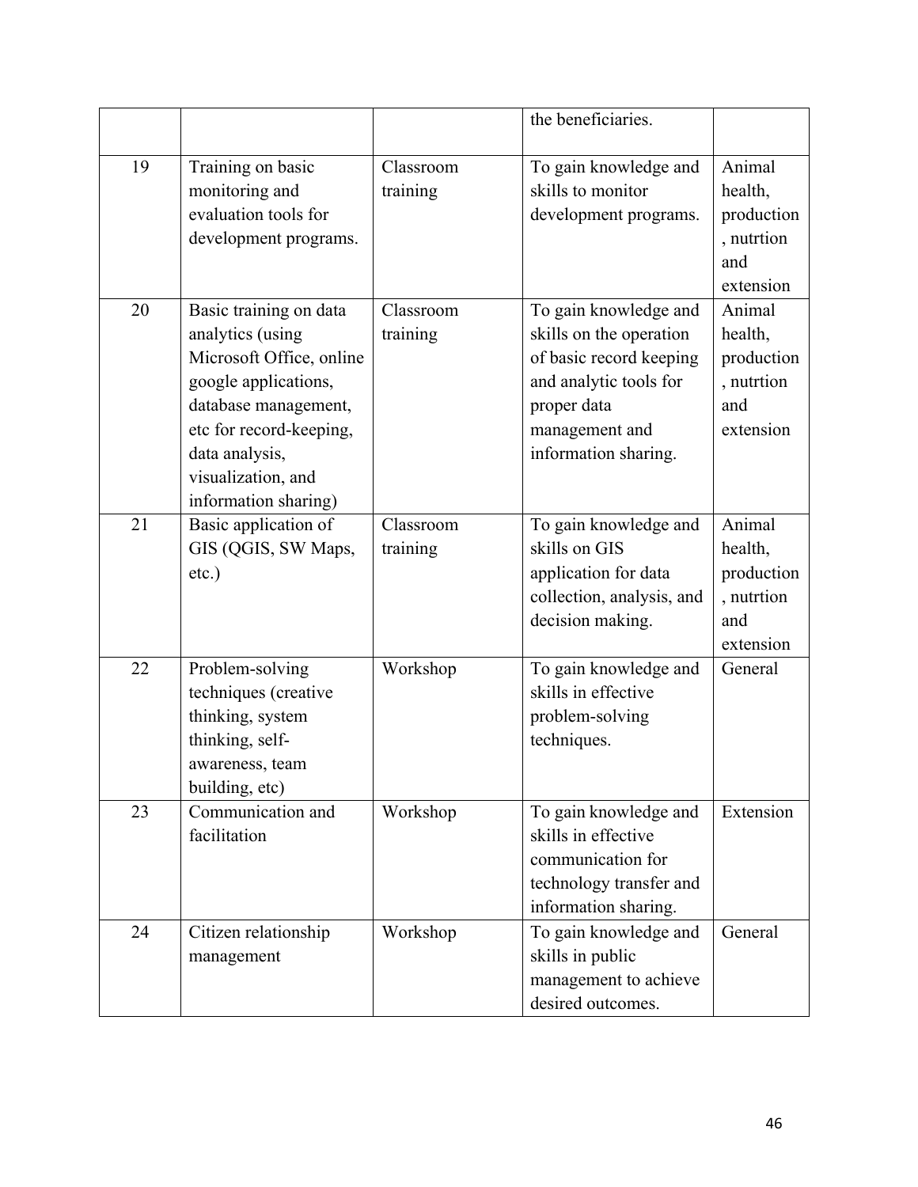| | | | the beneficiaries. | |
|---|---|---|---|---|
| 19 | Training on basic monitoring and evaluation tools for development programs. | Classroom training | To gain knowledge and skills to monitor development programs. | Animal health, production, nutrtion and extension |
| 20 | Basic training on data analytics (using Microsoft Office, online google applications, database management, etc for record-keeping, data analysis, visualization, and information sharing) | Classroom training | To gain knowledge and skills on the operation of basic record keeping and analytic tools for proper data management and information sharing. | Animal health, production, nutrtion and extension |
| 21 | Basic application of GIS (QGIS, SW Maps, etc.) | Classroom training | To gain knowledge and skills on GIS application for data collection, analysis, and decision making. | Animal health, production, nutrtion and extension |
| 22 | Problem-solving techniques (creative thinking, system thinking, self-awareness, team building, etc) | Workshop | To gain knowledge and skills in effective problem-solving techniques. | General |
| 23 | Communication and facilitation | Workshop | To gain knowledge and skills in effective communication for technology transfer and information sharing. | Extension |
| 24 | Citizen relationship management | Workshop | To gain knowledge and skills in public management to achieve desired outcomes. | General |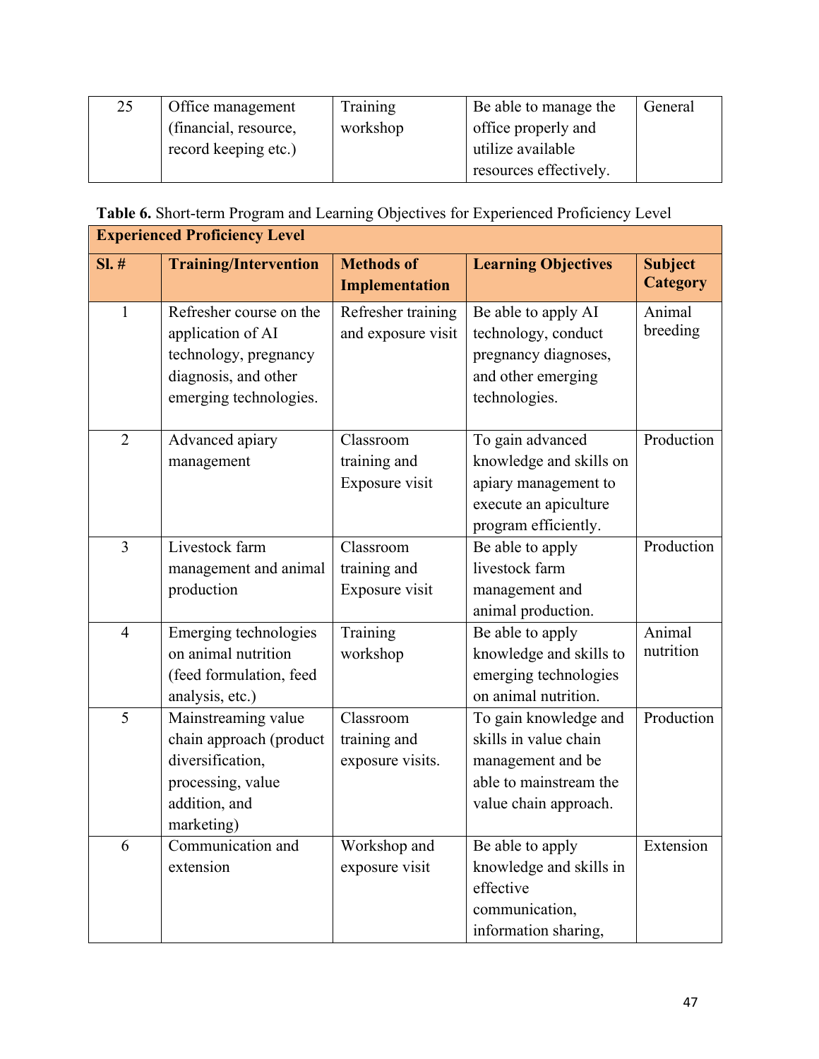| 25 | Office management (financial, resource, record keeping etc.) | Training workshop | Be able to manage the office properly and utilize available resources effectively. | General |
|---|---|---|---|---|

**Table 6.** Short-term Program and Learning Objectives for Experienced Proficiency Level

| **Experienced Proficiency Level** | | | | |
|---|---|---|---|---|
| **Sl. #** | **Training/Intervention** | **Methods of Implementation** | **Learning Objectives** | **Subject Category** |
| 1 | Refresher course on the application of AI technology, pregnancy diagnosis, and other emerging technologies. | Refresher training and exposure visit | Be able to apply AI technology, conduct pregnancy diagnoses, and other emerging technologies. | Animal breeding |
| 2 | Advanced apiary management | Classroom training and Exposure visit | To gain advanced knowledge and skills on apiary management to execute an apiculture program efficiently. | Production |
| 3 | Livestock farm management and animal production | Classroom training and Exposure visit | Be able to apply livestock farm management and animal production. | Production |
| 4 | Emerging technologies on animal nutrition (feed formulation, feed analysis, etc.) | Training workshop | Be able to apply knowledge and skills to emerging technologies on animal nutrition. | Animal nutrition |
| 5 | Mainstreaming value chain approach (product diversification, processing, value addition, and marketing) | Classroom training and exposure visits. | To gain knowledge and skills in value chain management and be able to mainstream the value chain approach. | Production |
| 6 | Communication and extension | Workshop and exposure visit | Be able to apply knowledge and skills in effective communication, information sharing, | Extension |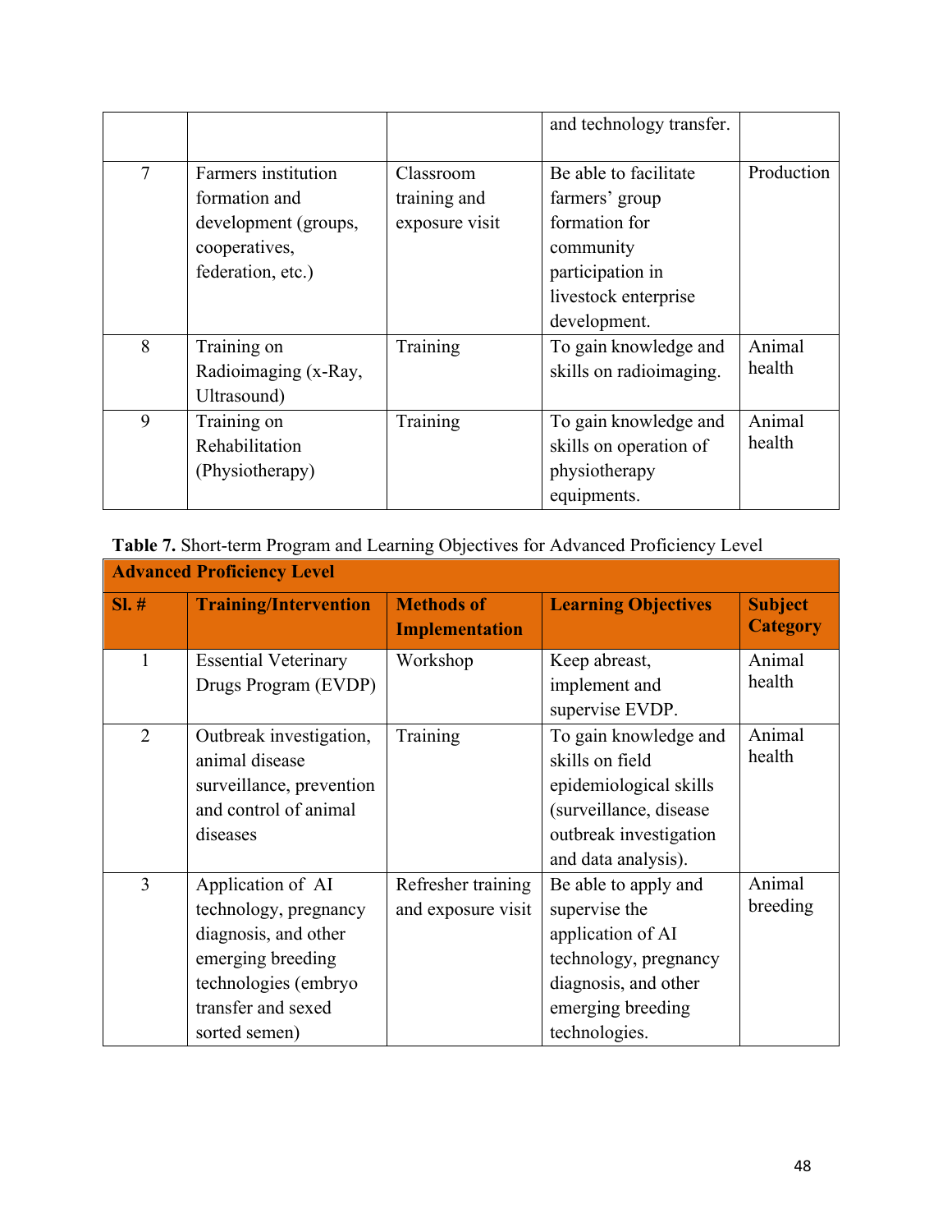|  |  |  | and technology transfer. |  |
|---|---|---|---|---|
| 7 | Farmers institution formation and development (groups, cooperatives, federation, etc.) | Classroom training and exposure visit | Be able to facilitate farmers' group formation for community participation in livestock enterprise development. | Production |
| 8 | Training on Radioimaging (x-Ray, Ultrasound) | Training | To gain knowledge and skills on radioimaging. | Animal health |
| 9 | Training on Rehabilitation (Physiotherapy) | Training | To gain knowledge and skills on operation of physiotherapy equipments. | Animal health |

**Table 7.** Short-term Program and Learning Objectives for Advanced Proficiency Level

| **Advanced Proficiency Level** | | | | |
|---|---|---|---|---|
| **Sl. #** | **Training/Intervention** | **Methods of Implementation** | **Learning Objectives** | **Subject Category** |
| 1 | Essential Veterinary Drugs Program (EVDP) | Workshop | Keep abreast, implement and supervise EVDP. | Animal health |
| 2 | Outbreak investigation, animal disease surveillance, prevention and control of animal diseases | Training | To gain knowledge and skills on field epidemiological skills (surveillance, disease outbreak investigation and data analysis). | Animal health |
| 3 | Application of AI technology, pregnancy diagnosis, and other emerging breeding technologies (embryo transfer and sexed sorted semen) | Refresher training and exposure visit | Be able to apply and supervise the application of AI technology, pregnancy diagnosis, and other emerging breeding technologies. | Animal breeding |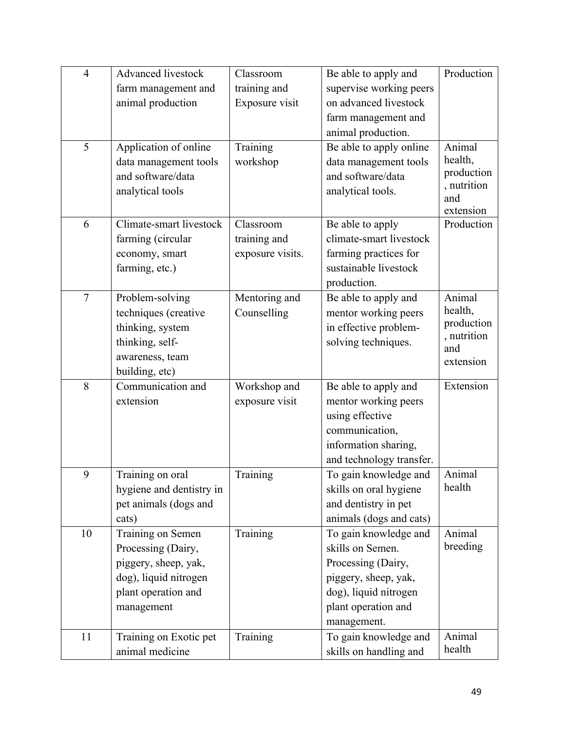| 4 | Advanced livestock farm management and animal production | Classroom training and Exposure visit | Be able to apply and supervise working peers on advanced livestock farm management and animal production. | Production |
|---|---|---|---|---|
| 5 | Application of online data management tools and software/data analytical tools | Training workshop | Be able to apply online data management tools and software/data analytical tools. | Animal health, production, nutrition and extension |
| 6 | Climate-smart livestock farming (circular economy, smart farming, etc.) | Classroom training and exposure visits. | Be able to apply climate-smart livestock farming practices for sustainable livestock production. | Production |
| 7 | Problem-solving techniques (creative thinking, system thinking, self-awareness, team building, etc) | Mentoring and Counselling | Be able to apply and mentor working peers in effective problem-solving techniques. | Animal health, production, nutrition and extension |
| 8 | Communication and extension | Workshop and exposure visit | Be able to apply and mentor working peers using effective communication, information sharing, and technology transfer. | Extension |
| 9 | Training on oral hygiene and dentistry in pet animals (dogs and cats) | Training | To gain knowledge and skills on oral hygiene and dentistry in pet animals (dogs and cats) | Animal health |
| 10 | Training on Semen Processing (Dairy, piggery, sheep, yak, dog), liquid nitrogen plant operation and management | Training | To gain knowledge and skills on Semen. Processing (Dairy, piggery, sheep, yak, dog), liquid nitrogen plant operation and management. | Animal breeding |
| 11 | Training on Exotic pet animal medicine | Training | To gain knowledge and skills on handling and | Animal health |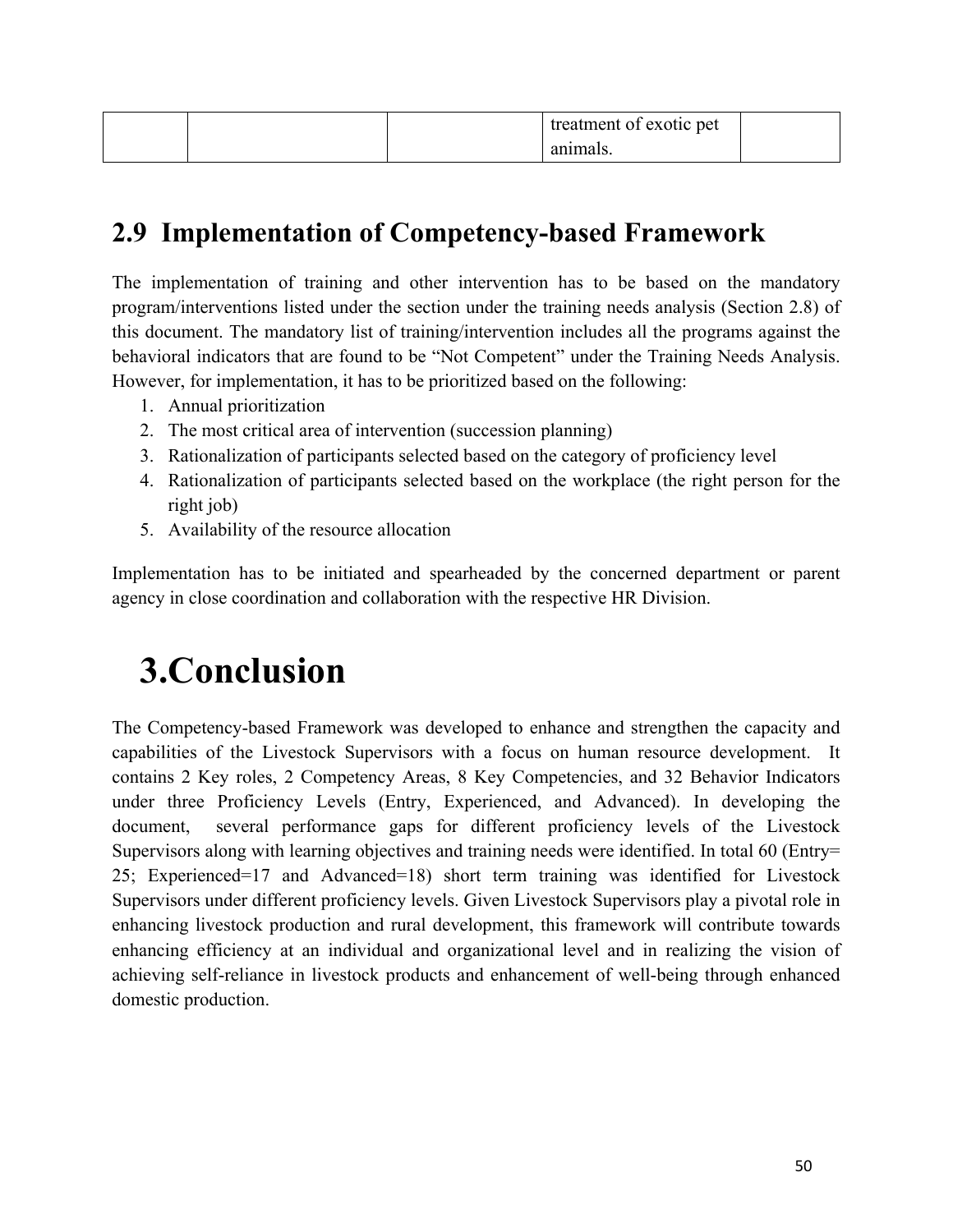|  |  |  | treatment of exotic pet animals. |  |
|---|---|---|---|---|

## 2.9 Implementation of Competency-based Framework

The implementation of training and other intervention has to be based on the mandatory program/interventions listed under the section under the training needs analysis (Section 2.8) of this document. The mandatory list of training/intervention includes all the programs against the behavioral indicators that are found to be “Not Competent” under the Training Needs Analysis. However, for implementation, it has to be prioritized based on the following:

1. Annual prioritization
2. The most critical area of intervention (succession planning)
3. Rationalization of participants selected based on the category of proficiency level
4. Rationalization of participants selected based on the workplace (the right person for the right job)
5. Availability of the resource allocation

Implementation has to be initiated and spearheaded by the concerned department or parent agency in close coordination and collaboration with the respective HR Division.

# 3.Conclusion

The Competency-based Framework was developed to enhance and strengthen the capacity and capabilities of the Livestock Supervisors with a focus on human resource development. It contains 2 Key roles, 2 Competency Areas, 8 Key Competencies, and 32 Behavior Indicators under three Proficiency Levels (Entry, Experienced, and Advanced). In developing the document, several performance gaps for different proficiency levels of the Livestock Supervisors along with learning objectives and training needs were identified. In total 60 (Entry= 25; Experienced=17 and Advanced=18) short term training was identified for Livestock Supervisors under different proficiency levels. Given Livestock Supervisors play a pivotal role in enhancing livestock production and rural development, this framework will contribute towards enhancing efficiency at an individual and organizational level and in realizing the vision of achieving self-reliance in livestock products and enhancement of well-being through enhanced domestic production.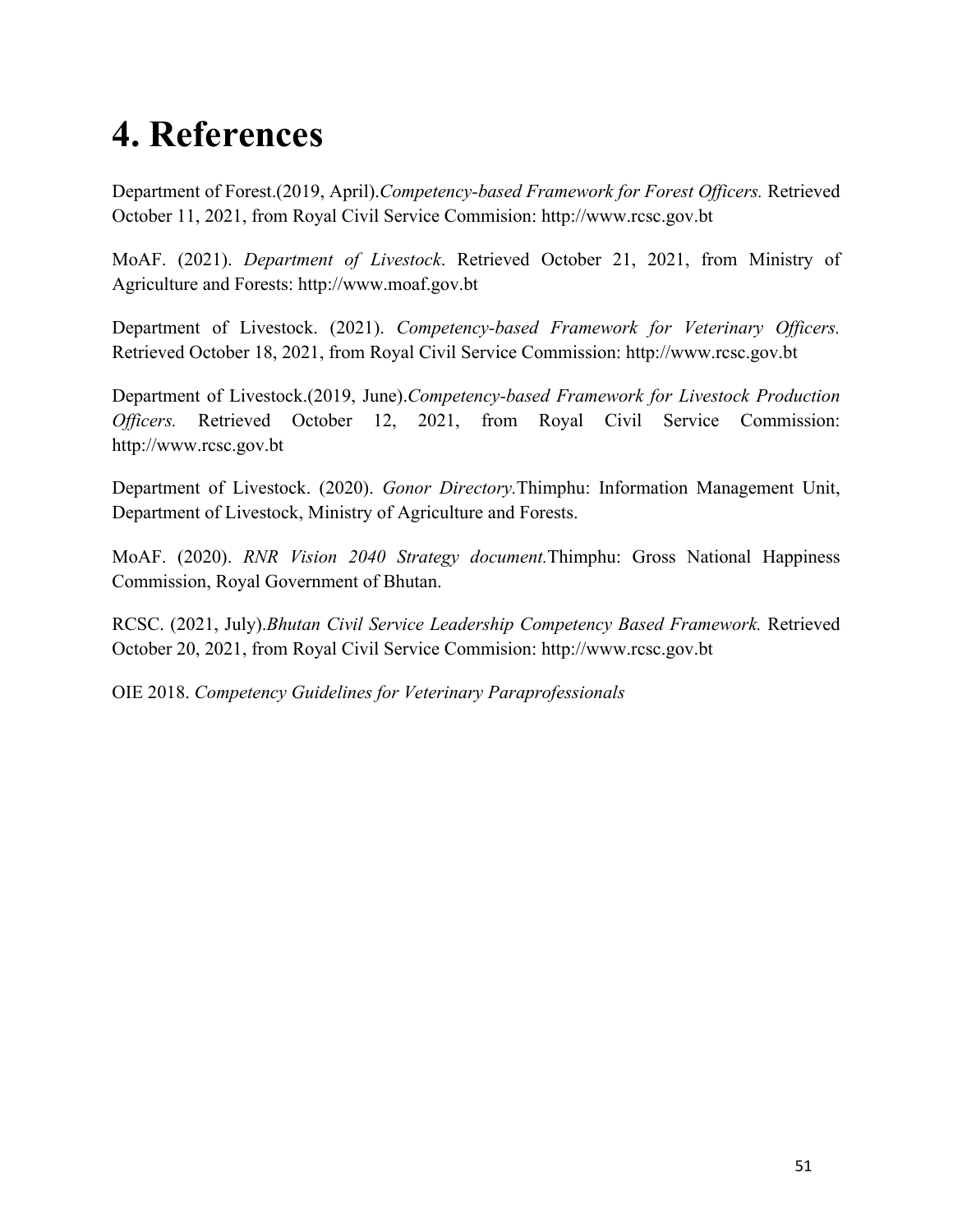# 4. References

Department of Forest.(2019, April).*Competency-based Framework for Forest Officers.* Retrieved October 11, 2021, from Royal Civil Service Commision: http://www.rcsc.gov.bt

MoAF. (2021). *Department of Livestock*. Retrieved October 21, 2021, from Ministry of Agriculture and Forests: http://www.moaf.gov.bt

Department of Livestock. (2021). *Competency-based Framework for Veterinary Officers.* Retrieved October 18, 2021, from Royal Civil Service Commission: http://www.rcsc.gov.bt

Department of Livestock.(2019, June).*Competency-based Framework for Livestock Production Officers.* Retrieved October 12, 2021, from Royal Civil Service Commission: http://www.rcsc.gov.bt

Department of Livestock. (2020). *Gonor Directory.*Thimphu: Information Management Unit, Department of Livestock, Ministry of Agriculture and Forests.

MoAF. (2020). *RNR Vision 2040 Strategy document.*Thimphu: Gross National Happiness Commission, Royal Government of Bhutan.

RCSC. (2021, July).*Bhutan Civil Service Leadership Competency Based Framework.* Retrieved October 20, 2021, from Royal Civil Service Commision: http://www.rcsc.gov.bt

OIE 2018. *Competency Guidelines for Veterinary Paraprofessionals*